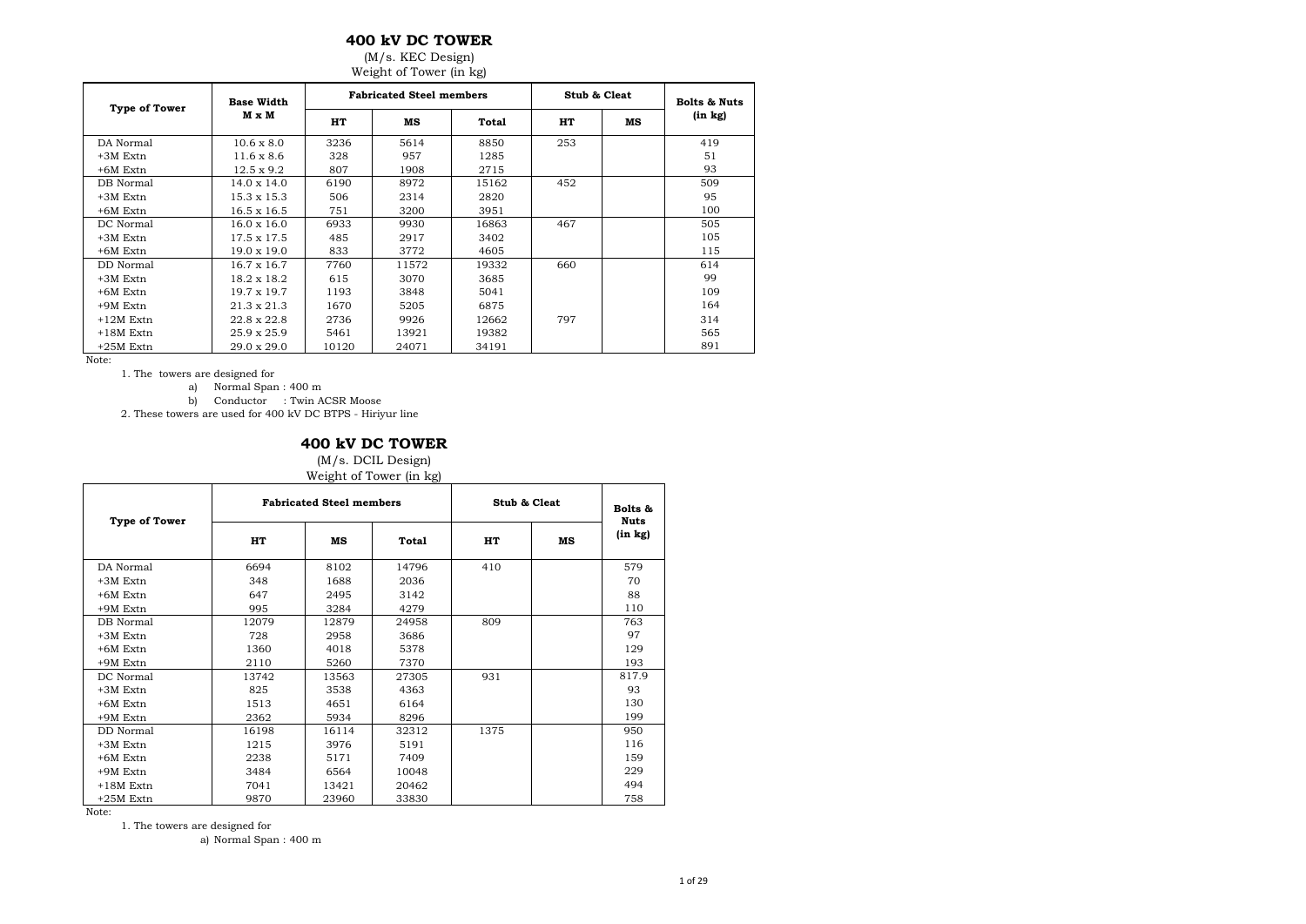## 400 kV DC TOWER

(M/s. KEC Design)

Weight of Tower (in kg)

| Type of Tower | Base Width M x M | Fabricated Steel members | | | Stub & Cleat | | Bolts & Nuts (in kg) |
|---|---|---|---|---|---|---|---|
| | | HT | MS | Total | HT | MS | |
| DA Normal | 10.6 x 8.0 | 3236 | 5614 | 8850 | 253 | | 419 |
| +3M Extn | 11.6 x 8.6 | 328 | 957 | 1285 | | | 51 |
| +6M Extn | 12.5 x 9.2 | 807 | 1908 | 2715 | | | 93 |
| DB Normal | 14.0 x 14.0 | 6190 | 8972 | 15162 | 452 | | 509 |
| +3M Extn | 15.3 x 15.3 | 506 | 2314 | 2820 | | | 95 |
| +6M Extn | 16.5 x 16.5 | 751 | 3200 | 3951 | | | 100 |
| DC Normal | 16.0 x 16.0 | 6933 | 9930 | 16863 | 467 | | 505 |
| +3M Extn | 17.5 x 17.5 | 485 | 2917 | 3402 | | | 105 |
| +6M Extn | 19.0 x 19.0 | 833 | 3772 | 4605 | | | 115 |
| DD Normal | 16.7 x 16.7 | 7760 | 11572 | 19332 | 660 | | 614 |
| +3M Extn | 18.2 x 18.2 | 615 | 3070 | 3685 | | | 99 |
| +6M Extn | 19.7 x 19.7 | 1193 | 3848 | 5041 | | | 109 |
| +9M Extn | 21.3 x 21.3 | 1670 | 5205 | 6875 | | | 164 |
| +12M Extn | 22.8 x 22.8 | 2736 | 9926 | 12662 | 797 | | 314 |
| +18M Extn | 25.9 x 25.9 | 5461 | 13921 | 19382 | | | 565 |
| +25M Extn | 29.0 x 29.0 | 10120 | 24071 | 34191 | | | 891 |

Note:

1. The towers are designed for
   a) Normal Span : 400 m
   b) Conductor : Twin ACSR Moose
2. These towers are used for 400 kV DC BTPS - Hiriyur line

## 400 kV DC TOWER

(M/s. DCIL Design)

Weight of Tower (in kg)

| Type of Tower | Fabricated Steel members | | | Stub & Cleat | | Bolts & Nuts (in kg) |
|---|---|---|---|---|---|---|
| | HT | MS | Total | HT | MS | |
| DA Normal | 6694 | 8102 | 14796 | 410 | | 579 |
| +3M Extn | 348 | 1688 | 2036 | | | 70 |
| +6M Extn | 647 | 2495 | 3142 | | | 88 |
| +9M Extn | 995 | 3284 | 4279 | | | 110 |
| DB Normal | 12079 | 12879 | 24958 | 809 | | 763 |
| +3M Extn | 728 | 2958 | 3686 | | | 97 |
| +6M Extn | 1360 | 4018 | 5378 | | | 129 |
| +9M Extn | 2110 | 5260 | 7370 | | | 193 |
| DC Normal | 13742 | 13563 | 27305 | 931 | | 817.9 |
| +3M Extn | 825 | 3538 | 4363 | | | 93 |
| +6M Extn | 1513 | 4651 | 6164 | | | 130 |
| +9M Extn | 2362 | 5934 | 8296 | | | 199 |
| DD Normal | 16198 | 16114 | 32312 | 1375 | | 950 |
| +3M Extn | 1215 | 3976 | 5191 | | | 116 |
| +6M Extn | 2238 | 5171 | 7409 | | | 159 |
| +9M Extn | 3484 | 6564 | 10048 | | | 229 |
| +18M Extn | 7041 | 13421 | 20462 | | | 494 |
| +25M Extn | 9870 | 23960 | 33830 | | | 758 |

Note:

1. The towers are designed for
   a) Normal Span : 400 m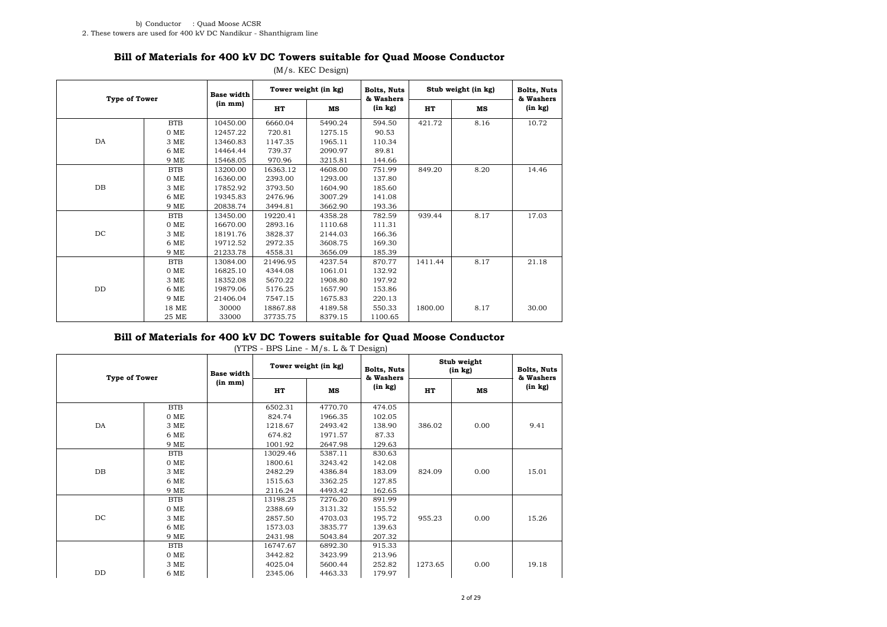b) Conductor : Quad Moose ACSR

2. These towers are used for 400 kV DC Nandikur - Shanthigram line

## Bill of Materials for 400 kV DC Towers suitable for Quad Moose Conductor

(M/s. KEC Design)

| Type of Tower | | Base width (in mm) | Tower weight (in kg) | | Bolts, Nuts & Washers (in kg) | Stub weight (in kg) | | Bolts, Nuts & Washers (in kg) |
|---|---|---|---|---|---|---|---|---|
| | | | HT | MS | | HT | MS | |
| DA | BTB | 10450.00 | 6660.04 | 5490.24 | 594.50 | 421.72 | 8.16 | 10.72 |
| | 0 ME | 12457.22 | 720.81 | 1275.15 | 90.53 | | | |
| | 3 ME | 13460.83 | 1147.35 | 1965.11 | 110.34 | | | |
| | 6 ME | 14464.44 | 739.37 | 2090.97 | 89.81 | | | |
| | 9 ME | 15468.05 | 970.96 | 3215.81 | 144.66 | | | |
| DB | BTB | 13200.00 | 16363.12 | 4608.00 | 751.99 | 849.20 | 8.20 | 14.46 |
| | 0 ME | 16360.00 | 2393.00 | 1293.00 | 137.80 | | | |
| | 3 ME | 17852.92 | 3793.50 | 1604.90 | 185.60 | | | |
| | 6 ME | 19345.83 | 2476.96 | 3007.29 | 141.08 | | | |
| | 9 ME | 20838.74 | 3494.81 | 3662.90 | 193.36 | | | |
| DC | BTB | 13450.00 | 19220.41 | 4358.28 | 782.59 | 939.44 | 8.17 | 17.03 |
| | 0 ME | 16670.00 | 2893.16 | 1110.68 | 111.31 | | | |
| | 3 ME | 18191.76 | 3828.37 | 2144.03 | 166.36 | | | |
| | 6 ME | 19712.52 | 2972.35 | 3608.75 | 169.30 | | | |
| | 9 ME | 21233.78 | 4558.31 | 3656.09 | 185.39 | | | |
| DD | BTB | 13084.00 | 21496.95 | 4237.54 | 870.77 | 1411.44 | 8.17 | 21.18 |
| | 0 ME | 16825.10 | 4344.08 | 1061.01 | 132.92 | | | |
| | 3 ME | 18352.08 | 5670.22 | 1908.80 | 197.92 | | | |
| | 6 ME | 19879.06 | 5176.25 | 1657.90 | 153.86 | | | |
| | 9 ME | 21406.04 | 7547.15 | 1675.83 | 220.13 | | | |
| | 18 ME | 30000 | 18867.88 | 4189.58 | 550.33 | 1800.00 | 8.17 | 30.00 |
| | 25 ME | 33000 | 37735.75 | 8379.15 | 1100.65 | | | |

## Bill of Materials for 400 kV DC Towers suitable for Quad Moose Conductor

(YTPS - BPS Line - M/s. L & T Design)

| Type of Tower | | Base width (in mm) | Tower weight (in kg) | | Bolts, Nuts & Washers (in kg) | Stub weight (in kg) | | Bolts, Nuts & Washers (in kg) |
|---|---|---|---|---|---|---|---|---|
| | | | HT | MS | | HT | MS | |
| DA | BTB | | 6502.31 | 4770.70 | 474.05 | 386.02 | 0.00 | 9.41 |
| | 0 ME | | 824.74 | 1966.35 | 102.05 | | | |
| | 3 ME | | 1218.67 | 2493.42 | 138.90 | | | |
| | 6 ME | | 674.82 | 1971.57 | 87.33 | | | |
| | 9 ME | | 1001.92 | 2647.98 | 129.63 | | | |
| DB | BTB | | 13029.46 | 5387.11 | 830.63 | 824.09 | 0.00 | 15.01 |
| | 0 ME | | 1800.61 | 3243.42 | 142.08 | | | |
| | 3 ME | | 2482.29 | 4386.84 | 183.09 | | | |
| | 6 ME | | 1515.63 | 3362.25 | 127.85 | | | |
| | 9 ME | | 2116.24 | 4493.42 | 162.65 | | | |
| DC | BTB | | 13198.25 | 7276.20 | 891.99 | 955.23 | 0.00 | 15.26 |
| | 0 ME | | 2388.69 | 3131.32 | 155.52 | | | |
| | 3 ME | | 2857.50 | 4703.03 | 195.72 | | | |
| | 6 ME | | 1573.03 | 3835.77 | 139.63 | | | |
| | 9 ME | | 2431.98 | 5043.84 | 207.32 | | | |
| DD | BTB | | 16747.67 | 6892.30 | 915.33 | 1273.65 | 0.00 | 19.18 |
| | 0 ME | | 3442.82 | 3423.99 | 213.96 | | | |
| | 3 ME | | 4025.04 | 5600.44 | 252.82 | | | |
| | 6 ME | | 2345.06 | 4463.33 | 179.97 | | | |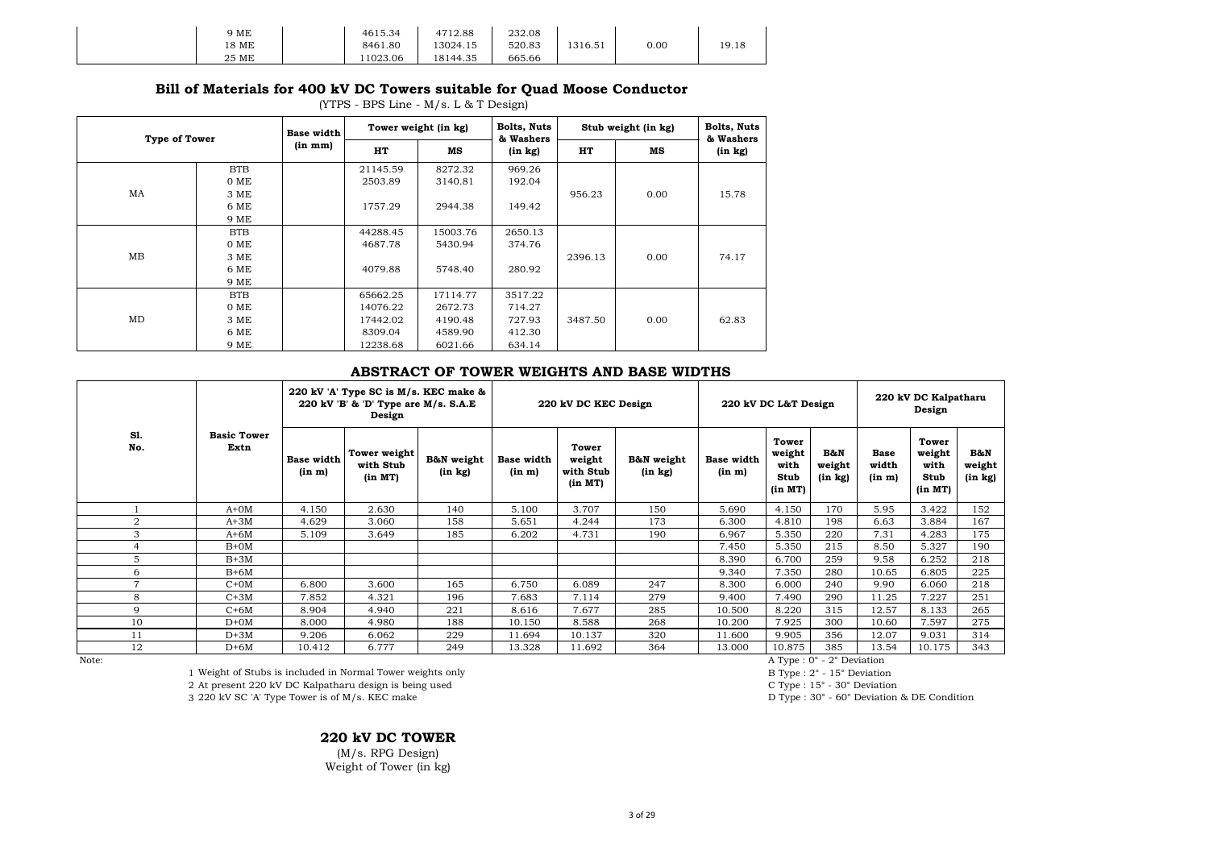| | 9 ME | | 4615.34 | 4712.88 | 232.08 | | | |
|---|---|---|---|---|---|---|---|---|
| | 18 ME | | 8461.80 | 13024.15 | 520.83 | 1316.51 | 0.00 | 19.18 |
| | 25 ME | | 11023.06 | 18144.35 | 665.66 | | | |

## Bill of Materials for 400 kV DC Towers suitable for Quad Moose Conductor

(YTPS - BPS Line - M/s. L & T Design)

| Type of Tower | | Base width (in mm) | Tower weight (in kg) | | Bolts, Nuts & Washers (in kg) | Stub weight (in kg) | | Bolts, Nuts & Washers (in kg) |
|---|---|---|---|---|---|---|---|---|
| | | | HT | MS | | HT | MS | |
| MA | BTB | | 21145.59 | 8272.32 | 969.26 | 956.23 | 0.00 | 15.78 |
| | 0 ME | | 2503.89 | 3140.81 | 192.04 | | | |
| | 3 ME | | | | | | | |
| | 6 ME | | 1757.29 | 2944.38 | 149.42 | | | |
| | 9 ME | | | | | | | |
| MB | BTB | | 44288.45 | 15003.76 | 2650.13 | 2396.13 | 0.00 | 74.17 |
| | 0 ME | | 4687.78 | 5430.94 | 374.76 | | | |
| | 3 ME | | | | | | | |
| | 6 ME | | 4079.88 | 5748.40 | 280.92 | | | |
| | 9 ME | | | | | | | |
| MD | BTB | | 65662.25 | 17114.77 | 3517.22 | 3487.50 | 0.00 | 62.83 |
| | 0 ME | | 14076.22 | 2672.73 | 714.27 | | | |
| | 3 ME | | 17442.02 | 4190.48 | 727.93 | | | |
| | 6 ME | | 8309.04 | 4589.90 | 412.30 | | | |
| | 9 ME | | 12238.68 | 6021.66 | 634.14 | | | |

## ABSTRACT OF TOWER WEIGHTS AND BASE WIDTHS

| Sl. No. | Basic Tower Extn | 220 kV 'A' Type SC is M/s. KEC make & 220 kV 'B' & 'D' Type are M/s. S.A.E Design | | | 220 kV DC KEC Design | | | 220 kV DC L&T Design | | | 220 kV DC Kalpatharu Design | | |
|---|---|---|---|---|---|---|---|---|---|---|---|---|---|
| | | Base width (in m) | Tower weight with Stub (in MT) | B&N weight (in kg) | Base width (in m) | Tower weight with Stub (in MT) | B&N weight (in kg) | Base width (in m) | Tower weight with Stub (in MT) | B&N weight (in kg) | Base width (in m) | Tower weight with Stub (in MT) | B&N weight (in kg) |
| 1 | A+0M | 4.150 | 2.630 | 140 | 5.100 | 3.707 | 150 | 5.690 | 4.150 | 170 | 5.95 | 3.422 | 152 |
| 2 | A+3M | 4.629 | 3.060 | 158 | 5.651 | 4.244 | 173 | 6.300 | 4.810 | 198 | 6.63 | 3.884 | 167 |
| 3 | A+6M | 5.109 | 3.649 | 185 | 6.202 | 4.731 | 190 | 6.967 | 5.350 | 220 | 7.31 | 4.283 | 175 |
| 4 | B+0M | | | | | | | 7.450 | 5.350 | 215 | 8.50 | 5.327 | 190 |
| 5 | B+3M | | | | | | | 8.390 | 6.700 | 259 | 9.58 | 6.252 | 218 |
| 6 | B+6M | | | | | | | 9.340 | 7.350 | 280 | 10.65 | 6.805 | 225 |
| 7 | C+0M | 6.800 | 3.600 | 165 | 6.750 | 6.089 | 247 | 8.300 | 6.000 | 240 | 9.90 | 6.060 | 218 |
| 8 | C+3M | 7.852 | 4.321 | 196 | 7.683 | 7.114 | 279 | 9.400 | 7.490 | 290 | 11.25 | 7.227 | 251 |
| 9 | C+6M | 8.904 | 4.940 | 221 | 8.616 | 7.677 | 285 | 10.500 | 8.220 | 315 | 12.57 | 8.133 | 265 |
| 10 | D+0M | 8.000 | 4.980 | 188 | 10.150 | 8.588 | 268 | 10.200 | 7.925 | 300 | 10.60 | 7.597 | 275 |
| 11 | D+3M | 9.206 | 6.062 | 229 | 11.694 | 10.137 | 320 | 11.600 | 9.905 | 356 | 12.07 | 9.031 | 314 |
| 12 | D+6M | 10.412 | 6.777 | 249 | 13.328 | 11.692 | 364 | 13.000 | 10.875 | 385 | 13.54 | 10.175 | 343 |

Note:

1 Weight of Stubs is included in Normal Tower weights only

2 At present 220 kV DC Kalpatharu design is being used

3 220 kV SC 'A' Type Tower is of M/s. KEC make

A Type : 0° - 2° Deviation

B Type : 2° - 15° Deviation

C Type : 15° - 30° Deviation

D Type : 30° - 60° Deviation & DE Condition

## 220 kV DC TOWER

(M/s. RPG Design)

Weight of Tower (in kg)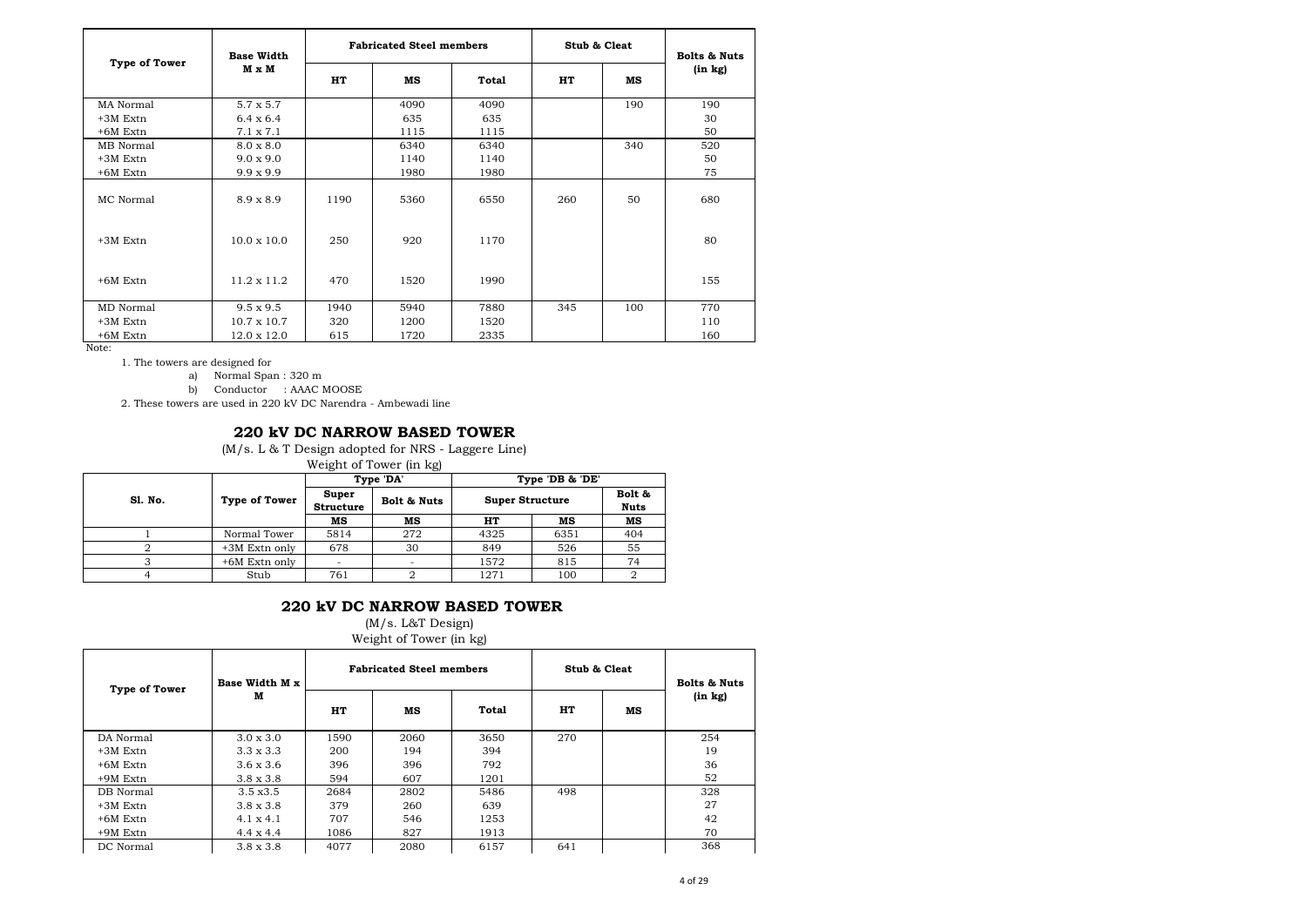| Type of Tower | Base Width M x M | Fabricated Steel members | | | Stub & Cleat | | Bolts & Nuts (in kg) |
|---|---|---|---|---|---|---|---|
| | | HT | MS | Total | HT | MS | |
| MA Normal | 5.7 x 5.7 | | 4090 | 4090 | | 190 | 190 |
| +3M Extn | 6.4 x 6.4 | | 635 | 635 | | | 30 |
| +6M Extn | 7.1 x 7.1 | | 1115 | 1115 | | | 50 |
| MB Normal | 8.0 x 8.0 | | 6340 | 6340 | | 340 | 520 |
| +3M Extn | 9.0 x 9.0 | | 1140 | 1140 | | | 50 |
| +6M Extn | 9.9 x 9.9 | | 1980 | 1980 | | | 75 |
| MC Normal | 8.9 x 8.9 | 1190 | 5360 | 6550 | 260 | 50 | 680 |
| +3M Extn | 10.0 x 10.0 | 250 | 920 | 1170 | | | 80 |
| +6M Extn | 11.2 x 11.2 | 470 | 1520 | 1990 | | | 155 |
| MD Normal | 9.5 x 9.5 | 1940 | 5940 | 7880 | 345 | 100 | 770 |
| +3M Extn | 10.7 x 10.7 | 320 | 1200 | 1520 | | | 110 |
| +6M Extn | 12.0 x 12.0 | 615 | 1720 | 2335 | | | 160 |

Note:

1. The towers are designed for
   a) Normal Span : 320 m
   b) Conductor : AAAC MOOSE
2. These towers are used in 220 kV DC Narendra - Ambewadi line

## 220 kV DC NARROW BASED TOWER

(M/s. L & T Design adopted for NRS - Laggere Line)

Weight of Tower (in kg)

| Sl. No. | Type of Tower | Type 'DA' | | Type 'DB & 'DE' | | |
|---|---|---|---|---|---|---|
| | | Super Structure | Bolt & Nuts | Super Structure | | Bolt & Nuts |
| | | MS | MS | HT | MS | MS |
| 1 | Normal Tower | 5814 | 272 | 4325 | 6351 | 404 |
| 2 | +3M Extn only | 678 | 30 | 849 | 526 | 55 |
| 3 | +6M Extn only | - | - | 1572 | 815 | 74 |
| 4 | Stub | 761 | 2 | 1271 | 100 | 2 |

## 220 kV DC NARROW BASED TOWER

(M/s. L&T Design)

Weight of Tower (in kg)

| Type of Tower | Base Width M x M | Fabricated Steel members | | | Stub & Cleat | | Bolts & Nuts (in kg) |
|---|---|---|---|---|---|---|---|
| | | HT | MS | Total | HT | MS | |
| DA Normal | 3.0 x 3.0 | 1590 | 2060 | 3650 | 270 | | 254 |
| +3M Extn | 3.3 x 3.3 | 200 | 194 | 394 | | | 19 |
| +6M Extn | 3.6 x 3.6 | 396 | 396 | 792 | | | 36 |
| +9M Extn | 3.8 x 3.8 | 594 | 607 | 1201 | | | 52 |
| DB Normal | 3.5 x3.5 | 2684 | 2802 | 5486 | 498 | | 328 |
| +3M Extn | 3.8 x 3.8 | 379 | 260 | 639 | | | 27 |
| +6M Extn | 4.1 x 4.1 | 707 | 546 | 1253 | | | 42 |
| +9M Extn | 4.4 x 4.4 | 1086 | 827 | 1913 | | | 70 |
| DC Normal | 3.8 x 3.8 | 4077 | 2080 | 6157 | 641 | | 368 |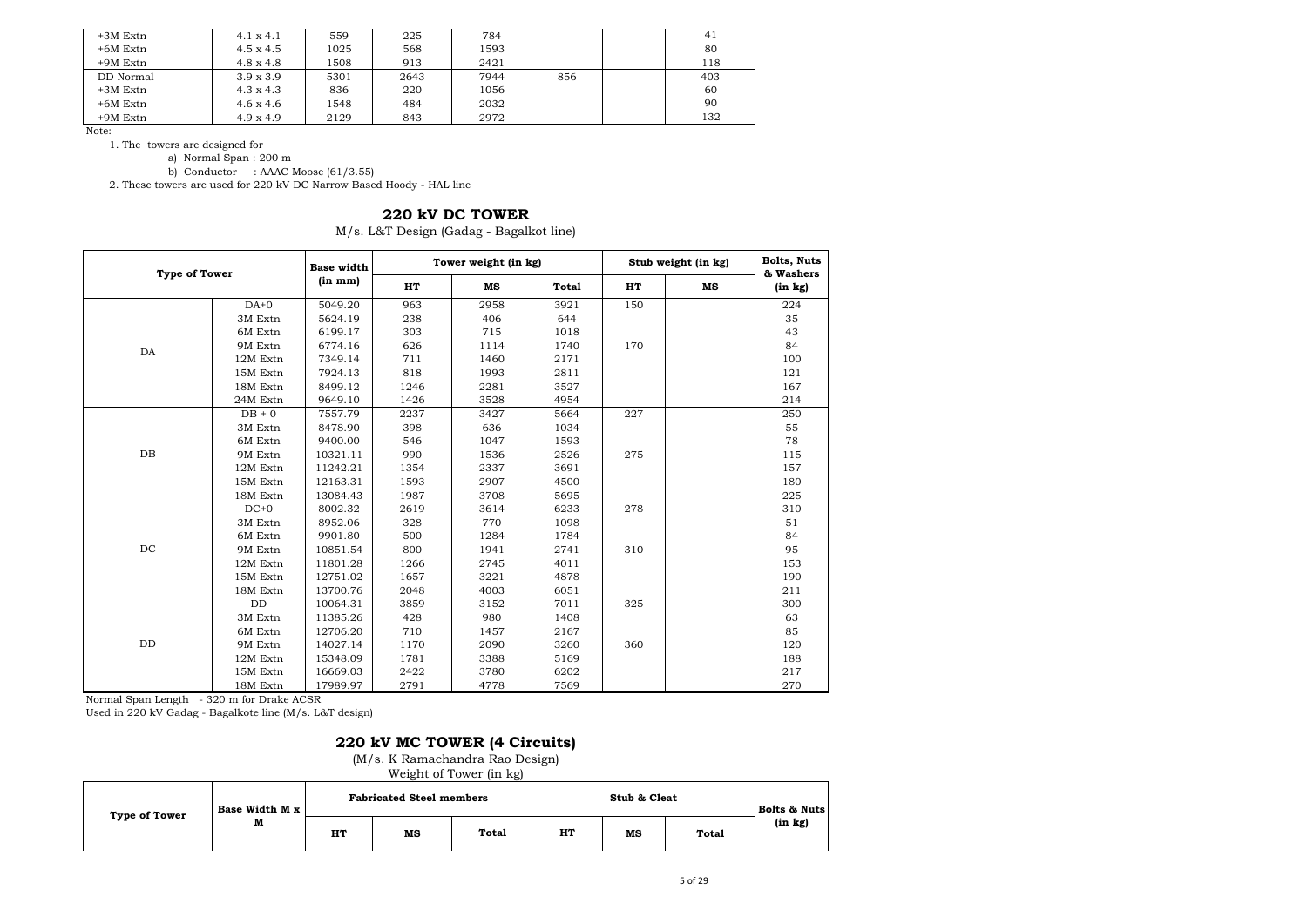| | | | | | | | |
|---|---|---|---|---|---|---|---|
| +3M Extn | 4.1 x 4.1 | 559 | 225 | 784 | | | 41 |
| +6M Extn | 4.5 x 4.5 | 1025 | 568 | 1593 | | | 80 |
| +9M Extn | 4.8 x 4.8 | 1508 | 913 | 2421 | | | 118 |
| DD Normal | 3.9 x 3.9 | 5301 | 2643 | 7944 | 856 | | 403 |
| +3M Extn | 4.3 x 4.3 | 836 | 220 | 1056 | | | 60 |
| +6M Extn | 4.6 x 4.6 | 1548 | 484 | 2032 | | | 90 |
| +9M Extn | 4.9 x 4.9 | 2129 | 843 | 2972 | | | 132 |

Note:

1. The towers are designed for
   a) Normal Span : 200 m
   b) Conductor : AAAC Moose (61/3.55)
2. These towers are used for 220 kV DC Narrow Based Hoody - HAL line

## 220 kV DC TOWER

M/s. L&T Design (Gadag - Bagalkot line)

| Type of Tower | | Base width (in mm) | Tower weight (in kg) | | | Stub weight (in kg) | | Bolts, Nuts & Washers (in kg) |
|---|---|---|---|---|---|---|---|---|
| | | | HT | MS | Total | HT | MS | |
| DA | DA+0 | 5049.20 | 963 | 2958 | 3921 | 150 | | 224 |
| | 3M Extn | 5624.19 | 238 | 406 | 644 | | | 35 |
| | 6M Extn | 6199.17 | 303 | 715 | 1018 | | | 43 |
| | 9M Extn | 6774.16 | 626 | 1114 | 1740 | 170 | | 84 |
| | 12M Extn | 7349.14 | 711 | 1460 | 2171 | | | 100 |
| | 15M Extn | 7924.13 | 818 | 1993 | 2811 | | | 121 |
| | 18M Extn | 8499.12 | 1246 | 2281 | 3527 | | | 167 |
| | 24M Extn | 9649.10 | 1426 | 3528 | 4954 | | | 214 |
| DB | DB + 0 | 7557.79 | 2237 | 3427 | 5664 | 227 | | 250 |
| | 3M Extn | 8478.90 | 398 | 636 | 1034 | | | 55 |
| | 6M Extn | 9400.00 | 546 | 1047 | 1593 | | | 78 |
| | 9M Extn | 10321.11 | 990 | 1536 | 2526 | 275 | | 115 |
| | 12M Extn | 11242.21 | 1354 | 2337 | 3691 | | | 157 |
| | 15M Extn | 12163.31 | 1593 | 2907 | 4500 | | | 180 |
| | 18M Extn | 13084.43 | 1987 | 3708 | 5695 | | | 225 |
| DC | DC+0 | 8002.32 | 2619 | 3614 | 6233 | 278 | | 310 |
| | 3M Extn | 8952.06 | 328 | 770 | 1098 | | | 51 |
| | 6M Extn | 9901.80 | 500 | 1284 | 1784 | | | 84 |
| | 9M Extn | 10851.54 | 800 | 1941 | 2741 | 310 | | 95 |
| | 12M Extn | 11801.28 | 1266 | 2745 | 4011 | | | 153 |
| | 15M Extn | 12751.02 | 1657 | 3221 | 4878 | | | 190 |
| | 18M Extn | 13700.76 | 2048 | 4003 | 6051 | | | 211 |
| DD | DD | 10064.31 | 3859 | 3152 | 7011 | 325 | | 300 |
| | 3M Extn | 11385.26 | 428 | 980 | 1408 | | | 63 |
| | 6M Extn | 12706.20 | 710 | 1457 | 2167 | | | 85 |
| | 9M Extn | 14027.14 | 1170 | 2090 | 3260 | 360 | | 120 |
| | 12M Extn | 15348.09 | 1781 | 3388 | 5169 | | | 188 |
| | 15M Extn | 16669.03 | 2422 | 3780 | 6202 | | | 217 |
| | 18M Extn | 17989.97 | 2791 | 4778 | 7569 | | | 270 |

Normal Span Length - 320 m for Drake ACSR

Used in 220 kV Gadag - Bagalkote line (M/s. L&T design)

## 220 kV MC TOWER (4 Circuits)

(M/s. K Ramachandra Rao Design)

Weight of Tower (in kg)

| Type of Tower | Base Width M x M | Fabricated Steel members | | | Stub & Cleat | | | Bolts & Nuts (in kg) |
|---|---|---|---|---|---|---|---|---|
| | | HT | MS | Total | HT | MS | Total | |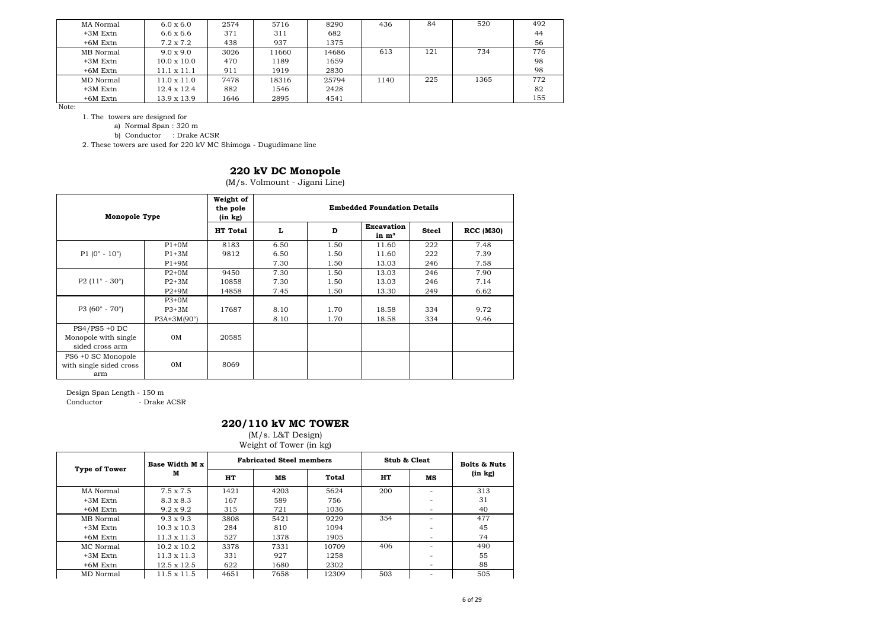| | | | | | | | | |
|---|---|---|---|---|---|---|---|---|
| MA Normal | 6.0 x 6.0 | 2574 | 5716 | 8290 | 436 | 84 | 520 | 492 |
| +3M Extn | 6.6 x 6.6 | 371 | 311 | 682 | | | | 44 |
| +6M Extn | 7.2 x 7.2 | 438 | 937 | 1375 | | | | 56 |
| MB Normal | 9.0 x 9.0 | 3026 | 11660 | 14686 | 613 | 121 | 734 | 776 |
| +3M Extn | 10.0 x 10.0 | 470 | 1189 | 1659 | | | | 98 |
| +6M Extn | 11.1 x 11.1 | 911 | 1919 | 2830 | | | | 98 |
| MD Normal | 11.0 x 11.0 | 7478 | 18316 | 25794 | 1140 | 225 | 1365 | 772 |
| +3M Extn | 12.4 x 12.4 | 882 | 1546 | 2428 | | | | 82 |
| +6M Extn | 13.9 x 13.9 | 1646 | 2895 | 4541 | | | | 155 |

Note:

1. The towers are designed for
   a) Normal Span : 320 m
   b) Conductor : Drake ACSR
2. These towers are used for 220 kV MC Shimoga - Dugudimane line

## 220 kV DC Monopole

(M/s. Volmount - Jigani Line)

| **Monopole Type** | | **Weight of the pole (in kg)** | **Embedded Foundation Details** | | | | |
|---|---|---|---|---|---|---|---|
| | | **HT Total** | **L** | **D** | **Excavation in m³** | **Steel** | **RCC (M30)** |
| P1 (0° - 10°) | P1+0M | 8183 | 6.50 | 1.50 | 11.60 | 222 | 7.48 |
| | P1+3M | 9812 | 6.50 | 1.50 | 11.60 | 222 | 7.39 |
| | P1+9M | | 7.30 | 1.50 | 13.03 | 246 | 7.58 |
| P2 (11° - 30°) | P2+0M | 9450 | 7.30 | 1.50 | 13.03 | 246 | 7.90 |
| | P2+3M | 10858 | 7.30 | 1.50 | 13.03 | 246 | 7.14 |
| | P2+9M | 14858 | 7.45 | 1.50 | 13.30 | 249 | 6.62 |
| P3 (60° - 70°) | P3+0M | | | | | | |
| | P3+3M | 17687 | 8.10 | 1.70 | 18.58 | 334 | 9.72 |
| | P3A+3M(90°) | | 8.10 | 1.70 | 18.58 | 334 | 9.46 |
| PS4/PS5 +0 DC Monopole with single sided cross arm | 0M | 20585 | | | | | |
| PS6 +0 SC Monopole with single sided cross arm | 0M | 8069 | | | | | |

Design Span Length - 150 m
Conductor - Drake ACSR

## 220/110 kV MC TOWER

(M/s. L&T Design)
Weight of Tower (in kg)

| **Type of Tower** | **Base Width M x M** | **Fabricated Steel members** | | | **Stub & Cleat** | | **Bolts & Nuts (in kg)** |
|---|---|---|---|---|---|---|---|
| | | **HT** | **MS** | **Total** | **HT** | **MS** | |
| MA Normal | 7.5 x 7.5 | 1421 | 4203 | 5624 | 200 | - | 313 |
| +3M Extn | 8.3 x 8.3 | 167 | 589 | 756 | | - | 31 |
| +6M Extn | 9.2 x 9.2 | 315 | 721 | 1036 | | - | 40 |
| MB Normal | 9.3 x 9.3 | 3808 | 5421 | 9229 | 354 | - | 477 |
| +3M Extn | 10.3 x 10.3 | 284 | 810 | 1094 | | - | 45 |
| +6M Extn | 11.3 x 11.3 | 527 | 1378 | 1905 | | - | 74 |
| MC Normal | 10.2 x 10.2 | 3378 | 7331 | 10709 | 406 | - | 490 |
| +3M Extn | 11.3 x 11.3 | 331 | 927 | 1258 | | - | 55 |
| +6M Extn | 12.5 x 12.5 | 622 | 1680 | 2302 | | - | 88 |
| MD Normal | 11.5 x 11.5 | 4651 | 7658 | 12309 | 503 | - | 505 |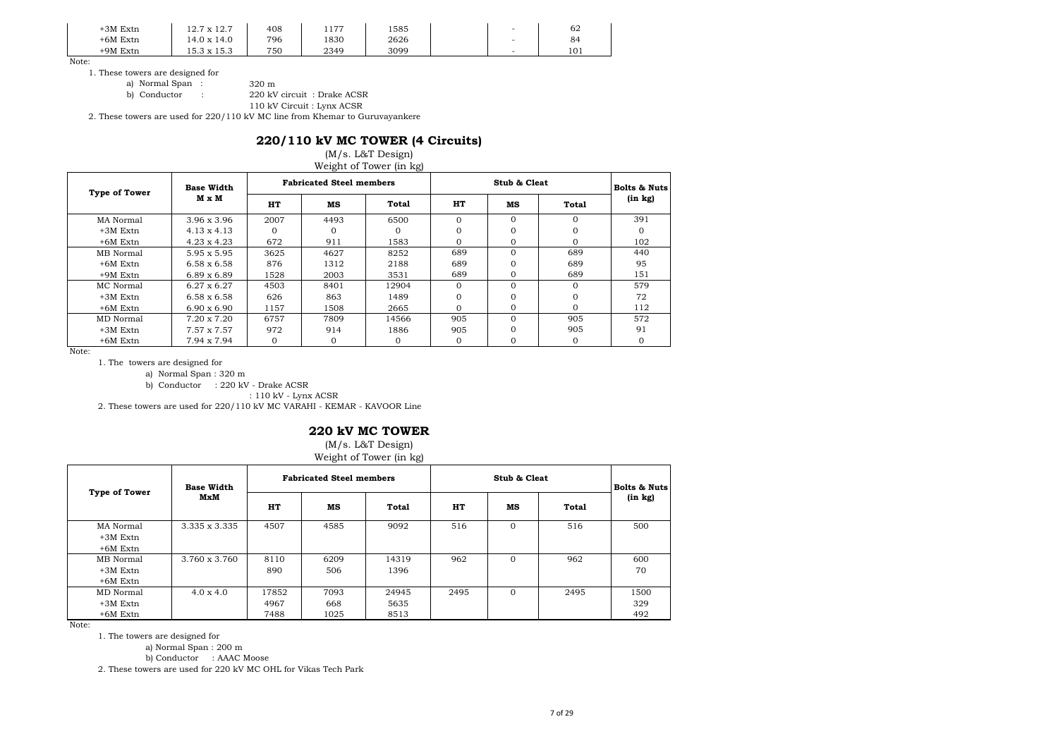| | | | | | | | | |
|---|---|---|---|---|---|---|---|---|
| +3M Extn | 12.7 x 12.7 | 408 | 1177 | 1585 | | | - | 62 |
| +6M Extn | 14.0 x 14.0 | 796 | 1830 | 2626 | | | - | 84 |
| +9M Extn | 15.3 x 15.3 | 750 | 2349 | 3099 | | | - | 101 |

Note:

1. These towers are designed for

   a) Normal Span : 320 m

   b) Conductor : 220 kV circuit : Drake ACSR

   110 kV Circuit : Lynx ACSR

2. These towers are used for 220/110 kV MC line from Khemar to Guruvayankere

## 220/110 kV MC TOWER (4 Circuits)

(M/s. L&T Design)

Weight of Tower (in kg)

| Type of Tower | Base Width M x M | Fabricated Steel members | | | Stub & Cleat | | | Bolts & Nuts (in kg) |
|---|---|---|---|---|---|---|---|---|
| | | HT | MS | Total | HT | MS | Total | |
| MA Normal | 3.96 x 3.96 | 2007 | 4493 | 6500 | 0 | 0 | 0 | 391 |
| +3M Extn | 4.13 x 4.13 | 0 | 0 | 0 | 0 | 0 | 0 | 0 |
| +6M Extn | 4.23 x 4.23 | 672 | 911 | 1583 | 0 | 0 | 0 | 102 |
| MB Normal | 5.95 x 5.95 | 3625 | 4627 | 8252 | 689 | 0 | 689 | 440 |
| +6M Extn | 6.58 x 6.58 | 876 | 1312 | 2188 | 689 | 0 | 689 | 95 |
| +9M Extn | 6.89 x 6.89 | 1528 | 2003 | 3531 | 689 | 0 | 689 | 151 |
| MC Normal | 6.27 x 6.27 | 4503 | 8401 | 12904 | 0 | 0 | 0 | 579 |
| +3M Extn | 6.58 x 6.58 | 626 | 863 | 1489 | 0 | 0 | 0 | 72 |
| +6M Extn | 6.90 x 6.90 | 1157 | 1508 | 2665 | 0 | 0 | 0 | 112 |
| MD Normal | 7.20 x 7.20 | 6757 | 7809 | 14566 | 905 | 0 | 905 | 572 |
| +3M Extn | 7.57 x 7.57 | 972 | 914 | 1886 | 905 | 0 | 905 | 91 |
| +6M Extn | 7.94 x 7.94 | 0 | 0 | 0 | 0 | 0 | 0 | 0 |

Note:

1. The towers are designed for

   a) Normal Span : 320 m

   b) Conductor : 220 kV - Drake ACSR

   : 110 kV - Lynx ACSR

2. These towers are used for 220/110 kV MC VARAHI - KEMAR - KAVOOR Line

## 220 kV MC TOWER

(M/s. L&T Design)

Weight of Tower (in kg)

| Type of Tower | Base Width MxM | Fabricated Steel members | | | Stub & Cleat | | | Bolts & Nuts (in kg) |
|---|---|---|---|---|---|---|---|---|
| | | HT | MS | Total | HT | MS | Total | |
| MA Normal | 3.335 x 3.335 | 4507 | 4585 | 9092 | 516 | 0 | 516 | 500 |
| +3M Extn | | | | | | | | |
| +6M Extn | | | | | | | | |
| MB Normal | 3.760 x 3.760 | 8110 | 6209 | 14319 | 962 | 0 | 962 | 600 |
| +3M Extn | | 890 | 506 | 1396 | | | | 70 |
| +6M Extn | | | | | | | | |
| MD Normal | 4.0 x 4.0 | 17852 | 7093 | 24945 | 2495 | 0 | 2495 | 1500 |
| +3M Extn | | 4967 | 668 | 5635 | | | | 329 |
| +6M Extn | | 7488 | 1025 | 8513 | | | | 492 |

Note:

1. The towers are designed for

   a) Normal Span : 200 m

   b) Conductor : AAAC Moose

2. These towers are used for 220 kV MC OHL for Vikas Tech Park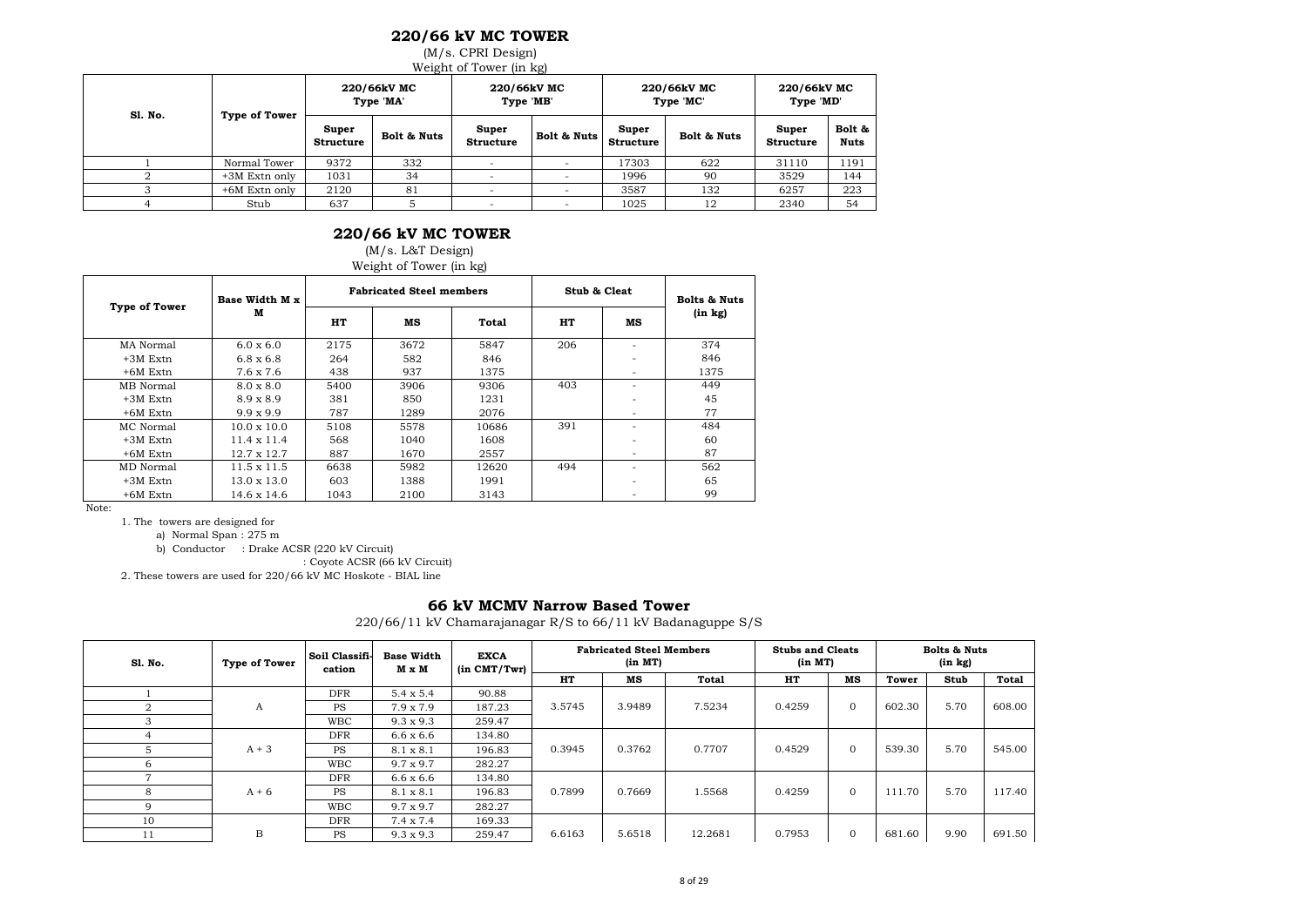## 220/66 kV MC TOWER

(M/s. CPRI Design)

Weight of Tower (in kg)

| Sl. No. | Type of Tower | 220/66kV MC Type 'MA' | | 220/66kV MC Type 'MB' | | 220/66kV MC Type 'MC' | | 220/66kV MC Type 'MD' | |
|---|---|---|---|---|---|---|---|---|---|
| | | Super Structure | Bolt & Nuts | Super Structure | Bolt & Nuts | Super Structure | Bolt & Nuts | Super Structure | Bolt & Nuts |
| 1 | Normal Tower | 9372 | 332 | - | - | 17303 | 622 | 31110 | 1191 |
| 2 | +3M Extn only | 1031 | 34 | - | - | 1996 | 90 | 3529 | 144 |
| 3 | +6M Extn only | 2120 | 81 | - | - | 3587 | 132 | 6257 | 223 |
| 4 | Stub | 637 | 5 | - | - | 1025 | 12 | 2340 | 54 |

## 220/66 kV MC TOWER

(M/s. L&T Design)

Weight of Tower (in kg)

| Type of Tower | Base Width M x M | Fabricated Steel members | | | Stub & Cleat | | Bolts & Nuts (in kg) |
|---|---|---|---|---|---|---|---|
| | | HT | MS | Total | HT | MS | |
| MA Normal | 6.0 x 6.0 | 2175 | 3672 | 5847 | 206 | - | 374 |
| +3M Extn | 6.8 x 6.8 | 264 | 582 | 846 | | - | 846 |
| +6M Extn | 7.6 x 7.6 | 438 | 937 | 1375 | | - | 1375 |
| MB Normal | 8.0 x 8.0 | 5400 | 3906 | 9306 | 403 | - | 449 |
| +3M Extn | 8.9 x 8.9 | 381 | 850 | 1231 | | - | 45 |
| +6M Extn | 9.9 x 9.9 | 787 | 1289 | 2076 | | - | 77 |
| MC Normal | 10.0 x 10.0 | 5108 | 5578 | 10686 | 391 | - | 484 |
| +3M Extn | 11.4 x 11.4 | 568 | 1040 | 1608 | | - | 60 |
| +6M Extn | 12.7 x 12.7 | 887 | 1670 | 2557 | | - | 87 |
| MD Normal | 11.5 x 11.5 | 6638 | 5982 | 12620 | 494 | - | 562 |
| +3M Extn | 13.0 x 13.0 | 603 | 1388 | 1991 | | - | 65 |
| +6M Extn | 14.6 x 14.6 | 1043 | 2100 | 3143 | | - | 99 |

Note:

1. The towers are designed for
   a) Normal Span : 275 m
   b) Conductor : Drake ACSR (220 kV Circuit)
      : Coyote ACSR (66 kV Circuit)
2. These towers are used for 220/66 kV MC Hoskote - BIAL line

## 66 kV MCMV Narrow Based Tower

220/66/11 kV Chamarajanagar R/S to 66/11 kV Badanaguppe S/S

| Sl. No. | Type of Tower | Soil Classifi-cation | Base Width M x M | EXCA (in CMT/Twr) | Fabricated Steel Members (in MT) | | | Stubs and Cleats (in MT) | | Bolts & Nuts (in kg) | | |
|---|---|---|---|---|---|---|---|---|---|---|---|---|
| | | | | | HT | MS | Total | HT | MS | Tower | Stub | Total |
| 1 | A | DFR | 5.4 x 5.4 | 90.88 | 3.5745 | 3.9489 | 7.5234 | 0.4259 | 0 | 602.30 | 5.70 | 608.00 |
| 2 | | PS | 7.9 x 7.9 | 187.23 | | | | | | | | |
| 3 | | WBC | 9.3 x 9.3 | 259.47 | | | | | | | | |
| 4 | A + 3 | DFR | 6.6 x 6.6 | 134.80 | 0.3945 | 0.3762 | 0.7707 | 0.4529 | 0 | 539.30 | 5.70 | 545.00 |
| 5 | | PS | 8.1 x 8.1 | 196.83 | | | | | | | | |
| 6 | | WBC | 9.7 x 9.7 | 282.27 | | | | | | | | |
| 7 | A + 6 | DFR | 6.6 x 6.6 | 134.80 | 0.7899 | 0.7669 | 1.5568 | 0.4259 | 0 | 111.70 | 5.70 | 117.40 |
| 8 | | PS | 8.1 x 8.1 | 196.83 | | | | | | | | |
| 9 | | WBC | 9.7 x 9.7 | 282.27 | | | | | | | | |
| 10 | B | DFR | 7.4 x 7.4 | 169.33 | 6.6163 | 5.6518 | 12.2681 | 0.7953 | 0 | 681.60 | 9.90 | 691.50 |
| 11 | | PS | 9.3 x 9.3 | 259.47 | | | | | | | | |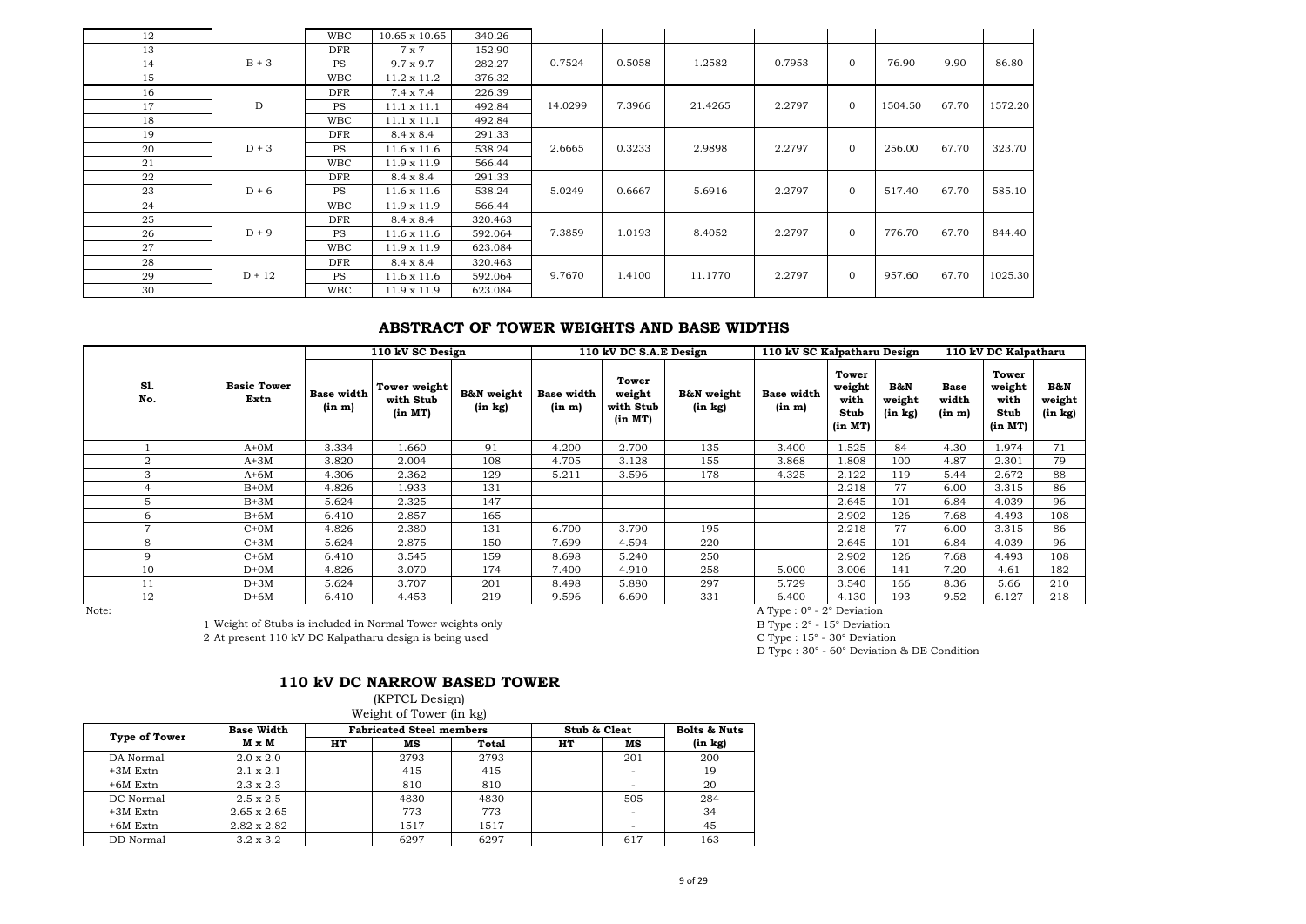| 12 | | WBC | 10.65 x 10.65 | 340.26 | | | | | | | | |
|---|---|---|---|---|---|---|---|---|---|---|---|---|
| 13 | B + 3 | DFR | 7 x 7 | 152.90 | 0.7524 | 0.5058 | 1.2582 | 0.7953 | 0 | 76.90 | 9.90 | 86.80 |
| 14 | | PS | 9.7 x 9.7 | 282.27 | | | | | | | | |
| 15 | | WBC | 11.2 x 11.2 | 376.32 | | | | | | | | |
| 16 | D | DFR | 7.4 x 7.4 | 226.39 | 14.0299 | 7.3966 | 21.4265 | 2.2797 | 0 | 1504.50 | 67.70 | 1572.20 |
| 17 | | PS | 11.1 x 11.1 | 492.84 | | | | | | | | |
| 18 | | WBC | 11.1 x 11.1 | 492.84 | | | | | | | | |
| 19 | D + 3 | DFR | 8.4 x 8.4 | 291.33 | 2.6665 | 0.3233 | 2.9898 | 2.2797 | 0 | 256.00 | 67.70 | 323.70 |
| 20 | | PS | 11.6 x 11.6 | 538.24 | | | | | | | | |
| 21 | | WBC | 11.9 x 11.9 | 566.44 | | | | | | | | |
| 22 | D + 6 | DFR | 8.4 x 8.4 | 291.33 | 5.0249 | 0.6667 | 5.6916 | 2.2797 | 0 | 517.40 | 67.70 | 585.10 |
| 23 | | PS | 11.6 x 11.6 | 538.24 | | | | | | | | |
| 24 | | WBC | 11.9 x 11.9 | 566.44 | | | | | | | | |
| 25 | D + 9 | DFR | 8.4 x 8.4 | 320.463 | 7.3859 | 1.0193 | 8.4052 | 2.2797 | 0 | 776.70 | 67.70 | 844.40 |
| 26 | | PS | 11.6 x 11.6 | 592.064 | | | | | | | | |
| 27 | | WBC | 11.9 x 11.9 | 623.084 | | | | | | | | |
| 28 | D + 12 | DFR | 8.4 x 8.4 | 320.463 | 9.7670 | 1.4100 | 11.1770 | 2.2797 | 0 | 957.60 | 67.70 | 1025.30 |
| 29 | | PS | 11.6 x 11.6 | 592.064 | | | | | | | | |
| 30 | | WBC | 11.9 x 11.9 | 623.084 | | | | | | | | |

## ABSTRACT OF TOWER WEIGHTS AND BASE WIDTHS

| Sl. No. | Basic Tower Extn | 110 kV SC Design | | | 110 kV DC S.A.E Design | | | 110 kV SC Kalpatharu Design | | | 110 kV DC Kalpatharu | | |
|---|---|---|---|---|---|---|---|---|---|---|---|---|---|
| | | Base width (in m) | Tower weight with Stub (in MT) | B&N weight (in kg) | Base width (in m) | Tower weight with Stub (in MT) | B&N weight (in kg) | Base width (in m) | Tower weight with Stub (in MT) | B&N weight (in kg) | Base width (in m) | Tower weight with Stub (in MT) | B&N weight (in kg) |
| 1 | A+0M | 3.334 | 1.660 | 91 | 4.200 | 2.700 | 135 | 3.400 | 1.525 | 84 | 4.30 | 1.974 | 71 |
| 2 | A+3M | 3.820 | 2.004 | 108 | 4.705 | 3.128 | 155 | 3.868 | 1.808 | 100 | 4.87 | 2.301 | 79 |
| 3 | A+6M | 4.306 | 2.362 | 129 | 5.211 | 3.596 | 178 | 4.325 | 2.122 | 119 | 5.44 | 2.672 | 88 |
| 4 | B+0M | 4.826 | 1.933 | 131 | | | | | 2.218 | 77 | 6.00 | 3.315 | 86 |
| 5 | B+3M | 5.624 | 2.325 | 147 | | | | | 2.645 | 101 | 6.84 | 4.039 | 96 |
| 6 | B+6M | 6.410 | 2.857 | 165 | | | | | 2.902 | 126 | 7.68 | 4.493 | 108 |
| 7 | C+0M | 4.826 | 2.380 | 131 | 6.700 | 3.790 | 195 | | 2.218 | 77 | 6.00 | 3.315 | 86 |
| 8 | C+3M | 5.624 | 2.875 | 150 | 7.699 | 4.594 | 220 | | 2.645 | 101 | 6.84 | 4.039 | 96 |
| 9 | C+6M | 6.410 | 3.545 | 159 | 8.698 | 5.240 | 250 | | 2.902 | 126 | 7.68 | 4.493 | 108 |
| 10 | D+0M | 4.826 | 3.070 | 174 | 7.400 | 4.910 | 258 | 5.000 | 3.006 | 141 | 7.20 | 4.61 | 182 |
| 11 | D+3M | 5.624 | 3.707 | 201 | 8.498 | 5.880 | 297 | 5.729 | 3.540 | 166 | 8.36 | 5.66 | 210 |
| 12 | D+6M | 6.410 | 4.453 | 219 | 9.596 | 6.690 | 331 | 6.400 | 4.130 | 193 | 9.52 | 6.127 | 218 |

Note:

1 Weight of Stubs is included in Normal Tower weights only

2 At present 110 kV DC Kalpatharu design is being used

A Type : 0° - 2° Deviation

B Type : 2° - 15° Deviation

C Type : 15° - 30° Deviation

D Type : 30° - 60° Deviation & DE Condition

## 110 kV DC NARROW BASED TOWER

(KPTCL Design)

Weight of Tower (in kg)

| Type of Tower | Base Width M x M | Fabricated Steel members | | | Stub & Cleat | | Bolts & Nuts (in kg) |
|---|---|---|---|---|---|---|---|
| | | HT | MS | Total | HT | MS | |
| DA Normal | 2.0 x 2.0 | | 2793 | 2793 | | 201 | 200 |
| +3M Extn | 2.1 x 2.1 | | 415 | 415 | | - | 19 |
| +6M Extn | 2.3 x 2.3 | | 810 | 810 | | - | 20 |
| DC Normal | 2.5 x 2.5 | | 4830 | 4830 | | 505 | 284 |
| +3M Extn | 2.65 x 2.65 | | 773 | 773 | | - | 34 |
| +6M Extn | 2.82 x 2.82 | | 1517 | 1517 | | - | 45 |
| DD Normal | 3.2 x 3.2 | | 6297 | 6297 | | 617 | 163 |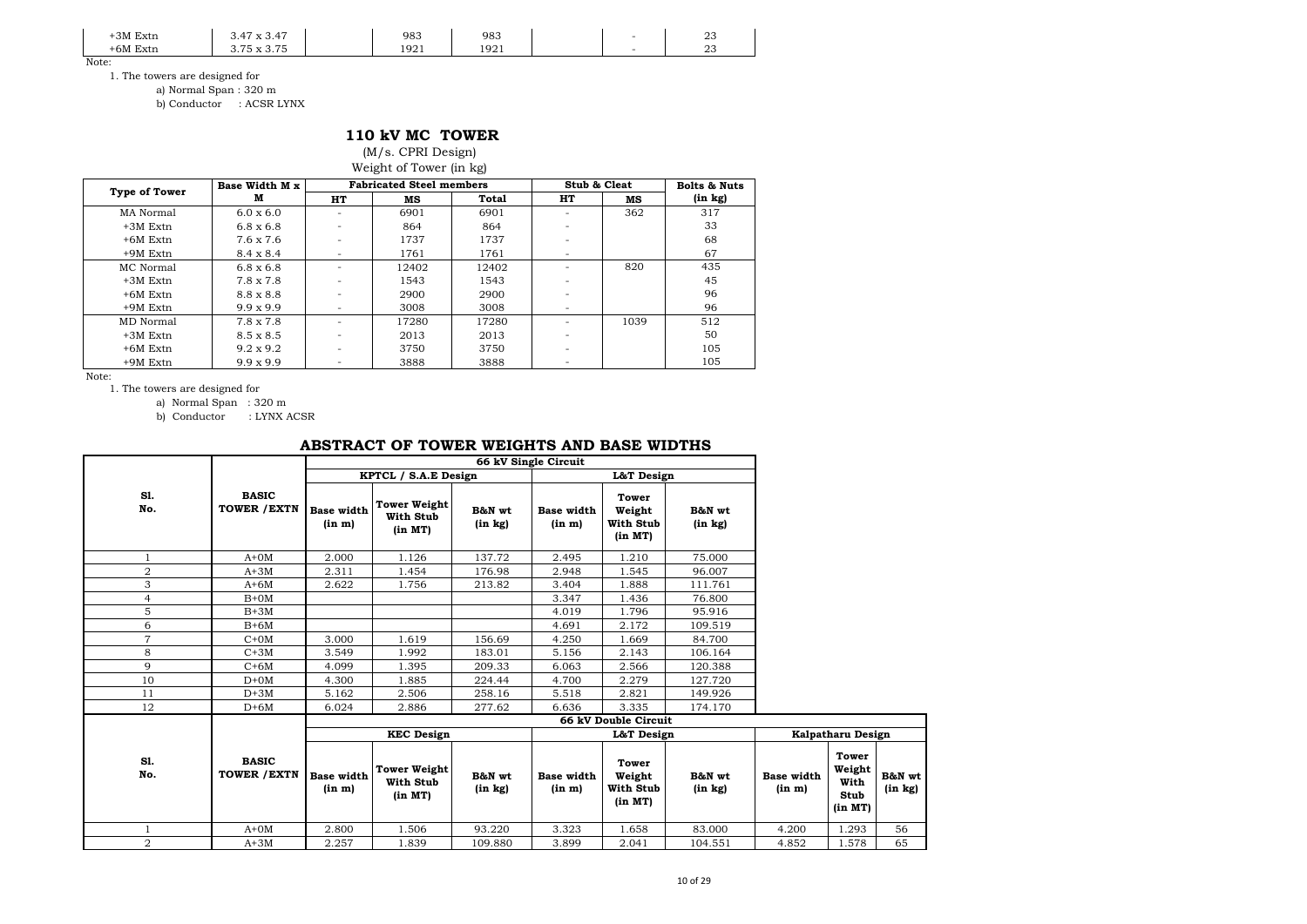| | | | | | | | |
|---|---|---|---|---|---|---|---|
| +3M Extn | 3.47 x 3.47 | | 983 | 983 | | - | 23 |
| +6M Extn | 3.75 x 3.75 | | 1921 | 1921 | | - | 23 |

Note:

1. The towers are designed for

a) Normal Span : 320 m

b) Conductor : ACSR LYNX

## 110 kV MC TOWER

(M/s. CPRI Design)

Weight of Tower (in kg)

| Type of Tower | Base Width M x M | Fabricated Steel members | | | Stub & Cleat | | Bolts & Nuts (in kg) |
|---|---|---|---|---|---|---|---|
| | | HT | MS | Total | HT | MS | |
| MA Normal | 6.0 x 6.0 | - | 6901 | 6901 | - | 362 | 317 |
| +3M Extn | 6.8 x 6.8 | - | 864 | 864 | - | | 33 |
| +6M Extn | 7.6 x 7.6 | - | 1737 | 1737 | - | | 68 |
| +9M Extn | 8.4 x 8.4 | - | 1761 | 1761 | - | | 67 |
| MC Normal | 6.8 x 6.8 | - | 12402 | 12402 | - | 820 | 435 |
| +3M Extn | 7.8 x 7.8 | - | 1543 | 1543 | - | | 45 |
| +6M Extn | 8.8 x 8.8 | - | 2900 | 2900 | - | | 96 |
| +9M Extn | 9.9 x 9.9 | - | 3008 | 3008 | - | | 96 |
| MD Normal | 7.8 x 7.8 | - | 17280 | 17280 | - | 1039 | 512 |
| +3M Extn | 8.5 x 8.5 | - | 2013 | 2013 | - | | 50 |
| +6M Extn | 9.2 x 9.2 | - | 3750 | 3750 | - | | 105 |
| +9M Extn | 9.9 x 9.9 | - | 3888 | 3888 | - | | 105 |

Note:

1. The towers are designed for

a) Normal Span : 320 m

b) Conductor : LYNX ACSR

## ABSTRACT OF TOWER WEIGHTS AND BASE WIDTHS

| Sl. No. | BASIC TOWER /EXTN | 66 kV Single Circuit | | | | | |
|---|---|---|---|---|---|---|---|
| | | KPTCL / S.A.E Design | | | L&T Design | | |
| | | Base width (in m) | Tower Weight With Stub (in MT) | B&N wt (in kg) | Base width (in m) | Tower Weight With Stub (in MT) | B&N wt (in kg) |
| 1 | A+0M | 2.000 | 1.126 | 137.72 | 2.495 | 1.210 | 75.000 |
| 2 | A+3M | 2.311 | 1.454 | 176.98 | 2.948 | 1.545 | 96.007 |
| 3 | A+6M | 2.622 | 1.756 | 213.82 | 3.404 | 1.888 | 111.761 |
| 4 | B+0M | | | | 3.347 | 1.436 | 76.800 |
| 5 | B+3M | | | | 4.019 | 1.796 | 95.916 |
| 6 | B+6M | | | | 4.691 | 2.172 | 109.519 |
| 7 | C+0M | 3.000 | 1.619 | 156.69 | 4.250 | 1.669 | 84.700 |
| 8 | C+3M | 3.549 | 1.992 | 183.01 | 5.156 | 2.143 | 106.164 |
| 9 | C+6M | 4.099 | 1.395 | 209.33 | 6.063 | 2.566 | 120.388 |
| 10 | D+0M | 4.300 | 1.885 | 224.44 | 4.700 | 2.279 | 127.720 |
| 11 | D+3M | 5.162 | 2.506 | 258.16 | 5.518 | 2.821 | 149.926 |
| 12 | D+6M | 6.024 | 2.886 | 277.62 | 6.636 | 3.335 | 174.170 |

| Sl. No. | BASIC TOWER /EXTN | 66 kV Double Circuit | | | | | | | | |
|---|---|---|---|---|---|---|---|---|---|---|
| | | KEC Design | | | L&T Design | | | Kalpatharu Design | | |
| | | Base width (in m) | Tower Weight With Stub (in MT) | B&N wt (in kg) | Base width (in m) | Tower Weight With Stub (in MT) | B&N wt (in kg) | Base width (in m) | Tower Weight With Stub (in MT) | B&N wt (in kg) |
| 1 | A+0M | 2.800 | 1.506 | 93.220 | 3.323 | 1.658 | 83.000 | 4.200 | 1.293 | 56 |
| 2 | A+3M | 2.257 | 1.839 | 109.880 | 3.899 | 2.041 | 104.551 | 4.852 | 1.578 | 65 |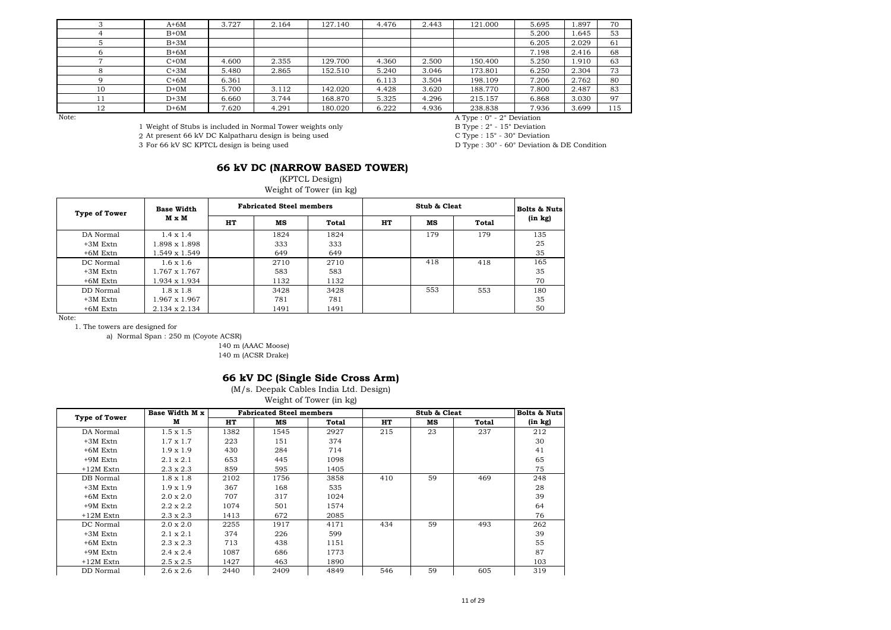| | | | | | | | | | | |
|---|---|---|---|---|---|---|---|---|---|---|
| 3 | A+6M | 3.727 | 2.164 | 127.140 | 4.476 | 2.443 | 121.000 | 5.695 | 1.897 | 70 |
| 4 | B+0M | | | | | | | 5.200 | 1.645 | 53 |
| 5 | B+3M | | | | | | | 6.205 | 2.029 | 61 |
| 6 | B+6M | | | | | | | 7.198 | 2.416 | 68 |
| 7 | C+0M | 4.600 | 2.355 | 129.700 | 4.360 | 2.500 | 150.400 | 5.250 | 1.910 | 63 |
| 8 | C+3M | 5.480 | 2.865 | 152.510 | 5.240 | 3.046 | 173.801 | 6.250 | 2.304 | 73 |
| 9 | C+6M | 6.361 | | | 6.113 | 3.504 | 198.109 | 7.206 | 2.762 | 80 |
| 10 | D+0M | 5.700 | 3.112 | 142.020 | 4.428 | 3.620 | 188.770 | 7.800 | 2.487 | 83 |
| 11 | D+3M | 6.660 | 3.744 | 168.870 | 5.325 | 4.296 | 215.157 | 6.868 | 3.030 | 97 |
| 12 | D+6M | 7.620 | 4.291 | 180.020 | 6.222 | 4.936 | 238.838 | 7.936 | 3.699 | 115 |

Note:

1 Weight of Stubs is included in Normal Tower weights only
2 At present 66 kV DC Kalpatharu design is being used
3 For 66 kV SC KPTCL design is being used

A Type : 0° - 2° Deviation
B Type : 2° - 15° Deviation
C Type : 15° - 30° Deviation
D Type : 30° - 60° Deviation & DE Condition

## 66 kV DC (NARROW BASED TOWER)

(KPTCL Design)

Weight of Tower (in kg)

| Type of Tower | Base Width M x M | Fabricated Steel members | | | Stub & Cleat | | | Bolts & Nuts (in kg) |
|---|---|---|---|---|---|---|---|---|
| | | HT | MS | Total | HT | MS | Total | |
| DA Normal | 1.4 x 1.4 | | 1824 | 1824 | | 179 | 179 | 135 |
| +3M Extn | 1.898 x 1.898 | | 333 | 333 | | | | 25 |
| +6M Extn | 1.549 x 1.549 | | 649 | 649 | | | | 35 |
| DC Normal | 1.6 x 1.6 | | 2710 | 2710 | | 418 | 418 | 165 |
| +3M Extn | 1.767 x 1.767 | | 583 | 583 | | | | 35 |
| +6M Extn | 1.934 x 1.934 | | 1132 | 1132 | | | | 70 |
| DD Normal | 1.8 x 1.8 | | 3428 | 3428 | | 553 | 553 | 180 |
| +3M Extn | 1.967 x 1.967 | | 781 | 781 | | | | 35 |
| +6M Extn | 2.134 x 2.134 | | 1491 | 1491 | | | | 50 |

Note:

1. The towers are designed for

a) Normal Span : 250 m (Coyote ACSR)
140 m (AAAC Moose)
140 m (ACSR Drake)

## 66 kV DC (Single Side Cross Arm)

(M/s. Deepak Cables India Ltd. Design)

Weight of Tower (in kg)

| Type of Tower | Base Width M x M | Fabricated Steel members | | | Stub & Cleat | | | Bolts & Nuts (in kg) |
|---|---|---|---|---|---|---|---|---|
| | | HT | MS | Total | HT | MS | Total | |
| DA Normal | 1.5 x 1.5 | 1382 | 1545 | 2927 | 215 | 23 | 237 | 212 |
| +3M Extn | 1.7 x 1.7 | 223 | 151 | 374 | | | | 30 |
| +6M Extn | 1.9 x 1.9 | 430 | 284 | 714 | | | | 41 |
| +9M Extn | 2.1 x 2.1 | 653 | 445 | 1098 | | | | 65 |
| +12M Extn | 2.3 x 2.3 | 859 | 595 | 1405 | | | | 75 |
| DB Normal | 1.8 x 1.8 | 2102 | 1756 | 3858 | 410 | 59 | 469 | 248 |
| +3M Extn | 1.9 x 1.9 | 367 | 168 | 535 | | | | 28 |
| +6M Extn | 2.0 x 2.0 | 707 | 317 | 1024 | | | | 39 |
| +9M Extn | 2.2 x 2.2 | 1074 | 501 | 1574 | | | | 64 |
| +12M Extn | 2.3 x 2.3 | 1413 | 672 | 2085 | | | | 76 |
| DC Normal | 2.0 x 2.0 | 2255 | 1917 | 4171 | 434 | 59 | 493 | 262 |
| +3M Extn | 2.1 x 2.1 | 374 | 226 | 599 | | | | 39 |
| +6M Extn | 2.3 x 2.3 | 713 | 438 | 1151 | | | | 55 |
| +9M Extn | 2.4 x 2.4 | 1087 | 686 | 1773 | | | | 87 |
| +12M Extn | 2.5 x 2.5 | 1427 | 463 | 1890 | | | | 103 |
| DD Normal | 2.6 x 2.6 | 2440 | 2409 | 4849 | 546 | 59 | 605 | 319 |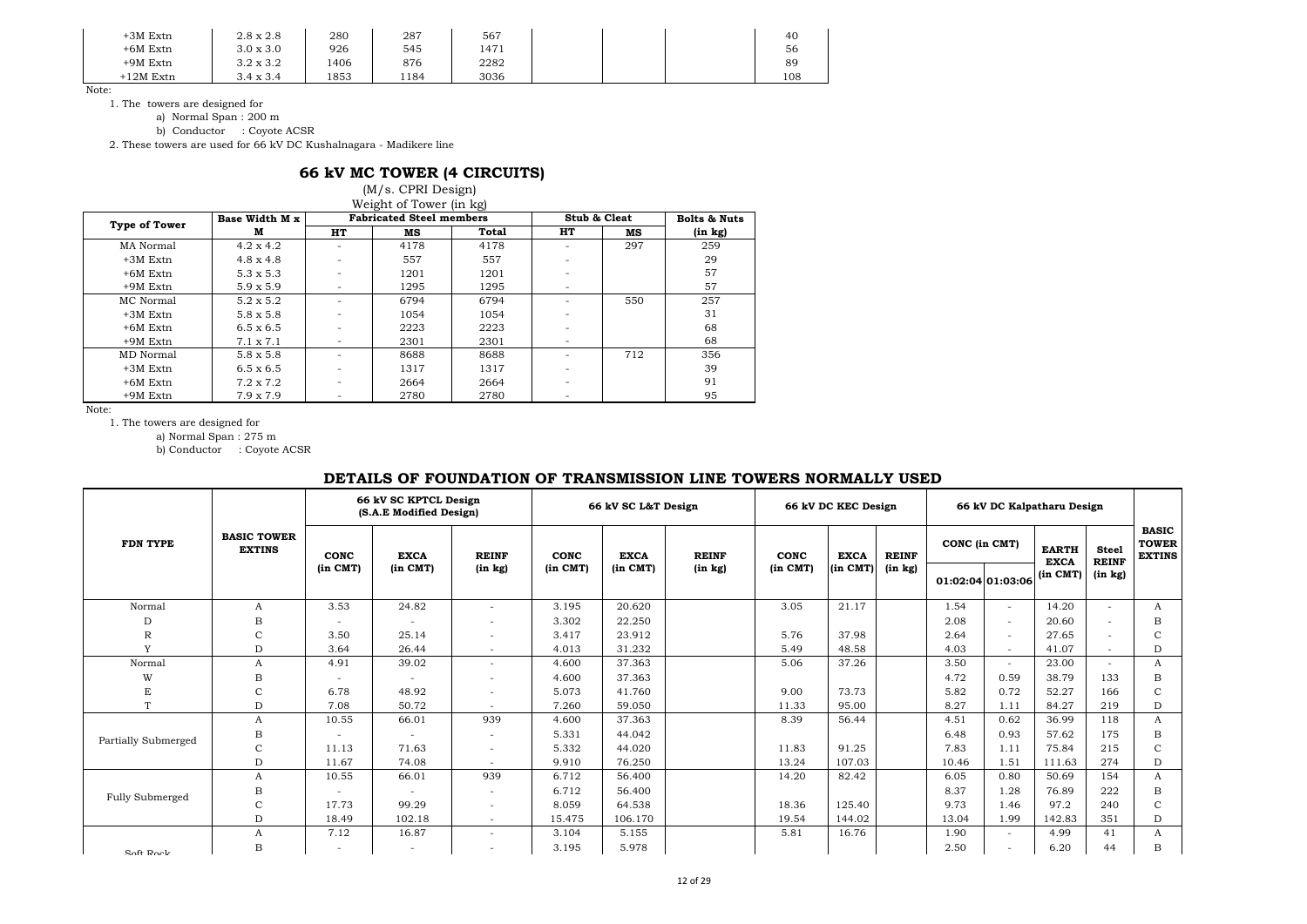| | | | | | | | | |
|---|---|---|---|---|---|---|---|---|
| +3M Extn | 2.8 x 2.8 | 280 | 287 | 567 | | | | 40 |
| +6M Extn | 3.0 x 3.0 | 926 | 545 | 1471 | | | | 56 |
| +9M Extn | 3.2 x 3.2 | 1406 | 876 | 2282 | | | | 89 |
| +12M Extn | 3.4 x 3.4 | 1853 | 1184 | 3036 | | | | 108 |

Note:

1. The towers are designed for
   a) Normal Span : 200 m
   b) Conductor : Coyote ACSR
2. These towers are used for 66 kV DC Kushalnagara - Madikere line

## 66 kV MC TOWER (4 CIRCUITS)

(M/s. CPRI Design)

Weight of Tower (in kg)

| Type of Tower | Base Width M x M | Fabricated Steel members | | | Stub & Cleat | | Bolts & Nuts |
|---|---|---|---|---|---|---|---|
| | | HT | MS | Total | HT | MS | (in kg) |
| MA Normal | 4.2 x 4.2 | - | 4178 | 4178 | - | 297 | 259 |
| +3M Extn | 4.8 x 4.8 | - | 557 | 557 | - | | 29 |
| +6M Extn | 5.3 x 5.3 | - | 1201 | 1201 | - | | 57 |
| +9M Extn | 5.9 x 5.9 | - | 1295 | 1295 | - | | 57 |
| MC Normal | 5.2 x 5.2 | - | 6794 | 6794 | - | 550 | 257 |
| +3M Extn | 5.8 x 5.8 | - | 1054 | 1054 | - | | 31 |
| +6M Extn | 6.5 x 6.5 | - | 2223 | 2223 | - | | 68 |
| +9M Extn | 7.1 x 7.1 | - | 2301 | 2301 | - | | 68 |
| MD Normal | 5.8 x 5.8 | - | 8688 | 8688 | - | 712 | 356 |
| +3M Extn | 6.5 x 6.5 | - | 1317 | 1317 | - | | 39 |
| +6M Extn | 7.2 x 7.2 | - | 2664 | 2664 | - | | 91 |
| +9M Extn | 7.9 x 7.9 | - | 2780 | 2780 | - | | 95 |

Note:

1. The towers are designed for
   a) Normal Span : 275 m
   b) Conductor : Coyote ACSR

## DETAILS OF FOUNDATION OF TRANSMISSION LINE TOWERS NORMALLY USED

| FDN TYPE | BASIC TOWER EXTINS | 66 kV SC KPTCL Design (S.A.E Modified Design) | | | 66 kV SC L&T Design | | | 66 kV DC KEC Design | | | 66 kV DC Kalpatharu Design | | | | BASIC TOWER EXTINS |
|---|---|---|---|---|---|---|---|---|---|---|---|---|---|---|---|
| | | CONC (in CMT) | EXCA (in CMT) | REINF (in kg) | CONC (in CMT) | EXCA (in CMT) | REINF (in kg) | CONC (in CMT) | EXCA (in CMT) | REINF (in kg) | CONC (in CMT) 01:02:04 | CONC (in CMT) 01:03:06 | EARTH EXCA (in CMT) | Steel REINF (in kg) | |
| Normal | A | 3.53 | 24.82 | - | 3.195 | 20.620 | | 3.05 | 21.17 | | 1.54 | - | 14.20 | - | A |
| D | B | - | - | - | 3.302 | 22.250 | | | | | 2.08 | - | 20.60 | - | B |
| R | C | 3.50 | 25.14 | - | 3.417 | 23.912 | | 5.76 | 37.98 | | 2.64 | - | 27.65 | - | C |
| Y | D | 3.64 | 26.44 | - | 4.013 | 31.232 | | 5.49 | 48.58 | | 4.03 | - | 41.07 | - | D |
| Normal | A | 4.91 | 39.02 | - | 4.600 | 37.363 | | 5.06 | 37.26 | | 3.50 | - | 23.00 | - | A |
| W | B | - | - | - | 4.600 | 37.363 | | | | | 4.72 | 0.59 | 38.79 | 133 | B |
| E | C | 6.78 | 48.92 | - | 5.073 | 41.760 | | 9.00 | 73.73 | | 5.82 | 0.72 | 52.27 | 166 | C |
| T | D | 7.08 | 50.72 | - | 7.260 | 59.050 | | 11.33 | 95.00 | | 8.27 | 1.11 | 84.27 | 219 | D |
| Partially Submerged | A | 10.55 | 66.01 | 939 | 4.600 | 37.363 | | 8.39 | 56.44 | | 4.51 | 0.62 | 36.99 | 118 | A |
| | B | - | - | - | 5.331 | 44.042 | | | | | 6.48 | 0.93 | 57.62 | 175 | B |
| | C | 11.13 | 71.63 | - | 5.332 | 44.020 | | 11.83 | 91.25 | | 7.83 | 1.11 | 75.84 | 215 | C |
| | D | 11.67 | 74.08 | - | 9.910 | 76.250 | | 13.24 | 107.03 | | 10.46 | 1.51 | 111.63 | 274 | D |
| Fully Submerged | A | 10.55 | 66.01 | 939 | 6.712 | 56.400 | | 14.20 | 82.42 | | 6.05 | 0.80 | 50.69 | 154 | A |
| | B | - | - | - | 6.712 | 56.400 | | | | | 8.37 | 1.28 | 76.89 | 222 | B |
| | C | 17.73 | 99.29 | - | 8.059 | 64.538 | | 18.36 | 125.40 | | 9.73 | 1.46 | 97.2 | 240 | C |
| | D | 18.49 | 102.18 | - | 15.475 | 106.170 | | 19.54 | 144.02 | | 13.04 | 1.99 | 142.83 | 351 | D |
| Soft Rock | A | 7.12 | 16.87 | - | 3.104 | 5.155 | | 5.81 | 16.76 | | 1.90 | - | 4.99 | 41 | A |
| | B | - | - | - | 3.195 | 5.978 | | | | | 2.50 | - | 6.20 | 44 | B |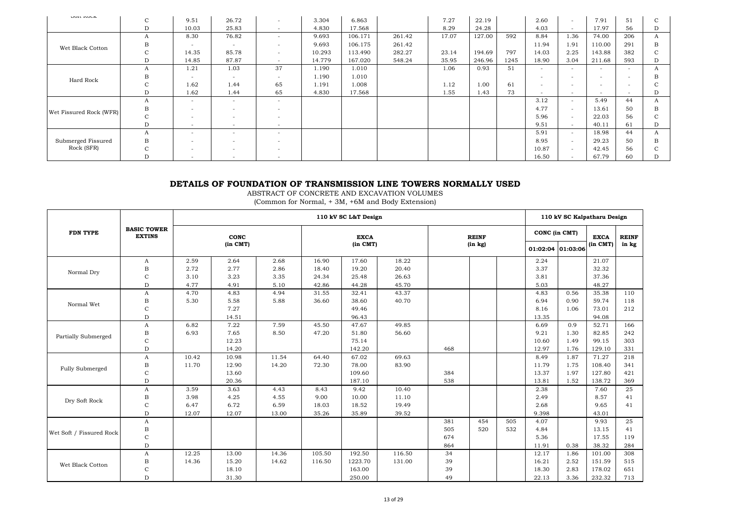| | | | | | | | | | | | | | | | |
|---|---|---|---|---|---|---|---|---|---|---|---|---|---|---|---|
| Soft Rock | C | 9.51 | 26.72 | - | 3.304 | 6.863 | | 7.27 | 22.19 | | 2.60 | - | 7.91 | 51 | C |
| | D | 10.03 | 25.83 | - | 4.830 | 17.568 | | 8.29 | 24.28 | | 4.03 | - | 17.97 | 56 | D |
| Wet Black Cotton | A | 8.30 | 76.82 | - | 9.693 | 106.171 | 261.42 | 17.07 | 127.00 | 592 | 8.84 | 1.36 | 74.00 | 206 | A |
| | B | - | - | - | 9.693 | 106.175 | 261.42 | | | | 11.94 | 1.91 | 110.00 | 291 | B |
| | C | 14.35 | 85.78 | - | 10.293 | 113.490 | 282.27 | 23.14 | 194.69 | 797 | 14.03 | 2.25 | 143.88 | 382 | C |
| | D | 14.85 | 87.87 | - | 14.779 | 167.020 | 548.24 | 35.95 | 246.96 | 1245 | 18.90 | 3.04 | 211.68 | 593 | D |
| Hard Rock | A | 1.21 | 1.03 | 37 | 1.190 | 1.010 | | 1.06 | 0.93 | 51 | - | - | - | - | A |
| | B | - | - | - | 1.190 | 1.010 | | | | | - | - | - | - | B |
| | C | 1.62 | 1.44 | 65 | 1.191 | 1.008 | | 1.12 | 1.00 | 61 | - | - | - | - | C |
| | D | 1.62 | 1.44 | 65 | 4.830 | 17.568 | | 1.55 | 1.43 | 73 | - | - | - | - | D |
| Wet Fissured Rock (WFR) | A | - | - | - | | | | | | | 3.12 | - | 5.49 | 44 | A |
| | B | - | - | - | | | | | | | 4.77 | - | 13.61 | 50 | B |
| | C | - | - | - | | | | | | | 5.96 | - | 22.03 | 56 | C |
| | D | - | - | - | | | | | | | 9.51 | - | 40.11 | 61 | D |
| Submerged Fissured Rock (SFR) | A | - | - | - | | | | | | | 5.91 | - | 18.98 | 44 | A |
| | B | - | - | - | | | | | | | 8.95 | - | 29.23 | 50 | B |
| | C | - | - | - | | | | | | | 10.87 | - | 42.45 | 56 | C |
| | D | - | - | - | | | | | | | 16.50 | - | 67.79 | 60 | D |

# DETAILS OF FOUNDATION OF TRANSMISSION LINE TOWERS NORMALLY USED

ABSTRACT OF CONCRETE AND EXCAVATION VOLUMES

(Common for Normal, + 3M, +6M and Body Extension)

| FDN TYPE | BASIC TOWER EXTINS | 110 kV SC L&T Design | | | | | | | | | 110 kV SC Kalpatharu Design | | | |
|---|---|---|---|---|---|---|---|---|---|---|---|---|---|---|
| | | CONC (in CMT) | | | EXCA (in CMT) | | | REINF (in kg) | | | CONC (in CMT) | | EXCA (in CMT) | REINF in kg |
| | | | | | | | | | | | 01:02:04 | 01:03:06 | | |
| Normal Dry | A | 2.59 | 2.64 | 2.68 | 16.90 | 17.60 | 18.22 | | | | 2.24 | | 21.07 | |
| | B | 2.72 | 2.77 | 2.86 | 18.40 | 19.20 | 20.40 | | | | 3.37 | | 32.32 | |
| | C | 3.10 | 3.23 | 3.35 | 24.34 | 25.48 | 26.63 | | | | 3.81 | | 37.36 | |
| | D | 4.77 | 4.91 | 5.10 | 42.86 | 44.28 | 45.70 | | | | 5.03 | | 48.27 | |
| Normal Wet | A | 4.70 | 4.83 | 4.94 | 31.55 | 32.41 | 43.37 | | | | 4.83 | 0.56 | 35.38 | 110 |
| | B | 5.30 | 5.58 | 5.88 | 36.60 | 38.60 | 40.70 | | | | 6.94 | 0.90 | 59.74 | 118 |
| | C | | 7.27 | | | 49.46 | | | | | 8.16 | 1.06 | 73.01 | 212 |
| | D | | 14.51 | | | 96.43 | | | | | 13.35 | | 94.08 | |
| Partially Submerged | A | 6.82 | 7.22 | 7.59 | 45.50 | 47.67 | 49.85 | | | | 6.69 | 0.9 | 52.71 | 166 |
| | B | 6.93 | 7.65 | 8.50 | 47.20 | 51.80 | 56.60 | | | | 9.21 | 1.30 | 82.85 | 242 |
| | C | | 12.23 | | | 75.14 | | | | | 10.60 | 1.49 | 99.15 | 303 |
| | D | | 14.20 | | | 142.20 | | 468 | | | 12.97 | 1.76 | 129.10 | 331 |
| Fully Submerged | A | 10.42 | 10.98 | 11.54 | 64.40 | 67.02 | 69.63 | | | | 8.49 | 1.87 | 71.27 | 218 |
| | B | 11.70 | 12.90 | 14.20 | 72.30 | 78.00 | 83.90 | | | | 11.79 | 1.75 | 108.40 | 341 |
| | C | | 13.60 | | | 109.60 | | 384 | | | 13.37 | 1.97 | 127.80 | 421 |
| | D | | 20.36 | | | 187.10 | | 538 | | | 13.81 | 1.52 | 138.72 | 369 |
| Dry Soft Rock | A | 3.59 | 3.63 | 4.43 | 8.43 | 9.42 | 10.40 | | | | 2.38 | | 7.60 | 25 |
| | B | 3.98 | 4.25 | 4.55 | 9.00 | 10.00 | 11.10 | | | | 2.49 | | 8.57 | 41 |
| | C | 6.47 | 6.72 | 6.59 | 18.03 | 18.52 | 19.49 | | | | 2.68 | | 9.65 | 41 |
| | D | 12.07 | 12.07 | 13.00 | 35.26 | 35.89 | 39.52 | | | | 9.398 | | 43.01 | |
| Wet Soft / Fissured Rock | A | | | | | | | 381 | 454 | 505 | 4.07 | | 9.93 | 25 |
| | B | | | | | | | 505 | 520 | 532 | 4.84 | | 13.15 | 41 |
| | C | | | | | | | 674 | | | 5.36 | | 17.55 | 119 |
| | D | | | | | | | 864 | | | 11.91 | 0.38 | 38.32 | 284 |
| Wet Black Cotton | A | 12.25 | 13.00 | 14.36 | 105.50 | 192.50 | 116.50 | 34 | | | 12.17 | 1.86 | 101.00 | 308 |
| | B | 14.36 | 15.20 | 14.62 | 116.50 | 1223.70 | 131.00 | 39 | | | 16.21 | 2.52 | 151.59 | 515 |
| | C | | 18.10 | | | 163.00 | | 39 | | | 18.30 | 2.83 | 178.02 | 651 |
| | D | | 31.30 | | | 250.00 | | 49 | | | 22.13 | 3.36 | 232.32 | 713 |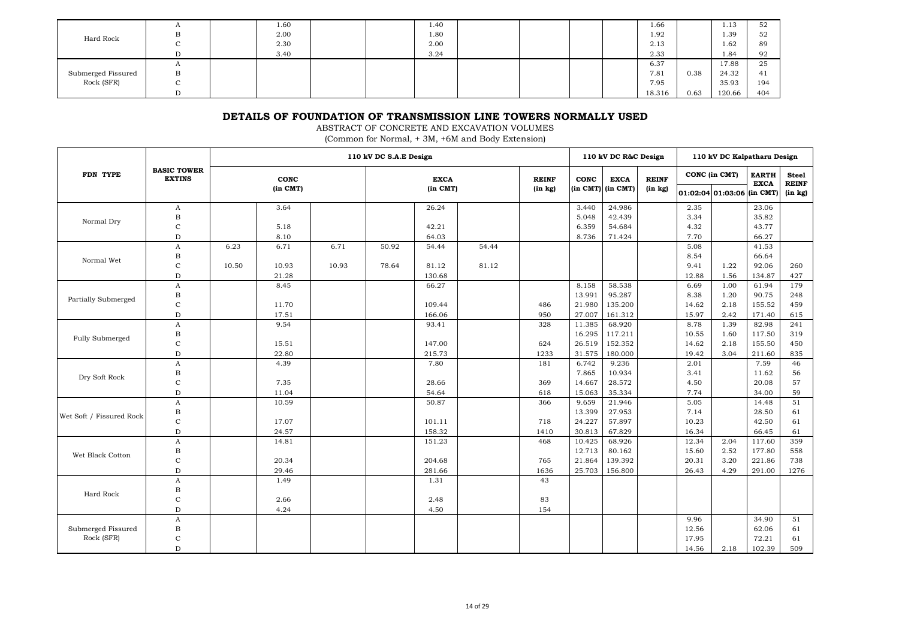| | | | | | | | | | | | | | | |
|---|---|---|---|---|---|---|---|---|---|---|---|---|---|---|
| Hard Rock | A | | 1.60 | | | 1.40 | | | | | 1.66 | | 1.13 | 52 |
| | B | | 2.00 | | | 1.80 | | | | | 1.92 | | 1.39 | 52 |
| | C | | 2.30 | | | 2.00 | | | | | 2.13 | | 1.62 | 89 |
| | D | | 3.40 | | | 3.24 | | | | | 2.33 | | 1.84 | 92 |
| Submerged Fissured Rock (SFR) | A | | | | | | | | | | 6.37 | | 17.88 | 25 |
| | B | | | | | | | | | | 7.81 | 0.38 | 24.32 | 41 |
| | C | | | | | | | | | | 7.95 | | 35.93 | 194 |
| | D | | | | | | | | | | 18.316 | 0.63 | 120.66 | 404 |

## DETAILS OF FOUNDATION OF TRANSMISSION LINE TOWERS NORMALLY USED

ABSTRACT OF CONCRETE AND EXCAVATION VOLUMES

(Common for Normal, + 3M, +6M and Body Extension)

| FDN TYPE | BASIC TOWER EXTINS | 110 kV DC S.A.E Design | | | | | | | 110 kV DC R&C Design | | | 110 kV DC Kalpatharu Design | | | |
|---|---|---|---|---|---|---|---|---|---|---|---|---|---|---|---|
| | | CONC (in CMT) | | | EXCA (in CMT) | | | REINF (in kg) | CONC (in CMT) | EXCA (in CMT) | REINF (in kg) | CONC (in CMT) | | EARTH EXCA | Steel REINF |
| | | | | | | | | | | | | 01:02:04 | 01:03:06 | (in CMT) | (in kg) |
| Normal Dry | A | | 3.64 | | | 26.24 | | | 3.440 | 24.986 | | 2.35 | | 23.06 | |
| | B | | | | | | | | 5.048 | 42.439 | | 3.34 | | 35.82 | |
| | C | | 5.18 | | | 42.21 | | | 6.359 | 54.684 | | 4.32 | | 43.77 | |
| | D | | 8.10 | | | 64.03 | | | 8.736 | 71.424 | | 7.70 | | 66.27 | |
| Normal Wet | A | 6.23 | 6.71 | 6.71 | 50.92 | 54.44 | 54.44 | | | | | 5.08 | | 41.53 | |
| | B | | | | | | | | | | | 8.54 | | 66.64 | |
| | C | 10.50 | 10.93 | 10.93 | 78.64 | 81.12 | 81.12 | | | | | 9.41 | 1.22 | 92.06 | 260 |
| | D | | 21.28 | | | 130.68 | | | | | | 12.88 | 1.56 | 134.87 | 427 |
| Partially Submerged | A | | 8.45 | | | 66.27 | | | 8.158 | 58.538 | | 6.69 | 1.00 | 61.94 | 179 |
| | B | | | | | | | | 13.991 | 95.287 | | 8.38 | 1.20 | 90.75 | 248 |
| | C | | 11.70 | | | 109.44 | | 486 | 21.980 | 135.200 | | 14.62 | 2.18 | 155.52 | 459 |
| | D | | 17.51 | | | 166.06 | | 950 | 27.007 | 161.312 | | 15.97 | 2.42 | 171.40 | 615 |
| Fully Submerged | A | | 9.54 | | | 93.41 | | 328 | 11.385 | 68.920 | | 8.78 | 1.39 | 82.98 | 241 |
| | B | | | | | | | | 16.295 | 117.211 | | 10.55 | 1.60 | 117.50 | 319 |
| | C | | 15.51 | | | 147.00 | | 624 | 26.519 | 152.352 | | 14.62 | 2.18 | 155.50 | 450 |
| | D | | 22.80 | | | 215.73 | | 1233 | 31.575 | 180.000 | | 19.42 | 3.04 | 211.60 | 835 |
| Dry Soft Rock | A | | 4.39 | | | 7.80 | | 181 | 6.742 | 9.236 | | 2.01 | | 7.59 | 46 |
| | B | | | | | | | | 7.865 | 10.934 | | 3.41 | | 11.62 | 56 |
| | C | | 7.35 | | | 28.66 | | 369 | 14.667 | 28.572 | | 4.50 | | 20.08 | 57 |
| | D | | 11.04 | | | 54.64 | | 618 | 15.063 | 35.334 | | 7.74 | | 34.00 | 59 |
| Wet Soft / Fissured Rock | A | | 10.59 | | | 50.87 | | 366 | 9.659 | 21.946 | | 5.05 | | 14.48 | 51 |
| | B | | | | | | | | 13.399 | 27.953 | | 7.14 | | 28.50 | 61 |
| | C | | 17.07 | | | 101.11 | | 718 | 24.227 | 57.897 | | 10.23 | | 42.50 | 61 |
| | D | | 24.57 | | | 158.32 | | 1410 | 30.813 | 67.829 | | 16.34 | | 66.45 | 61 |
| Wet Black Cotton | A | | 14.81 | | | 151.23 | | 468 | 10.425 | 68.926 | | 12.34 | 2.04 | 117.60 | 359 |
| | B | | | | | | | | 12.713 | 80.162 | | 15.60 | 2.52 | 177.80 | 558 |
| | C | | 20.34 | | | 204.68 | | 765 | 21.864 | 139.392 | | 20.31 | 3.20 | 221.86 | 738 |
| | D | | 29.46 | | | 281.66 | | 1636 | 25.703 | 156.800 | | 26.43 | 4.29 | 291.00 | 1276 |
| Hard Rock | A | | 1.49 | | | 1.31 | | 43 | | | | | | | |
| | B | | | | | | | | | | | | | | |
| | C | | 2.66 | | | 2.48 | | 83 | | | | | | | |
| | D | | 4.24 | | | 4.50 | | 154 | | | | | | | |
| Submerged Fissured Rock (SFR) | A | | | | | | | | | | | 9.96 | | 34.90 | 51 |
| | B | | | | | | | | | | | 12.56 | | 62.06 | 61 |
| | C | | | | | | | | | | | 17.95 | | 72.21 | 61 |
| | D | | | | | | | | | | | 14.56 | 2.18 | 102.39 | 509 |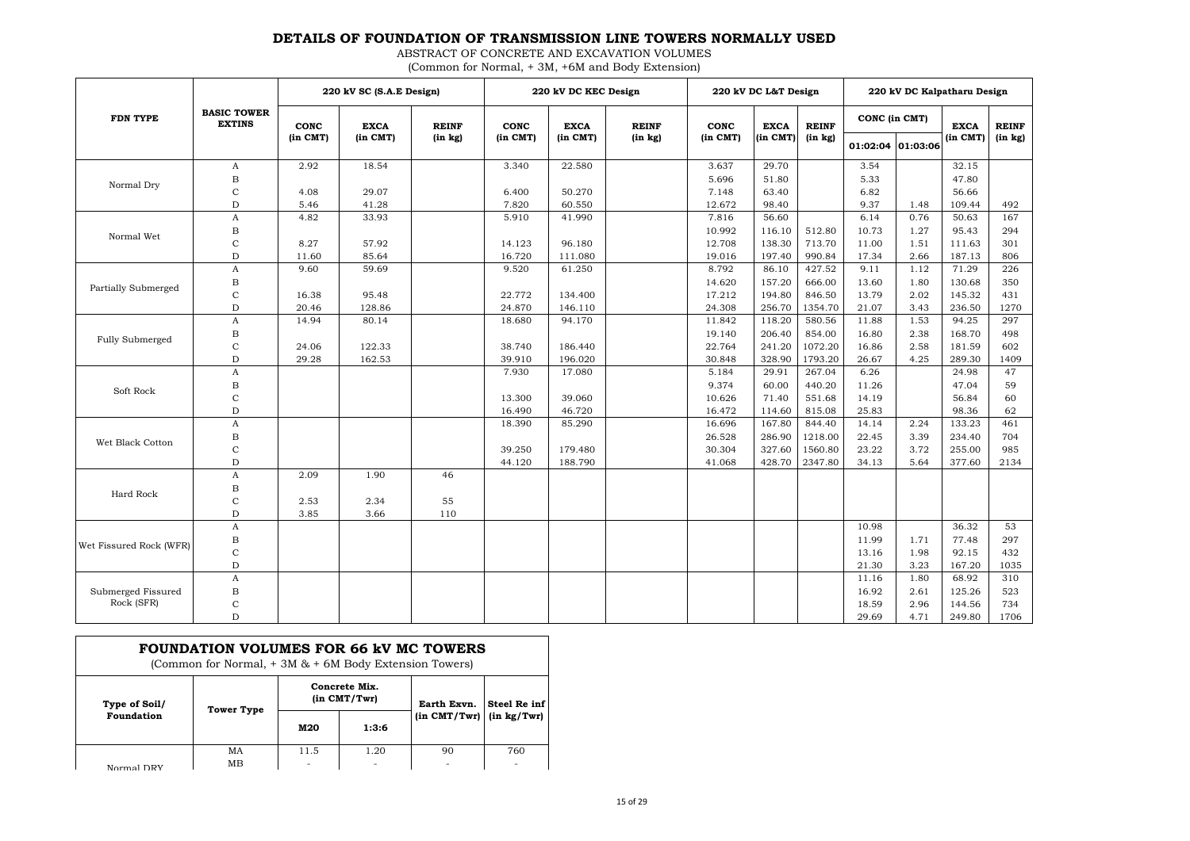# DETAILS OF FOUNDATION OF TRANSMISSION LINE TOWERS NORMALLY USED

ABSTRACT OF CONCRETE AND EXCAVATION VOLUMES

(Common for Normal, + 3M, +6M and Body Extension)

| FDN TYPE | BASIC TOWER EXTINS | 220 kV SC (S.A.E Design) | | | 220 kV DC KEC Design | | | 220 kV DC L&T Design | | | 220 kV DC Kalpatharu Design | | | |
|---|---|---|---|---|---|---|---|---|---|---|---|---|---|---|
| | | CONC (in CMT) | EXCA (in CMT) | REINF (in kg) | CONC (in CMT) | EXCA (in CMT) | REINF (in kg) | CONC (in CMT) | EXCA (in CMT) | REINF (in kg) | CONC (in CMT) | | EXCA (in CMT) | REINF (in kg) |
| | | | | | | | | | | | 01:02:04 | 01:03:06 | | |
| Normal Dry | A | 2.92 | 18.54 | | 3.340 | 22.580 | | 3.637 | 29.70 | | 3.54 | | 32.15 | |
| | B | | | | | | | 5.696 | 51.80 | | 5.33 | | 47.80 | |
| | C | 4.08 | 29.07 | | 6.400 | 50.270 | | 7.148 | 63.40 | | 6.82 | | 56.66 | |
| | D | 5.46 | 41.28 | | 7.820 | 60.550 | | 12.672 | 98.40 | | 9.37 | 1.48 | 109.44 | 492 |
| Normal Wet | A | 4.82 | 33.93 | | 5.910 | 41.990 | | 7.816 | 56.60 | | 6.14 | 0.76 | 50.63 | 167 |
| | B | | | | | | | 10.992 | 116.10 | 512.80 | 10.73 | 1.27 | 95.43 | 294 |
| | C | 8.27 | 57.92 | | 14.123 | 96.180 | | 12.708 | 138.30 | 713.70 | 11.00 | 1.51 | 111.63 | 301 |
| | D | 11.60 | 85.64 | | 16.720 | 111.080 | | 19.016 | 197.40 | 990.84 | 17.34 | 2.66 | 187.13 | 806 |
| Partially Submerged | A | 9.60 | 59.69 | | 9.520 | 61.250 | | 8.792 | 86.10 | 427.52 | 9.11 | 1.12 | 71.29 | 226 |
| | B | | | | | | | 14.620 | 157.20 | 666.00 | 13.60 | 1.80 | 130.68 | 350 |
| | C | 16.38 | 95.48 | | 22.772 | 134.400 | | 17.212 | 194.80 | 846.50 | 13.79 | 2.02 | 145.32 | 431 |
| | D | 20.46 | 128.86 | | 24.870 | 146.110 | | 24.308 | 256.70 | 1354.70 | 21.07 | 3.43 | 236.50 | 1270 |
| Fully Submerged | A | 14.94 | 80.14 | | 18.680 | 94.170 | | 11.842 | 118.20 | 580.56 | 11.88 | 1.53 | 94.25 | 297 |
| | B | | | | | | | 19.140 | 206.40 | 854.00 | 16.80 | 2.38 | 168.70 | 498 |
| | C | 24.06 | 122.33 | | 38.740 | 186.440 | | 22.764 | 241.20 | 1072.20 | 16.86 | 2.58 | 181.59 | 602 |
| | D | 29.28 | 162.53 | | 39.910 | 196.020 | | 30.848 | 328.90 | 1793.20 | 26.67 | 4.25 | 289.30 | 1409 |
| Soft Rock | A | | | | 7.930 | 17.080 | | 5.184 | 29.91 | 267.04 | 6.26 | | 24.98 | 47 |
| | B | | | | | | | 9.374 | 60.00 | 440.20 | 11.26 | | 47.04 | 59 |
| | C | | | | 13.300 | 39.060 | | 10.626 | 71.40 | 551.68 | 14.19 | | 56.84 | 60 |
| | D | | | | 16.490 | 46.720 | | 16.472 | 114.60 | 815.08 | 25.83 | | 98.36 | 62 |
| Wet Black Cotton | A | | | | 18.390 | 85.290 | | 16.696 | 167.80 | 844.40 | 14.14 | 2.24 | 133.23 | 461 |
| | B | | | | | | | 26.528 | 286.90 | 1218.00 | 22.45 | 3.39 | 234.40 | 704 |
| | C | | | | 39.250 | 179.480 | | 30.304 | 327.60 | 1560.80 | 23.22 | 3.72 | 255.00 | 985 |
| | D | | | | 44.120 | 188.790 | | 41.068 | 428.70 | 2347.80 | 34.13 | 5.64 | 377.60 | 2134 |
| Hard Rock | A | 2.09 | 1.90 | 46 | | | | | | | | | | |
| | B | | | | | | | | | | | | | |
| | C | 2.53 | 2.34 | 55 | | | | | | | | | | |
| | D | 3.85 | 3.66 | 110 | | | | | | | | | | |
| Wet Fissured Rock (WFR) | A | | | | | | | | | | 10.98 | | 36.32 | 53 |
| | B | | | | | | | | | | 11.99 | 1.71 | 77.48 | 297 |
| | C | | | | | | | | | | 13.16 | 1.98 | 92.15 | 432 |
| | D | | | | | | | | | | 21.30 | 3.23 | 167.20 | 1035 |
| Submerged Fissured Rock (SFR) | A | | | | | | | | | | 11.16 | 1.80 | 68.92 | 310 |
| | B | | | | | | | | | | 16.92 | 2.61 | 125.26 | 523 |
| | C | | | | | | | | | | 18.59 | 2.96 | 144.56 | 734 |
| | D | | | | | | | | | | 29.69 | 4.71 | 249.80 | 1706 |

## FOUNDATION VOLUMES FOR 66 kV MC TOWERS

(Common for Normal, + 3M & + 6M Body Extension Towers)

| Type of Soil/ Foundation | Tower Type | Concrete Mix. (in CMT/Twr) | | Earth Exvn. (in CMT/Twr) | Steel Re inf (in kg/Twr) |
|---|---|---|---|---|---|
| | | M20 | 1:3:6 | | |
| Normal DRY | MA | 11.5 | 1.20 | 90 | 760 |
| | MB | - | - | - | - |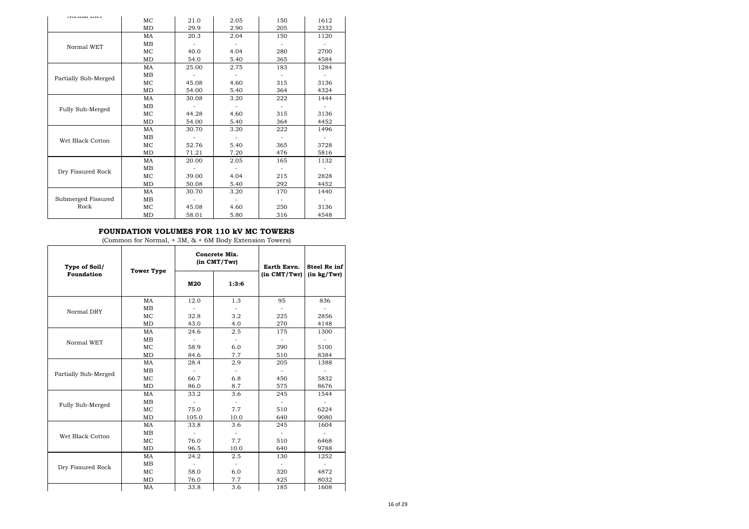| Type of Soil/ Foundation | Tower Type | Concrete Mix. (in CMT/Twr) | | Earth Exvn. (in CMT/Twr) | Steel Re inf (in kg/Twr) |
|---|---|---|---|---|---|
| | | M20 | 1:3:6 | | |
| Normal DRY | MC | 21.0 | 2.05 | 150 | 1612 |
| | MD | 29.9 | 2.90 | 205 | 2332 |
| Normal WET | MA | 20.3 | 2.04 | 150 | 1120 |
| | MB | - | - | - | - |
| | MC | 40.0 | 4.04 | 280 | 2700 |
| | MD | 54.0 | 5.40 | 365 | 4584 |
| Partially Sub-Merged | MA | 25.00 | 2.75 | 183 | 1284 |
| | MB | - | - | - | - |
| | MC | 45.08 | 4.60 | 315 | 3136 |
| | MD | 54.00 | 5.40 | 364 | 4324 |
| Fully Sub-Merged | MA | 30.08 | 3.20 | 222 | 1444 |
| | MB | - | - | - | - |
| | MC | 44.28 | 4.60 | 315 | 3136 |
| | MD | 54.00 | 5.40 | 364 | 4452 |
| Wet Black Cotton | MA | 30.70 | 3.20 | 222 | 1496 |
| | MB | - | - | - | - |
| | MC | 52.76 | 5.40 | 365 | 3728 |
| | MD | 71.21 | 7.20 | 476 | 5816 |
| Dry Fissured Rock | MA | 20.00 | 2.05 | 165 | 1132 |
| | MB | - | - | - | - |
| | MC | 39.00 | 4.04 | 215 | 2828 |
| | MD | 50.08 | 5.40 | 292 | 4452 |
| Submerged Fissured Rock | MA | 30.70 | 3.20 | 170 | 1440 |
| | MB | - | - | - | - |
| | MC | 45.08 | 4.60 | 250 | 3136 |
| | MD | 58.01 | 5.80 | 316 | 4548 |

## FOUNDATION VOLUMES FOR 110 kV MC TOWERS

(Common for Normal, + 3M, & + 6M Body Extension Towers)

| Type of Soil/ Foundation | Tower Type | Concrete Mix. (in CMT/Twr) | | Earth Exvn. (in CMT/Twr) | Steel Re inf (in kg/Twr) |
|---|---|---|---|---|---|
| | | M20 | 1:3:6 | | |
| Normal DRY | MA | 12.0 | 1.3 | 95 | 836 |
| | MB | - | - | - | - |
| | MC | 32.8 | 3.2 | 225 | 2856 |
| | MD | 43.0 | 4.0 | 270 | 4148 |
| Normal WET | MA | 24.6 | 2.5 | 175 | 1300 |
| | MB | - | - | - | - |
| | MC | 58.9 | 6.0 | 390 | 5100 |
| | MD | 84.6 | 7.7 | 510 | 8384 |
| Partially Sub-Merged | MA | 28.4 | 2.9 | 205 | 1388 |
| | MB | - | - | - | - |
| | MC | 66.7 | 6.8 | 450 | 5832 |
| | MD | 86.0 | 8.7 | 575 | 8676 |
| Fully Sub-Merged | MA | 33.2 | 3.6 | 245 | 1544 |
| | MB | - | - | - | - |
| | MC | 75.0 | 7.7 | 510 | 6224 |
| | MD | 105.0 | 10.0 | 640 | 9080 |
| Wet Black Cotton | MA | 33.8 | 3.6 | 245 | 1604 |
| | MB | - | - | - | - |
| | MC | 76.0 | 7.7 | 510 | 6468 |
| | MD | 96.5 | 10.0 | 640 | 9788 |
| Dry Fissured Rock | MA | 24.2 | 2.5 | 130 | 1252 |
| | MB | - | - | - | - |
| | MC | 58.0 | 6.0 | 320 | 4872 |
| | MD | 76.0 | 7.7 | 425 | 8032 |
| | MA | 33.8 | 3.6 | 185 | 1608 |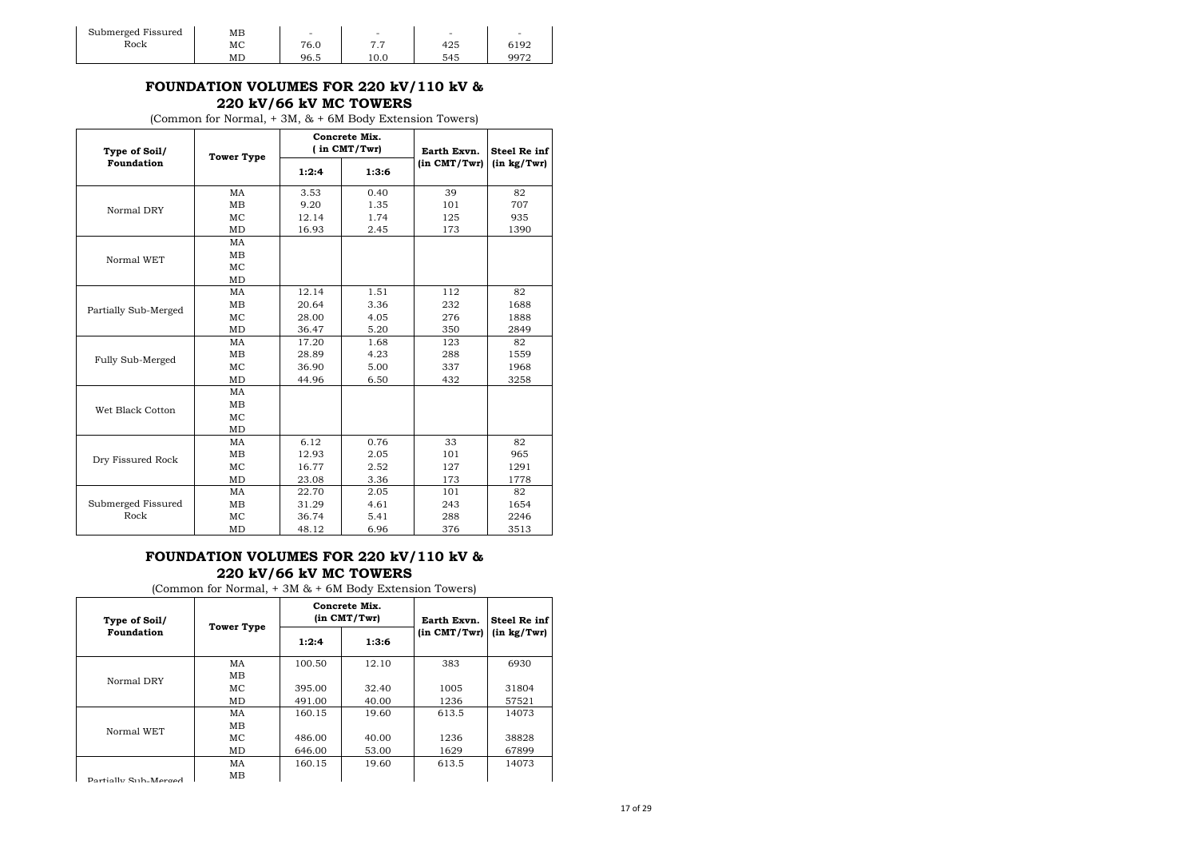| Type of Soil/ Foundation | Tower Type | 1:2:4 | 1:3:6 | Earth Exvn. (in CMT/Twr) | Steel Re inf (in kg/Twr) |
|---|---|---|---|---|---|
| Submerged Fissured Rock | MB | - | - | - | - |
| | MC | 76.0 | 7.7 | 425 | 6192 |
| | MD | 96.5 | 10.0 | 545 | 9972 |

## FOUNDATION VOLUMES FOR 220 kV/110 kV & 220 kV/66 kV MC TOWERS

(Common for Normal, + 3M, & + 6M Body Extension Towers)

| Type of Soil/ Foundation | Tower Type | Concrete Mix. ( in CMT/Twr) | | Earth Exvn. (in CMT/Twr) | Steel Re inf (in kg/Twr) |
|---|---|---|---|---|---|
| | | 1:2:4 | 1:3:6 | | |
| Normal DRY | MA | 3.53 | 0.40 | 39 | 82 |
| | MB | 9.20 | 1.35 | 101 | 707 |
| | MC | 12.14 | 1.74 | 125 | 935 |
| | MD | 16.93 | 2.45 | 173 | 1390 |
| Normal WET | MA | | | | |
| | MB | | | | |
| | MC | | | | |
| | MD | | | | |
| Partially Sub-Merged | MA | 12.14 | 1.51 | 112 | 82 |
| | MB | 20.64 | 3.36 | 232 | 1688 |
| | MC | 28.00 | 4.05 | 276 | 1888 |
| | MD | 36.47 | 5.20 | 350 | 2849 |
| Fully Sub-Merged | MA | 17.20 | 1.68 | 123 | 82 |
| | MB | 28.89 | 4.23 | 288 | 1559 |
| | MC | 36.90 | 5.00 | 337 | 1968 |
| | MD | 44.96 | 6.50 | 432 | 3258 |
| Wet Black Cotton | MA | | | | |
| | MB | | | | |
| | MC | | | | |
| | MD | | | | |
| Dry Fissured Rock | MA | 6.12 | 0.76 | 33 | 82 |
| | MB | 12.93 | 2.05 | 101 | 965 |
| | MC | 16.77 | 2.52 | 127 | 1291 |
| | MD | 23.08 | 3.36 | 173 | 1778 |
| Submerged Fissured Rock | MA | 22.70 | 2.05 | 101 | 82 |
| | MB | 31.29 | 4.61 | 243 | 1654 |
| | MC | 36.74 | 5.41 | 288 | 2246 |
| | MD | 48.12 | 6.96 | 376 | 3513 |

## FOUNDATION VOLUMES FOR 220 kV/110 kV & 220 kV/66 kV MC TOWERS

(Common for Normal, + 3M & + 6M Body Extension Towers)

| Type of Soil/ Foundation | Tower Type | Concrete Mix. (in CMT/Twr) | | Earth Exvn. (in CMT/Twr) | Steel Re inf (in kg/Twr) |
|---|---|---|---|---|---|
| | | 1:2:4 | 1:3:6 | | |
| Normal DRY | MA | 100.50 | 12.10 | 383 | 6930 |
| | MB | | | | |
| | MC | 395.00 | 32.40 | 1005 | 31804 |
| | MD | 491.00 | 40.00 | 1236 | 57521 |
| Normal WET | MA | 160.15 | 19.60 | 613.5 | 14073 |
| | MB | | | | |
| | MC | 486.00 | 40.00 | 1236 | 38828 |
| | MD | 646.00 | 53.00 | 1629 | 67899 |
| Partially Sub-Merged | MA | 160.15 | 19.60 | 613.5 | 14073 |
| | MB | | | | |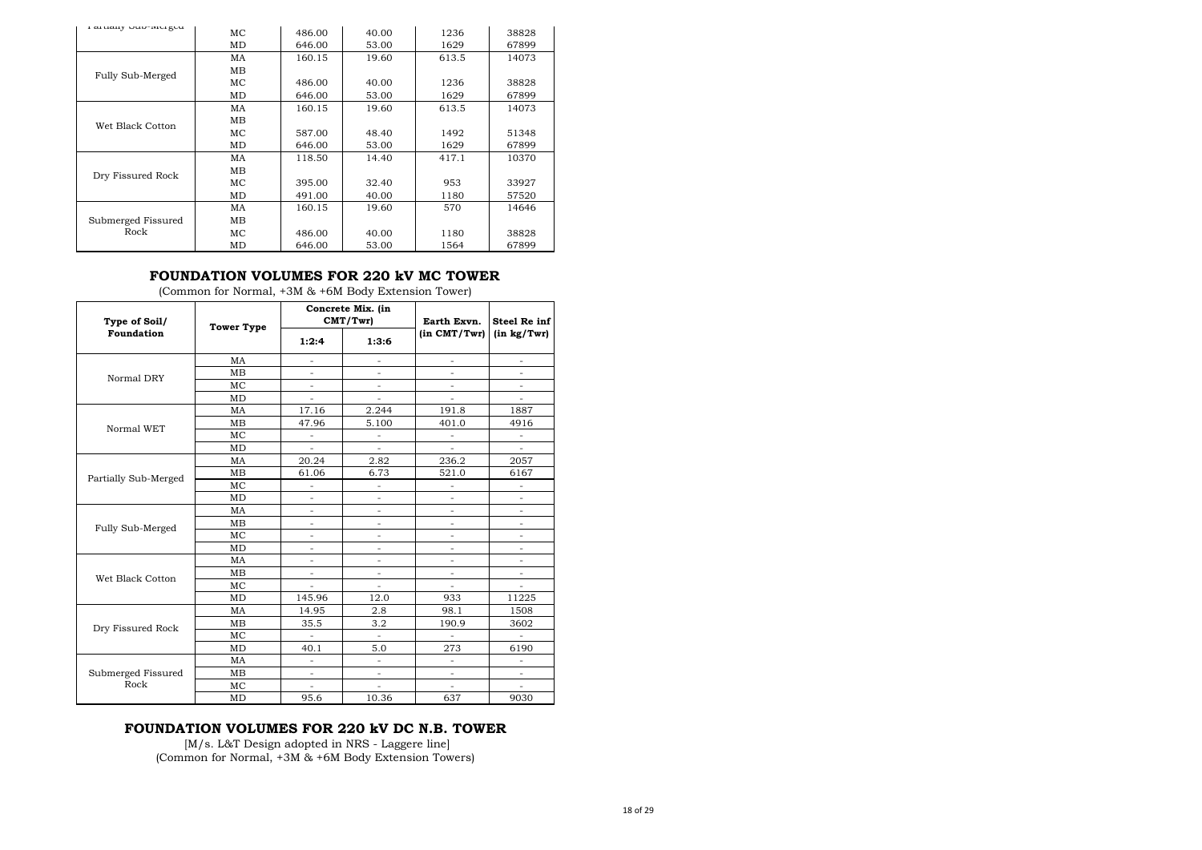| Type of Soil/ Foundation | Tower Type | 1:2:4 | 1:3:6 | Earth Exvn. | Steel Re inf |
|---|---|---|---|---|---|
| Partially Sub-Merged | MC | 486.00 | 40.00 | 1236 | 38828 |
| | MD | 646.00 | 53.00 | 1629 | 67899 |
| Fully Sub-Merged | MA | 160.15 | 19.60 | 613.5 | 14073 |
| | MB | | | | |
| | MC | 486.00 | 40.00 | 1236 | 38828 |
| | MD | 646.00 | 53.00 | 1629 | 67899 |
| Wet Black Cotton | MA | 160.15 | 19.60 | 613.5 | 14073 |
| | MB | | | | |
| | MC | 587.00 | 48.40 | 1492 | 51348 |
| | MD | 646.00 | 53.00 | 1629 | 67899 |
| Dry Fissured Rock | MA | 118.50 | 14.40 | 417.1 | 10370 |
| | MB | | | | |
| | MC | 395.00 | 32.40 | 953 | 33927 |
| | MD | 491.00 | 40.00 | 1180 | 57520 |
| Submerged Fissured Rock | MA | 160.15 | 19.60 | 570 | 14646 |
| | MB | | | | |
| | MC | 486.00 | 40.00 | 1180 | 38828 |
| | MD | 646.00 | 53.00 | 1564 | 67899 |

## FOUNDATION VOLUMES FOR 220 kV MC TOWER

(Common for Normal, +3M & +6M Body Extension Tower)

| Type of Soil/ Foundation | Tower Type | Concrete Mix. (in CMT/Twr) | | Earth Exvn. (in CMT/Twr) | Steel Re inf (in kg/Twr) |
|---|---|---|---|---|---|
| | | 1:2:4 | 1:3:6 | | |
| Normal DRY | MA | - | - | - | - |
| | MB | - | - | - | - |
| | MC | - | - | - | - |
| | MD | - | - | - | - |
| Normal WET | MA | 17.16 | 2.244 | 191.8 | 1887 |
| | MB | 47.96 | 5.100 | 401.0 | 4916 |
| | MC | - | - | - | - |
| | MD | - | - | - | - |
| Partially Sub-Merged | MA | 20.24 | 2.82 | 236.2 | 2057 |
| | MB | 61.06 | 6.73 | 521.0 | 6167 |
| | MC | - | - | - | - |
| | MD | - | - | - | - |
| Fully Sub-Merged | MA | - | - | - | - |
| | MB | - | - | - | - |
| | MC | - | - | - | - |
| | MD | - | - | - | - |
| Wet Black Cotton | MA | - | - | - | - |
| | MB | - | - | - | - |
| | MC | - | - | - | - |
| | MD | 145.96 | 12.0 | 933 | 11225 |
| Dry Fissured Rock | MA | 14.95 | 2.8 | 98.1 | 1508 |
| | MB | 35.5 | 3.2 | 190.9 | 3602 |
| | MC | - | - | - | - |
| | MD | 40.1 | 5.0 | 273 | 6190 |
| Submerged Fissured Rock | MA | - | - | - | - |
| | MB | - | - | - | - |
| | MC | - | - | - | - |
| | MD | 95.6 | 10.36 | 637 | 9030 |

## FOUNDATION VOLUMES FOR 220 kV DC N.B. TOWER

[M/s. L&T Design adopted in NRS - Laggere line]
(Common for Normal, +3M & +6M Body Extension Towers)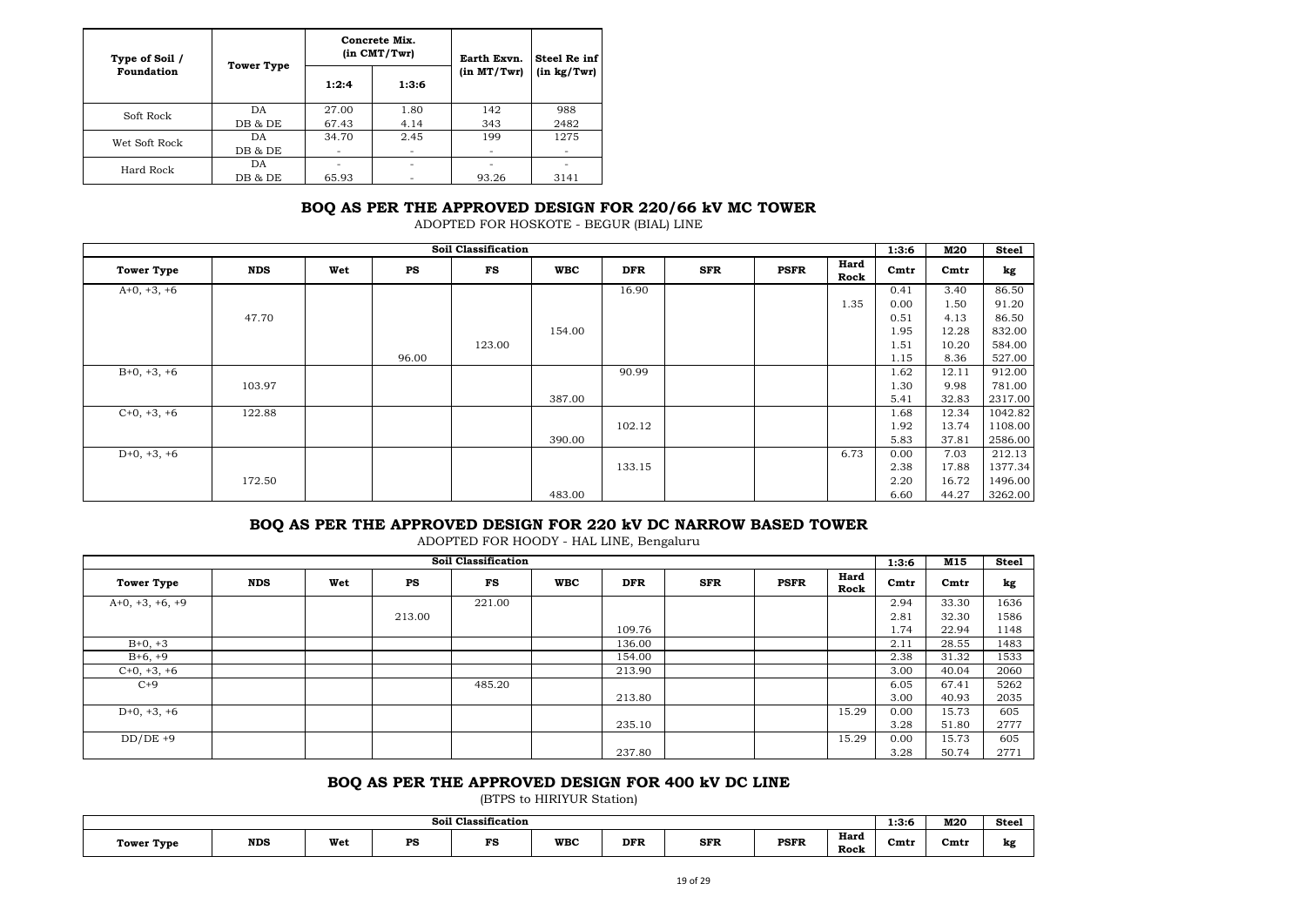| Type of Soil / Foundation | Tower Type | Concrete Mix. (in CMT/Twr) | | Earth Exvn. (in MT/Twr) | Steel Re inf (in kg/Twr) |
|---|---|---|---|---|---|
| | | 1:2:4 | 1:3:6 | | |
| Soft Rock | DA | 27.00 | 1.80 | 142 | 988 |
| | DB & DE | 67.43 | 4.14 | 343 | 2482 |
| Wet Soft Rock | DA | 34.70 | 2.45 | 199 | 1275 |
| | DB & DE | - | - | - | - |
| Hard Rock | DA | - | - | - | - |
| | DB & DE | 65.93 | - | 93.26 | 3141 |

## BOQ AS PER THE APPROVED DESIGN FOR 220/66 kV MC TOWER

ADOPTED FOR HOSKOTE - BEGUR (BIAL) LINE

| Soil Classification | | | | | | | | | | 1:3:6 | M20 | Steel |
|---|---|---|---|---|---|---|---|---|---|---|---|---|
| Tower Type | NDS | Wet | PS | FS | WBC | DFR | SFR | PSFR | Hard Rock | Cmtr | Cmtr | kg |
| A+0, +3, +6 | | | | | | 16.90 | | | | 0.41 | 3.40 | 86.50 |
| | | | | | | | | | 1.35 | 0.00 | 1.50 | 91.20 |
| | 47.70 | | | | | | | | | 0.51 | 4.13 | 86.50 |
| | | | | | 154.00 | | | | | 1.95 | 12.28 | 832.00 |
| | | | | 123.00 | | | | | | 1.51 | 10.20 | 584.00 |
| | | | 96.00 | | | | | | | 1.15 | 8.36 | 527.00 |
| B+0, +3, +6 | | | | | | 90.99 | | | | 1.62 | 12.11 | 912.00 |
| | 103.97 | | | | | | | | | 1.30 | 9.98 | 781.00 |
| | | | | | 387.00 | | | | | 5.41 | 32.83 | 2317.00 |
| C+0, +3, +6 | 122.88 | | | | | | | | | 1.68 | 12.34 | 1042.82 |
| | | | | | | 102.12 | | | | 1.92 | 13.74 | 1108.00 |
| | | | | | 390.00 | | | | | 5.83 | 37.81 | 2586.00 |
| D+0, +3, +6 | | | | | | | | | 6.73 | 0.00 | 7.03 | 212.13 |
| | | | | | | 133.15 | | | | 2.38 | 17.88 | 1377.34 |
| | 172.50 | | | | | | | | | 2.20 | 16.72 | 1496.00 |
| | | | | | 483.00 | | | | | 6.60 | 44.27 | 3262.00 |

## BOQ AS PER THE APPROVED DESIGN FOR 220 kV DC NARROW BASED TOWER

ADOPTED FOR HOODY - HAL LINE, Bengaluru

| Soil Classification | | | | | | | | | | 1:3:6 | M15 | Steel |
|---|---|---|---|---|---|---|---|---|---|---|---|---|
| Tower Type | NDS | Wet | PS | FS | WBC | DFR | SFR | PSFR | Hard Rock | Cmtr | Cmtr | kg |
| A+0, +3, +6, +9 | | | | 221.00 | | | | | | 2.94 | 33.30 | 1636 |
| | | | 213.00 | | | | | | | 2.81 | 32.30 | 1586 |
| | | | | | | 109.76 | | | | 1.74 | 22.94 | 1148 |
| B+0, +3 | | | | | | 136.00 | | | | 2.11 | 28.55 | 1483 |
| B+6, +9 | | | | | | 154.00 | | | | 2.38 | 31.32 | 1533 |
| C+0, +3, +6 | | | | | | 213.90 | | | | 3.00 | 40.04 | 2060 |
| C+9 | | | | 485.20 | | | | | | 6.05 | 67.41 | 5262 |
| | | | | | | 213.80 | | | | 3.00 | 40.93 | 2035 |
| D+0, +3, +6 | | | | | | | | | 15.29 | 0.00 | 15.73 | 605 |
| | | | | | | 235.10 | | | | 3.28 | 51.80 | 2777 |
| DD/DE +9 | | | | | | | | | 15.29 | 0.00 | 15.73 | 605 |
| | | | | | | 237.80 | | | | 3.28 | 50.74 | 2771 |

## BOQ AS PER THE APPROVED DESIGN FOR 400 kV DC LINE

(BTPS to HIRIYUR Station)

| Soil Classification | | | | | | | | | | 1:3:6 | M20 | Steel |
|---|---|---|---|---|---|---|---|---|---|---|---|---|
| Tower Type | NDS | Wet | PS | FS | WBC | DFR | SFR | PSFR | Hard Rock | Cmtr | Cmtr | kg |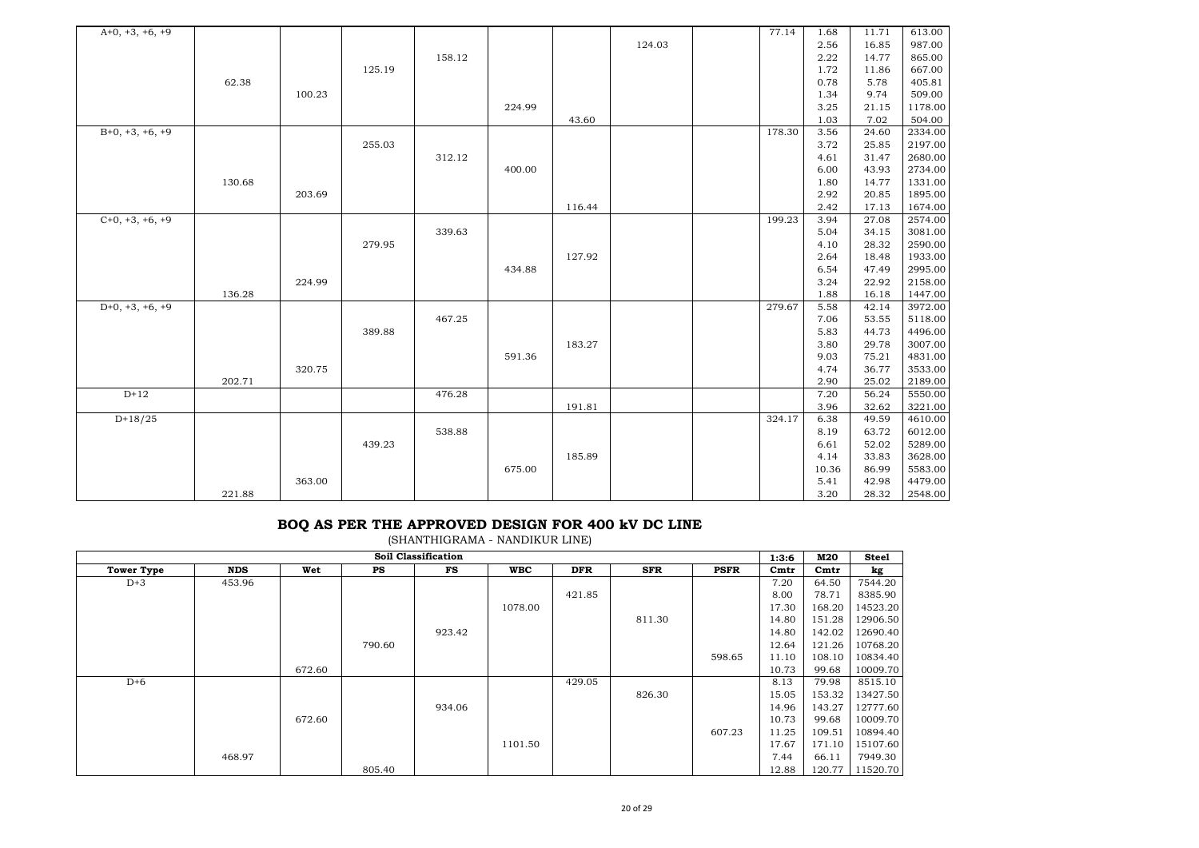| | | | | | | | | | | | | |
|---|---|---|---|---|---|---|---|---|---|---|---|---|
| A+0, +3, +6, +9 | | | | | | | | | 77.14 | 1.68 | 11.71 | 613.00 |
| | | | | | | | 124.03 | | | 2.56 | 16.85 | 987.00 |
| | | | | 158.12 | | | | | | 2.22 | 14.77 | 865.00 |
| | | | 125.19 | | | | | | | 1.72 | 11.86 | 667.00 |
| | 62.38 | | | | | | | | | 0.78 | 5.78 | 405.81 |
| | | 100.23 | | | | | | | | 1.34 | 9.74 | 509.00 |
| | | | | | 224.99 | | | | | 3.25 | 21.15 | 1178.00 |
| | | | | | | 43.60 | | | | 1.03 | 7.02 | 504.00 |
| B+0, +3, +6, +9 | | | | | | | | | 178.30 | 3.56 | 24.60 | 2334.00 |
| | | | 255.03 | | | | | | | 3.72 | 25.85 | 2197.00 |
| | | | | 312.12 | | | | | | 4.61 | 31.47 | 2680.00 |
| | | | | | 400.00 | | | | | 6.00 | 43.93 | 2734.00 |
| | 130.68 | | | | | | | | | 1.80 | 14.77 | 1331.00 |
| | | 203.69 | | | | | | | | 2.92 | 20.85 | 1895.00 |
| | | | | | | 116.44 | | | | 2.42 | 17.13 | 1674.00 |
| C+0, +3, +6, +9 | | | | | | | | | 199.23 | 3.94 | 27.08 | 2574.00 |
| | | | | 339.63 | | | | | | 5.04 | 34.15 | 3081.00 |
| | | | 279.95 | | | | | | | 4.10 | 28.32 | 2590.00 |
| | | | | | | 127.92 | | | | 2.64 | 18.48 | 1933.00 |
| | | | | | 434.88 | | | | | 6.54 | 47.49 | 2995.00 |
| | | 224.99 | | | | | | | | 3.24 | 22.92 | 2158.00 |
| | 136.28 | | | | | | | | | 1.88 | 16.18 | 1447.00 |
| D+0, +3, +6, +9 | | | | | | | | | 279.67 | 5.58 | 42.14 | 3972.00 |
| | | | | 467.25 | | | | | | 7.06 | 53.55 | 5118.00 |
| | | | 389.88 | | | | | | | 5.83 | 44.73 | 4496.00 |
| | | | | | | 183.27 | | | | 3.80 | 29.78 | 3007.00 |
| | | | | | 591.36 | | | | | 9.03 | 75.21 | 4831.00 |
| | | 320.75 | | | | | | | | 4.74 | 36.77 | 3533.00 |
| | 202.71 | | | | | | | | | 2.90 | 25.02 | 2189.00 |
| D+12 | | | | 476.28 | | | | | | 7.20 | 56.24 | 5550.00 |
| | | | | | | 191.81 | | | | 3.96 | 32.62 | 3221.00 |
| D+18/25 | | | | | | | | | 324.17 | 6.38 | 49.59 | 4610.00 |
| | | | | 538.88 | | | | | | 8.19 | 63.72 | 6012.00 |
| | | | 439.23 | | | | | | | 6.61 | 52.02 | 5289.00 |
| | | | | | | 185.89 | | | | 4.14 | 33.83 | 3628.00 |
| | | | | | 675.00 | | | | | 10.36 | 86.99 | 5583.00 |
| | | 363.00 | | | | | | | | 5.41 | 42.98 | 4479.00 |
| | 221.88 | | | | | | | | | 3.20 | 28.32 | 2548.00 |

## BOQ AS PER THE APPROVED DESIGN FOR 400 kV DC LINE

(SHANTHIGRAMA - NANDIKUR LINE)

| | Soil Classification | | | | | | | | 1:3:6 | M20 | Steel |
|---|---|---|---|---|---|---|---|---|---|---|---|
| **Tower Type** | **NDS** | **Wet** | **PS** | **FS** | **WBC** | **DFR** | **SFR** | **PSFR** | **Cmtr** | **Cmtr** | **kg** |
| D+3 | 453.96 | | | | | | | | 7.20 | 64.50 | 7544.20 |
| | | | | | | 421.85 | | | 8.00 | 78.71 | 8385.90 |
| | | | | | 1078.00 | | | | 17.30 | 168.20 | 14523.20 |
| | | | | | | | 811.30 | | 14.80 | 151.28 | 12906.50 |
| | | | | 923.42 | | | | | 14.80 | 142.02 | 12690.40 |
| | | | 790.60 | | | | | | 12.64 | 121.26 | 10768.20 |
| | | | | | | | | 598.65 | 11.10 | 108.10 | 10834.40 |
| | | 672.60 | | | | | | | 10.73 | 99.68 | 10009.70 |
| D+6 | | | | | | 429.05 | | | 8.13 | 79.98 | 8515.10 |
| | | | | | | | 826.30 | | 15.05 | 153.32 | 13427.50 |
| | | | | 934.06 | | | | | 14.96 | 143.27 | 12777.60 |
| | | 672.60 | | | | | | | 10.73 | 99.68 | 10009.70 |
| | | | | | | | | 607.23 | 11.25 | 109.51 | 10894.40 |
| | | | | | 1101.50 | | | | 17.67 | 171.10 | 15107.60 |
| | 468.97 | | | | | | | | 7.44 | 66.11 | 7949.30 |
| | | | 805.40 | | | | | | 12.88 | 120.77 | 11520.70 |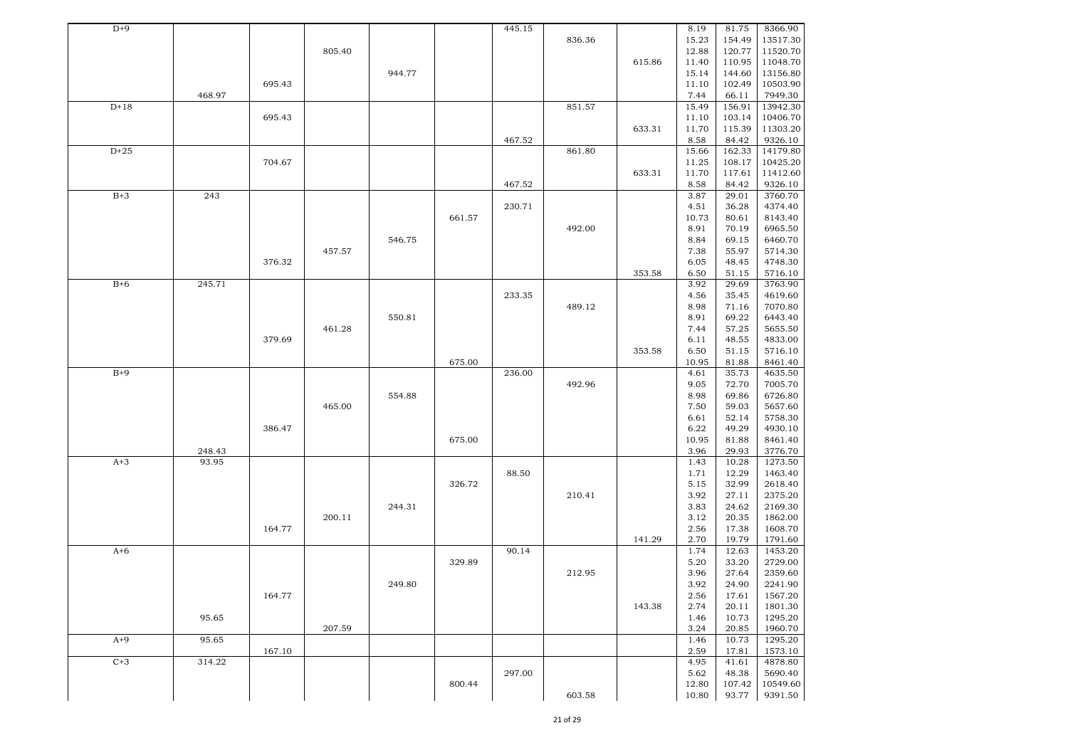| | | | | | | | | | | | |
|---|---|---|---|---|---|---|---|---|---|---|---|
| D+9 | | | | | | 445.15 | | | 8.19 | 81.75 | 8366.90 |
| | | | | | | | 836.36 | | 15.23 | 154.49 | 13517.30 |
| | | | 805.40 | | | | | | 12.88 | 120.77 | 11520.70 |
| | | | | | | | | 615.86 | 11.40 | 110.95 | 11048.70 |
| | | | | 944.77 | | | | | 15.14 | 144.60 | 13156.80 |
| | | 695.43 | | | | | | | 11.10 | 102.49 | 10503.90 |
| | 468.97 | | | | | | | | 7.44 | 66.11 | 7949.30 |
| D+18 | | | | | | | 851.57 | | 15.49 | 156.91 | 13942.30 |
| | | 695.43 | | | | | | | 11.10 | 103.14 | 10406.70 |
| | | | | | | | | 633.31 | 11.70 | 115.39 | 11303.20 |
| | | | | | | 467.52 | | | 8.58 | 84.42 | 9326.10 |
| D+25 | | | | | | | 861.80 | | 15.66 | 162.33 | 14179.80 |
| | | 704.67 | | | | | | | 11.25 | 108.17 | 10425.20 |
| | | | | | | | | 633.31 | 11.70 | 117.61 | 11412.60 |
| | | | | | | 467.52 | | | 8.58 | 84.42 | 9326.10 |
| B+3 | 243 | | | | | | | | 3.87 | 29.01 | 3760.70 |
| | | | | | | 230.71 | | | 4.51 | 36.28 | 4374.40 |
| | | | | | 661.57 | | | | 10.73 | 80.61 | 8143.40 |
| | | | | | | | 492.00 | | 8.91 | 70.19 | 6965.50 |
| | | | | 546.75 | | | | | 8.84 | 69.15 | 6460.70 |
| | | | 457.57 | | | | | | 7.38 | 55.97 | 5714.30 |
| | | 376.32 | | | | | | | 6.05 | 48.45 | 4748.30 |
| | | | | | | | | 353.58 | 6.50 | 51.15 | 5716.10 |
| B+6 | 245.71 | | | | | | | | 3.92 | 29.69 | 3763.90 |
| | | | | | | 233.35 | | | 4.56 | 35.45 | 4619.60 |
| | | | | | | | 489.12 | | 8.98 | 71.16 | 7070.80 |
| | | | | 550.81 | | | | | 8.91 | 69.22 | 6443.40 |
| | | | 461.28 | | | | | | 7.44 | 57.25 | 5655.50 |
| | | 379.69 | | | | | | | 6.11 | 48.55 | 4833.00 |
| | | | | | | | | 353.58 | 6.50 | 51.15 | 5716.10 |
| | | | | | 675.00 | | | | 10.95 | 81.88 | 8461.40 |
| B+9 | | | | | | 236.00 | | | 4.61 | 35.73 | 4635.50 |
| | | | | | | | 492.96 | | 9.05 | 72.70 | 7005.70 |
| | | | | 554.88 | | | | | 8.98 | 69.86 | 6726.80 |
| | | | 465.00 | | | | | | 7.50 | 59.03 | 5657.60 |
| | | | | | | | | | 6.61 | 52.14 | 5758.30 |
| | | 386.47 | | | | | | | 6.22 | 49.29 | 4930.10 |
| | | | | | 675.00 | | | | 10.95 | 81.88 | 8461.40 |
| | 248.43 | | | | | | | | 3.96 | 29.93 | 3776.70 |
| A+3 | 93.95 | | | | | | | | 1.43 | 10.28 | 1273.50 |
| | | | | | | 88.50 | | | 1.71 | 12.29 | 1463.40 |
| | | | | | 326.72 | | | | 5.15 | 32.99 | 2618.40 |
| | | | | | | | 210.41 | | 3.92 | 27.11 | 2375.20 |
| | | | | 244.31 | | | | | 3.83 | 24.62 | 2169.30 |
| | | | 200.11 | | | | | | 3.12 | 20.35 | 1862.00 |
| | | 164.77 | | | | | | | 2.56 | 17.38 | 1608.70 |
| | | | | | | | | 141.29 | 2.70 | 19.79 | 1791.60 |
| A+6 | | | | | | 90.14 | | | 1.74 | 12.63 | 1453.20 |
| | | | | | 329.89 | | | | 5.20 | 33.20 | 2729.00 |
| | | | | | | | 212.95 | | 3.96 | 27.64 | 2359.60 |
| | | | | 249.80 | | | | | 3.92 | 24.90 | 2241.90 |
| | | 164.77 | | | | | | | 2.56 | 17.61 | 1567.20 |
| | | | | | | | | 143.38 | 2.74 | 20.11 | 1801.30 |
| | 95.65 | | | | | | | | 1.46 | 10.73 | 1295.20 |
| | | | 207.59 | | | | | | 3.24 | 20.85 | 1960.70 |
| A+9 | 95.65 | | | | | | | | 1.46 | 10.73 | 1295.20 |
| | | 167.10 | | | | | | | 2.59 | 17.81 | 1573.10 |
| C+3 | 314.22 | | | | | | | | 4.95 | 41.61 | 4878.80 |
| | | | | | | 297.00 | | | 5.62 | 48.38 | 5690.40 |
| | | | | | 800.44 | | | | 12.80 | 107.42 | 10549.60 |
| | | | | | | | 603.58 | | 10.80 | 93.77 | 9391.50 |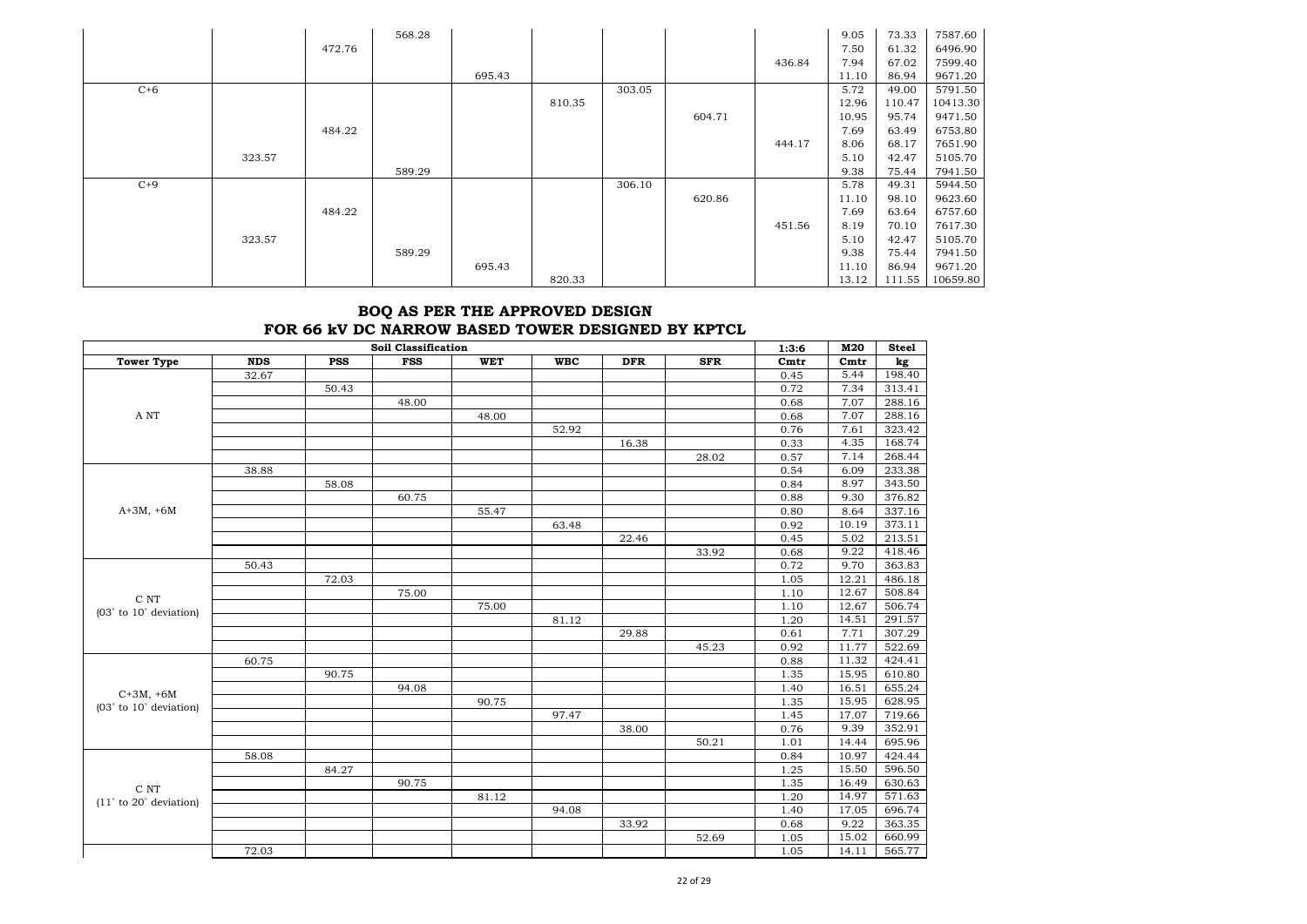| | | | | | | | | | | | |
|---|---|---|---|---|---|---|---|---|---|---|---|
| | | | 568.28 | | | | | | 9.05 | 73.33 | 7587.60 |
| | | 472.76 | | | | | | | 7.50 | 61.32 | 6496.90 |
| | | | | | | | | 436.84 | 7.94 | 67.02 | 7599.40 |
| | | | | 695.43 | | | | | 11.10 | 86.94 | 9671.20 |
| C+6 | | | | | | 303.05 | | | 5.72 | 49.00 | 5791.50 |
| | | | | | 810.35 | | | | 12.96 | 110.47 | 10413.30 |
| | | | | | | | 604.71 | | 10.95 | 95.74 | 9471.50 |
| | | 484.22 | | | | | | | 7.69 | 63.49 | 6753.80 |
| | | | | | | | | 444.17 | 8.06 | 68.17 | 7651.90 |
| | 323.57 | | | | | | | | 5.10 | 42.47 | 5105.70 |
| | | | 589.29 | | | | | | 9.38 | 75.44 | 7941.50 |
| C+9 | | | | | | 306.10 | | | 5.78 | 49.31 | 5944.50 |
| | | | | | | | 620.86 | | 11.10 | 98.10 | 9623.60 |
| | | 484.22 | | | | | | | 7.69 | 63.64 | 6757.60 |
| | | | | | | | | 451.56 | 8.19 | 70.10 | 7617.30 |
| | 323.57 | | | | | | | | 5.10 | 42.47 | 5105.70 |
| | | | 589.29 | | | | | | 9.38 | 75.44 | 7941.50 |
| | | | | 695.43 | | | | | 11.10 | 86.94 | 9671.20 |
| | | | | | 820.33 | | | | 13.12 | 111.55 | 10659.80 |

## BOQ AS PER THE APPROVED DESIGN
## FOR 66 kV DC NARROW BASED TOWER DESIGNED BY KPTCL

| | Soil Classification | | | | | | | 1:3:6 | M20 | Steel |
|---|---|---|---|---|---|---|---|---|---|---|
| **Tower Type** | **NDS** | **PSS** | **FSS** | **WET** | **WBC** | **DFR** | **SFR** | **Cmtr** | **Cmtr** | **kg** |
| A NT | 32.67 | | | | | | | 0.45 | 5.44 | 198.40 |
| | | 50.43 | | | | | | 0.72 | 7.34 | 313.41 |
| | | | 48.00 | | | | | 0.68 | 7.07 | 288.16 |
| | | | | 48.00 | | | | 0.68 | 7.07 | 288.16 |
| | | | | | 52.92 | | | 0.76 | 7.61 | 323.42 |
| | | | | | | 16.38 | | 0.33 | 4.35 | 168.74 |
| | | | | | | | 28.02 | 0.57 | 7.14 | 268.44 |
| A+3M, +6M | 38.88 | | | | | | | 0.54 | 6.09 | 233.38 |
| | | 58.08 | | | | | | 0.84 | 8.97 | 343.50 |
| | | | 60.75 | | | | | 0.88 | 9.30 | 376.82 |
| | | | | 55.47 | | | | 0.80 | 8.64 | 337.16 |
| | | | | | 63.48 | | | 0.92 | 10.19 | 373.11 |
| | | | | | | 22.46 | | 0.45 | 5.02 | 213.51 |
| | | | | | | | 33.92 | 0.68 | 9.22 | 418.46 |
| C NT (03° to 10° deviation) | 50.43 | | | | | | | 0.72 | 9.70 | 363.83 |
| | | 72.03 | | | | | | 1.05 | 12.21 | 486.18 |
| | | | 75.00 | | | | | 1.10 | 12.67 | 508.84 |
| | | | | 75.00 | | | | 1.10 | 12.67 | 506.74 |
| | | | | | 81.12 | | | 1.20 | 14.51 | 291.57 |
| | | | | | | 29.88 | | 0.61 | 7.71 | 307.29 |
| | | | | | | | 45.23 | 0.92 | 11.77 | 522.69 |
| C+3M, +6M (03° to 10° deviation) | 60.75 | | | | | | | 0.88 | 11.32 | 424.41 |
| | | 90.75 | | | | | | 1.35 | 15.95 | 610.80 |
| | | | 94.08 | | | | | 1.40 | 16.51 | 655.24 |
| | | | | 90.75 | | | | 1.35 | 15.95 | 628.95 |
| | | | | | 97.47 | | | 1.45 | 17.07 | 719.66 |
| | | | | | | 38.00 | | 0.76 | 9.39 | 352.91 |
| | | | | | | | 50.21 | 1.01 | 14.44 | 695.96 |
| C NT (11° to 20° deviation) | 58.08 | | | | | | | 0.84 | 10.97 | 424.44 |
| | | 84.27 | | | | | | 1.25 | 15.50 | 596.50 |
| | | | 90.75 | | | | | 1.35 | 16.49 | 630.63 |
| | | | | 81.12 | | | | 1.20 | 14.97 | 571.63 |
| | | | | | 94.08 | | | 1.40 | 17.05 | 696.74 |
| | | | | | | 33.92 | | 0.68 | 9.22 | 363.35 |
| | | | | | | | 52.69 | 1.05 | 15.02 | 660.99 |
| | 72.03 | | | | | | | 1.05 | 14.11 | 565.77 |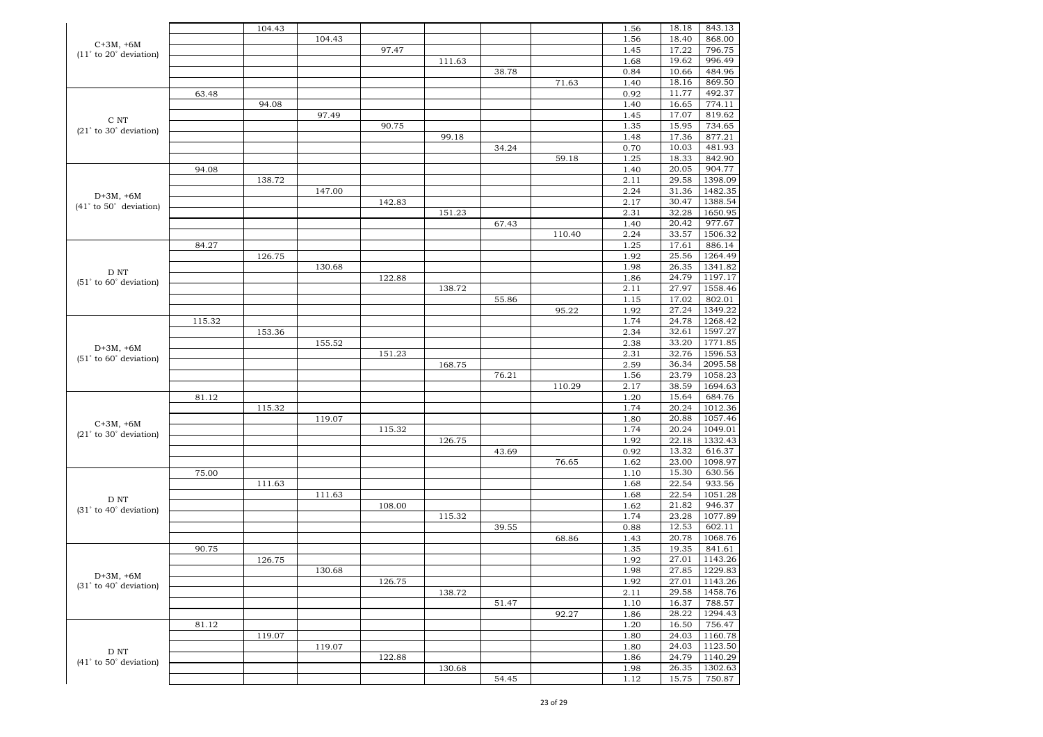| | | | | | | | | | | |
|---|---|---|---|---|---|---|---|---|---|---|
| C+3M, +6M (11˚ to 20˚ deviation) | | 104.43 | | | | | | 1.56 | 18.18 | 843.13 |
| | | | 104.43 | | | | | 1.56 | 18.40 | 868.00 |
| | | | | 97.47 | | | | 1.45 | 17.22 | 796.75 |
| | | | | | 111.63 | | | 1.68 | 19.62 | 996.49 |
| | | | | | | 38.78 | | 0.84 | 10.66 | 484.96 |
| | | | | | | | 71.63 | 1.40 | 18.16 | 869.50 |
| C NT (21˚ to 30˚ deviation) | 63.48 | | | | | | | 0.92 | 11.77 | 492.37 |
| | | 94.08 | | | | | | 1.40 | 16.65 | 774.11 |
| | | | 97.49 | | | | | 1.45 | 17.07 | 819.62 |
| | | | | 90.75 | | | | 1.35 | 15.95 | 734.65 |
| | | | | | 99.18 | | | 1.48 | 17.36 | 877.21 |
| | | | | | | 34.24 | | 0.70 | 10.03 | 481.93 |
| | | | | | | | 59.18 | 1.25 | 18.33 | 842.90 |
| D+3M, +6M (41˚ to 50˚ deviation) | 94.08 | | | | | | | 1.40 | 20.05 | 904.77 |
| | | 138.72 | | | | | | 2.11 | 29.58 | 1398.09 |
| | | | 147.00 | | | | | 2.24 | 31.36 | 1482.35 |
| | | | | 142.83 | | | | 2.17 | 30.47 | 1388.54 |
| | | | | | 151.23 | | | 2.31 | 32.28 | 1650.95 |
| | | | | | | 67.43 | | 1.40 | 20.42 | 977.67 |
| | | | | | | | 110.40 | 2.24 | 33.57 | 1506.32 |
| D NT (51˚ to 60˚ deviation) | 84.27 | | | | | | | 1.25 | 17.61 | 886.14 |
| | | 126.75 | | | | | | 1.92 | 25.56 | 1264.49 |
| | | | 130.68 | | | | | 1.98 | 26.35 | 1341.82 |
| | | | | 122.88 | | | | 1.86 | 24.79 | 1197.17 |
| | | | | | 138.72 | | | 2.11 | 27.97 | 1558.46 |
| | | | | | | 55.86 | | 1.15 | 17.02 | 802.01 |
| | | | | | | | 95.22 | 1.92 | 27.24 | 1349.22 |
| D+3M, +6M (51˚ to 60˚ deviation) | 115.32 | | | | | | | 1.74 | 24.78 | 1268.42 |
| | | 153.36 | | | | | | 2.34 | 32.61 | 1597.27 |
| | | | 155.52 | | | | | 2.38 | 33.20 | 1771.85 |
| | | | | 151.23 | | | | 2.31 | 32.76 | 1596.53 |
| | | | | | 168.75 | | | 2.59 | 36.34 | 2095.58 |
| | | | | | | 76.21 | | 1.56 | 23.79 | 1058.23 |
| | | | | | | | 110.29 | 2.17 | 38.59 | 1694.63 |
| C+3M, +6M (21˚ to 30˚ deviation) | 81.12 | | | | | | | 1.20 | 15.64 | 684.76 |
| | | 115.32 | | | | | | 1.74 | 20.24 | 1012.36 |
| | | | 119.07 | | | | | 1.80 | 20.88 | 1057.46 |
| | | | | 115.32 | | | | 1.74 | 20.24 | 1049.01 |
| | | | | | 126.75 | | | 1.92 | 22.18 | 1332.43 |
| | | | | | | 43.69 | | 0.92 | 13.32 | 616.37 |
| | | | | | | | 76.65 | 1.62 | 23.00 | 1098.97 |
| D NT (31˚ to 40˚ deviation) | 75.00 | | | | | | | 1.10 | 15.30 | 630.56 |
| | | 111.63 | | | | | | 1.68 | 22.54 | 933.56 |
| | | | 111.63 | | | | | 1.68 | 22.54 | 1051.28 |
| | | | | 108.00 | | | | 1.62 | 21.82 | 946.37 |
| | | | | | 115.32 | | | 1.74 | 23.28 | 1077.89 |
| | | | | | | 39.55 | | 0.88 | 12.53 | 602.11 |
| | | | | | | | 68.86 | 1.43 | 20.78 | 1068.76 |
| D+3M, +6M (31˚ to 40˚ deviation) | 90.75 | | | | | | | 1.35 | 19.35 | 841.61 |
| | | 126.75 | | | | | | 1.92 | 27.01 | 1143.26 |
| | | | 130.68 | | | | | 1.98 | 27.85 | 1229.83 |
| | | | | 126.75 | | | | 1.92 | 27.01 | 1143.26 |
| | | | | | 138.72 | | | 2.11 | 29.58 | 1458.76 |
| | | | | | | 51.47 | | 1.10 | 16.37 | 788.57 |
| | | | | | | | 92.27 | 1.86 | 28.22 | 1294.43 |
| D NT (41˚ to 50˚ deviation) | 81.12 | | | | | | | 1.20 | 16.50 | 756.47 |
| | | 119.07 | | | | | | 1.80 | 24.03 | 1160.78 |
| | | | 119.07 | | | | | 1.80 | 24.03 | 1123.50 |
| | | | | 122.88 | | | | 1.86 | 24.79 | 1140.29 |
| | | | | | 130.68 | | | 1.98 | 26.35 | 1302.63 |
| | | | | | | 54.45 | | 1.12 | 15.75 | 750.87 |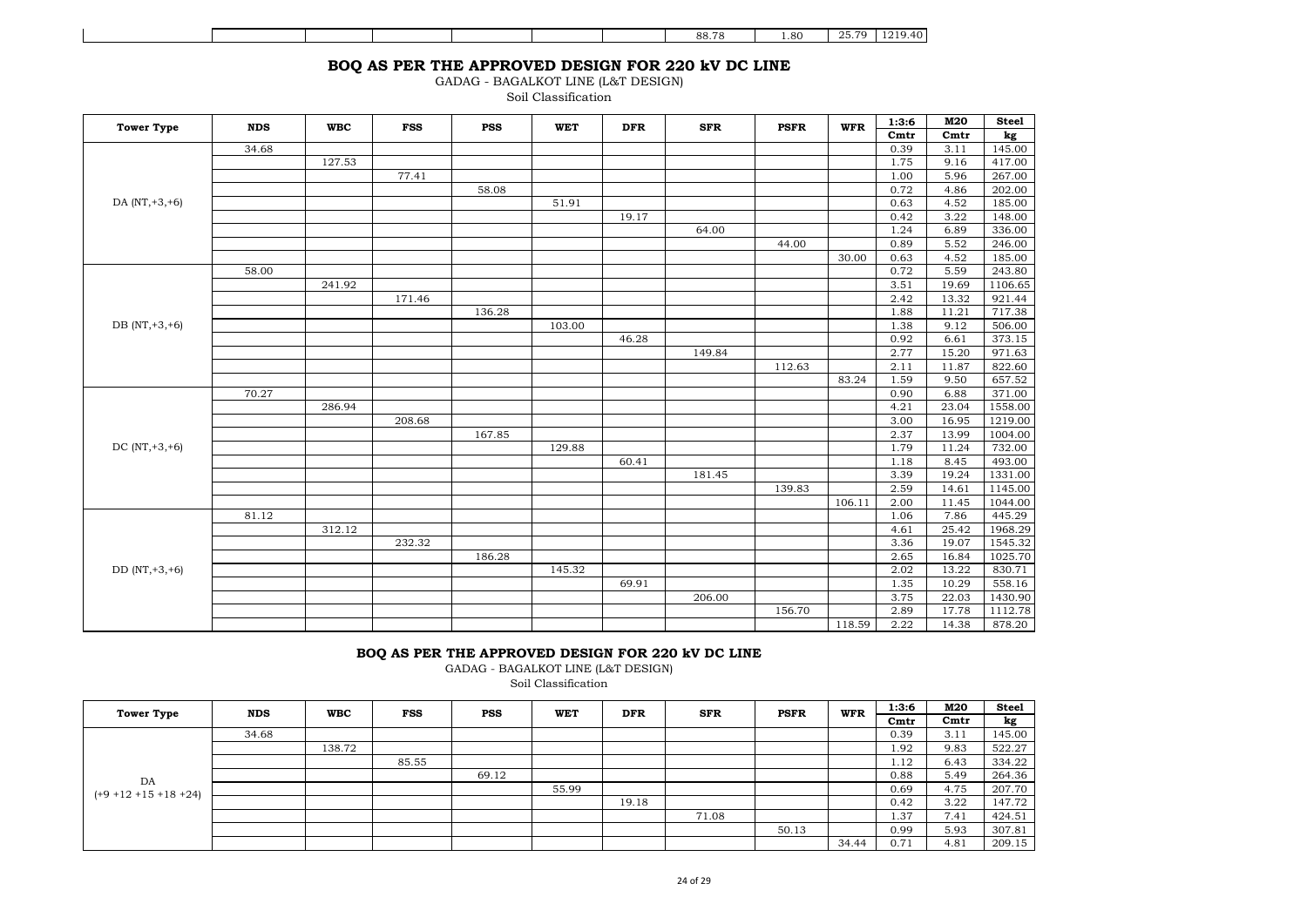| | | | | | | | 88.78 | 1.80 | 25.79 | 1219.40 |
|---|---|---|---|---|---|---|---|---|---|---|

## BOQ AS PER THE APPROVED DESIGN FOR 220 kV DC LINE

GADAG - BAGALKOT LINE (L&T DESIGN)

Soil Classification

| Tower Type | NDS | WBC | FSS | PSS | WET | DFR | SFR | PSFR | WFR | 1:3:6 Cmtr | M20 Cmtr | Steel kg |
|---|---|---|---|---|---|---|---|---|---|---|---|---|
| DA (NT,+3,+6) | 34.68 | | | | | | | | | 0.39 | 3.11 | 145.00 |
| | | 127.53 | | | | | | | | 1.75 | 9.16 | 417.00 |
| | | | 77.41 | | | | | | | 1.00 | 5.96 | 267.00 |
| | | | | 58.08 | | | | | | 0.72 | 4.86 | 202.00 |
| | | | | | 51.91 | | | | | 0.63 | 4.52 | 185.00 |
| | | | | | | 19.17 | | | | 0.42 | 3.22 | 148.00 |
| | | | | | | | 64.00 | | | 1.24 | 6.89 | 336.00 |
| | | | | | | | | 44.00 | | 0.89 | 5.52 | 246.00 |
| | | | | | | | | | 30.00 | 0.63 | 4.52 | 185.00 |
| DB (NT,+3,+6) | 58.00 | | | | | | | | | 0.72 | 5.59 | 243.80 |
| | | 241.92 | | | | | | | | 3.51 | 19.69 | 1106.65 |
| | | | 171.46 | | | | | | | 2.42 | 13.32 | 921.44 |
| | | | | 136.28 | | | | | | 1.88 | 11.21 | 717.38 |
| | | | | | 103.00 | | | | | 1.38 | 9.12 | 506.00 |
| | | | | | | 46.28 | | | | 0.92 | 6.61 | 373.15 |
| | | | | | | | 149.84 | | | 2.77 | 15.20 | 971.63 |
| | | | | | | | | 112.63 | | 2.11 | 11.87 | 822.60 |
| | | | | | | | | | 83.24 | 1.59 | 9.50 | 657.52 |
| DC (NT,+3,+6) | 70.27 | | | | | | | | | 0.90 | 6.88 | 371.00 |
| | | 286.94 | | | | | | | | 4.21 | 23.04 | 1558.00 |
| | | | 208.68 | | | | | | | 3.00 | 16.95 | 1219.00 |
| | | | | 167.85 | | | | | | 2.37 | 13.99 | 1004.00 |
| | | | | | 129.88 | | | | | 1.79 | 11.24 | 732.00 |
| | | | | | | 60.41 | | | | 1.18 | 8.45 | 493.00 |
| | | | | | | | 181.45 | | | 3.39 | 19.24 | 1331.00 |
| | | | | | | | | 139.83 | | 2.59 | 14.61 | 1145.00 |
| | | | | | | | | | 106.11 | 2.00 | 11.45 | 1044.00 |
| DD (NT,+3,+6) | 81.12 | | | | | | | | | 1.06 | 7.86 | 445.29 |
| | | 312.12 | | | | | | | | 4.61 | 25.42 | 1968.29 |
| | | | 232.32 | | | | | | | 3.36 | 19.07 | 1545.32 |
| | | | | 186.28 | | | | | | 2.65 | 16.84 | 1025.70 |
| | | | | | 145.32 | | | | | 2.02 | 13.22 | 830.71 |
| | | | | | | 69.91 | | | | 1.35 | 10.29 | 558.16 |
| | | | | | | | 206.00 | | | 3.75 | 22.03 | 1430.90 |
| | | | | | | | | 156.70 | | 2.89 | 17.78 | 1112.78 |
| | | | | | | | | | 118.59 | 2.22 | 14.38 | 878.20 |

## BOQ AS PER THE APPROVED DESIGN FOR 220 kV DC LINE

GADAG - BAGALKOT LINE (L&T DESIGN)

Soil Classification

| Tower Type | NDS | WBC | FSS | PSS | WET | DFR | SFR | PSFR | WFR | 1:3:6 Cmtr | M20 Cmtr | Steel kg |
|---|---|---|---|---|---|---|---|---|---|---|---|---|
| DA (+9 +12 +15 +18 +24) | 34.68 | | | | | | | | | 0.39 | 3.11 | 145.00 |
| | | 138.72 | | | | | | | | 1.92 | 9.83 | 522.27 |
| | | | 85.55 | | | | | | | 1.12 | 6.43 | 334.22 |
| | | | | 69.12 | | | | | | 0.88 | 5.49 | 264.36 |
| | | | | | 55.99 | | | | | 0.69 | 4.75 | 207.70 |
| | | | | | | 19.18 | | | | 0.42 | 3.22 | 147.72 |
| | | | | | | | 71.08 | | | 1.37 | 7.41 | 424.51 |
| | | | | | | | | 50.13 | | 0.99 | 5.93 | 307.81 |
| | | | | | | | | | 34.44 | 0.71 | 4.81 | 209.15 |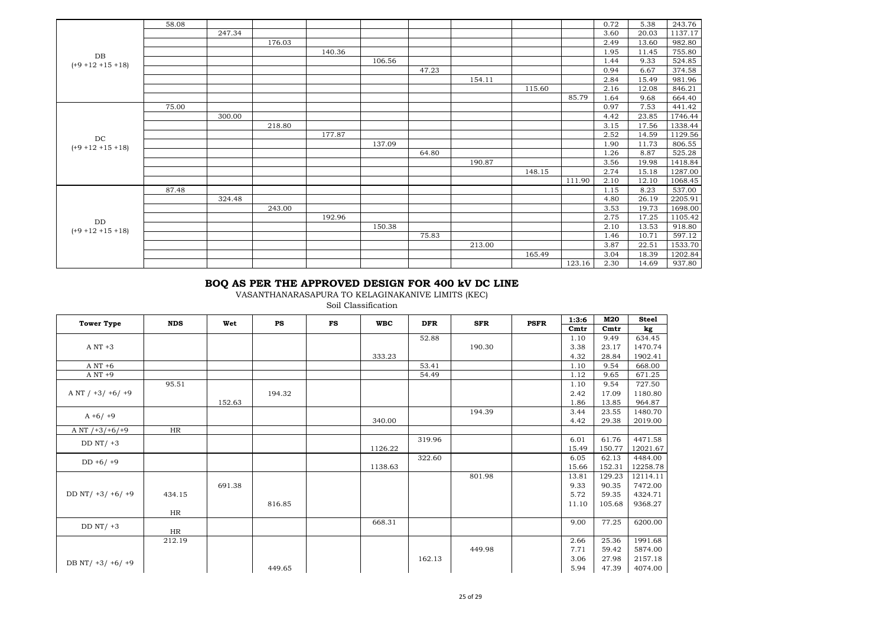| | | | | | | | | | | | | |
|---|---|---|---|---|---|---|---|---|---|---|---|---|
| DB (+9 +12 +15 +18) | 58.08 | | | | | | | | | 0.72 | 5.38 | 243.76 |
| | | 247.34 | | | | | | | | 3.60 | 20.03 | 1137.17 |
| | | | 176.03 | | | | | | | 2.49 | 13.60 | 982.80 |
| | | | | 140.36 | | | | | | 1.95 | 11.45 | 755.80 |
| | | | | | 106.56 | | | | | 1.44 | 9.33 | 524.85 |
| | | | | | | 47.23 | | | | 0.94 | 6.67 | 374.58 |
| | | | | | | | 154.11 | | | 2.84 | 15.49 | 981.96 |
| | | | | | | | | 115.60 | | 2.16 | 12.08 | 846.21 |
| | | | | | | | | | 85.79 | 1.64 | 9.68 | 664.40 |
| DC (+9 +12 +15 +18) | 75.00 | | | | | | | | | 0.97 | 7.53 | 441.42 |
| | | 300.00 | | | | | | | | 4.42 | 23.85 | 1746.44 |
| | | | 218.80 | | | | | | | 3.15 | 17.56 | 1338.44 |
| | | | | 177.87 | | | | | | 2.52 | 14.59 | 1129.56 |
| | | | | | 137.09 | | | | | 1.90 | 11.73 | 806.55 |
| | | | | | | 64.80 | | | | 1.26 | 8.87 | 525.28 |
| | | | | | | | 190.87 | | | 3.56 | 19.98 | 1418.84 |
| | | | | | | | | 148.15 | | 2.74 | 15.18 | 1287.00 |
| | | | | | | | | | 111.90 | 2.10 | 12.10 | 1068.45 |
| DD (+9 +12 +15 +18) | 87.48 | | | | | | | | | 1.15 | 8.23 | 537.00 |
| | | 324.48 | | | | | | | | 4.80 | 26.19 | 2205.91 |
| | | | 243.00 | | | | | | | 3.53 | 19.73 | 1698.00 |
| | | | | 192.96 | | | | | | 2.75 | 17.25 | 1105.42 |
| | | | | | 150.38 | | | | | 2.10 | 13.53 | 918.80 |
| | | | | | | 75.83 | | | | 1.46 | 10.71 | 597.12 |
| | | | | | | | 213.00 | | | 3.87 | 22.51 | 1533.70 |
| | | | | | | | | 165.49 | | 3.04 | 18.39 | 1202.84 |
| | | | | | | | | | 123.16 | 2.30 | 14.69 | 937.80 |

## BOQ AS PER THE APPROVED DESIGN FOR 400 kV DC LINE

VASANTHANARASAPURA TO KELAGINAKANIVE LIMITS (KEC)

Soil Classification

| Tower Type | NDS | Wet | PS | FS | WBC | DFR | SFR | PSFR | 1:3:6 | M20 | Steel |
|---|---|---|---|---|---|---|---|---|---|---|---|
| | | | | | | | | | Cmtr | Cmtr | kg |
| A NT +3 | | | | | | 52.88 | | | 1.10 | 9.49 | 634.45 |
| | | | | | | | 190.30 | | 3.38 | 23.17 | 1470.74 |
| | | | | | 333.23 | | | | 4.32 | 28.84 | 1902.41 |
| A NT +6 | | | | | | 53.41 | | | 1.10 | 9.54 | 668.00 |
| A NT +9 | | | | | | 54.49 | | | 1.12 | 9.65 | 671.25 |
| A NT / +3/ +6/ +9 | 95.51 | | | | | | | | 1.10 | 9.54 | 727.50 |
| | | | 194.32 | | | | | | 2.42 | 17.09 | 1180.80 |
| | | 152.63 | | | | | | | 1.86 | 13.85 | 964.87 |
| A +6/ +9 | | | | | | | 194.39 | | 3.44 | 23.55 | 1480.70 |
| | | | | | 340.00 | | | | 4.42 | 29.38 | 2019.00 |
| A NT /+3/+6/+9 | HR | | | | | | | | | | |
| DD NT/ +3 | | | | | | 319.96 | | | 6.01 | 61.76 | 4471.58 |
| | | | | | 1126.22 | | | | 15.49 | 150.77 | 12021.67 |
| DD +6/ +9 | | | | | | 322.60 | | | 6.05 | 62.13 | 4484.00 |
| | | | | | 1138.63 | | | | 15.66 | 152.31 | 12258.78 |
| DD NT/ +3/ +6/ +9 | | | | | | | 801.98 | | 13.81 | 129.23 | 12114.11 |
| | | 691.38 | | | | | | | 9.33 | 90.35 | 7472.00 |
| | 434.15 | | | | | | | | 5.72 | 59.35 | 4324.71 |
| | | | 816.85 | | | | | | 11.10 | 105.68 | 9368.27 |
| | HR | | | | | | | | | | |
| DD NT/ +3 | | | | | 668.31 | | | | 9.00 | 77.25 | 6200.00 |
| | HR | | | | | | | | | | |
| DB NT/ +3/ +6/ +9 | 212.19 | | | | | | | | 2.66 | 25.36 | 1991.68 |
| | | | | | | | 449.98 | | 7.71 | 59.42 | 5874.00 |
| | | | | | | 162.13 | | | 3.06 | 27.98 | 2157.18 |
| | | | 449.65 | | | | | | 5.94 | 47.39 | 4074.00 |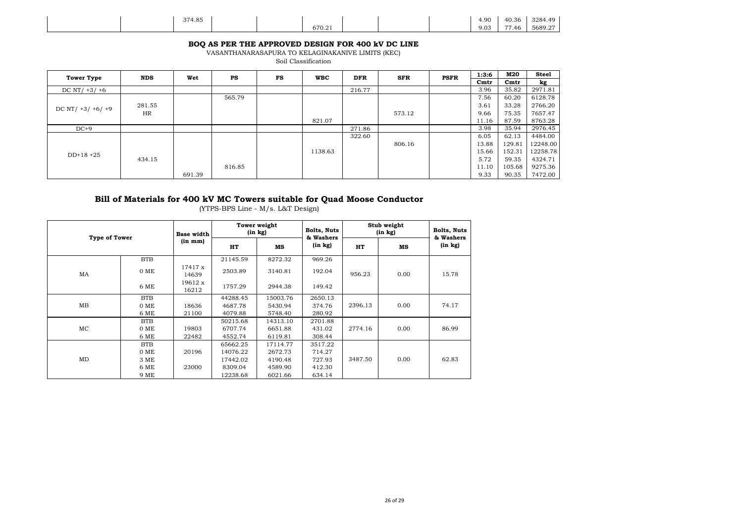| | | | | | | | | | | | |
|---|---|---|---|---|---|---|---|---|---|---|---|
| | | 374.85 | | | | | | | 4.90 | 40.36 | 3284.49 |
| | | | | | 670.21 | | | | 9.03 | 77.46 | 5689.27 |

## BOQ AS PER THE APPROVED DESIGN FOR 400 kV DC LINE

VASANTHANARASAPURA TO KELAGINAKANIVE LIMITS (KEC)

Soil Classification

| Tower Type | NDS | Wet | PS | FS | WBC | DFR | SFR | PSFR | 1:3:6 | M20 | Steel |
|---|---|---|---|---|---|---|---|---|---|---|---|
| | | | | | | | | | Cmtr | Cmtr | kg |
| DC NT/ +3/ +6 | | | | | | 216.77 | | | 3.96 | 35.82 | 2971.81 |
| DC NT/ +3/ +6/ +9 | | | 565.79 | | | | | | 7.56 | 60.20 | 6128.78 |
| | 281.55 HR | | | | | | | | 3.61 | 33.28 | 2766.20 |
| | | | | | | | 573.12 | | 9.66 | 75.35 | 7657.47 |
| | | | | | 821.07 | | | | 11.16 | 87.59 | 8763.28 |
| DC+9 | | | | | | 271.86 | | | 3.98 | 35.94 | 2976.45 |
| DD+18 +25 | | | | | | 322.60 | | | 6.05 | 62.13 | 4484.00 |
| | | | | | | | 806.16 | | 13.88 | 129.81 | 12248.00 |
| | | | | | 1138.63 | | | | 15.66 | 152.31 | 12258.78 |
| | 434.15 | | | | | | | | 5.72 | 59.35 | 4324.71 |
| | | | 816.85 | | | | | | 11.10 | 105.68 | 9275.36 |
| | | 691.39 | | | | | | | 9.33 | 90.35 | 7472.00 |

## Bill of Materials for 400 kV MC Towers suitable for Quad Moose Conductor

(YTPS-BPS Line - M/s. L&T Design)

| Type of Tower | | Base width (in mm) | Tower weight (in kg) | | Bolts, Nuts & Washers (in kg) | Stub weight (in kg) | | Bolts, Nuts & Washers (in kg) |
|---|---|---|---|---|---|---|---|---|
| | | | HT | MS | | HT | MS | |
| MA | BTB | | 21145.59 | 8272.32 | 969.26 | 956.23 | 0.00 | 15.78 |
| | 0 ME | 17417 x 14639 | 2503.89 | 3140.81 | 192.04 | | | |
| | 6 ME | 19612 x 16212 | 1757.29 | 2944.38 | 149.42 | | | |
| MB | BTB | | 44288.45 | 15003.76 | 2650.13 | 2396.13 | 0.00 | 74.17 |
| | 0 ME | 18636 | 4687.78 | 5430.94 | 374.76 | | | |
| | 6 ME | 21100 | 4079.88 | 5748.40 | 280.92 | | | |
| MC | BTB | | 50215.68 | 14313.10 | 2701.88 | 2774.16 | 0.00 | 86.99 |
| | 0 ME | 19803 | 6707.74 | 6651.88 | 431.02 | | | |
| | 6 ME | 22482 | 4552.74 | 6119.81 | 308.44 | | | |
| MD | BTB | | 65662.25 | 17114.77 | 3517.22 | 3487.50 | 0.00 | 62.83 |
| | 0 ME | 20196 | 14076.22 | 2672.73 | 714.27 | | | |
| | 3 ME | | 17442.02 | 4190.48 | 727.93 | | | |
| | 6 ME | 23000 | 8309.04 | 4589.90 | 412.30 | | | |
| | 9 ME | | 12238.68 | 6021.66 | 634.14 | | | |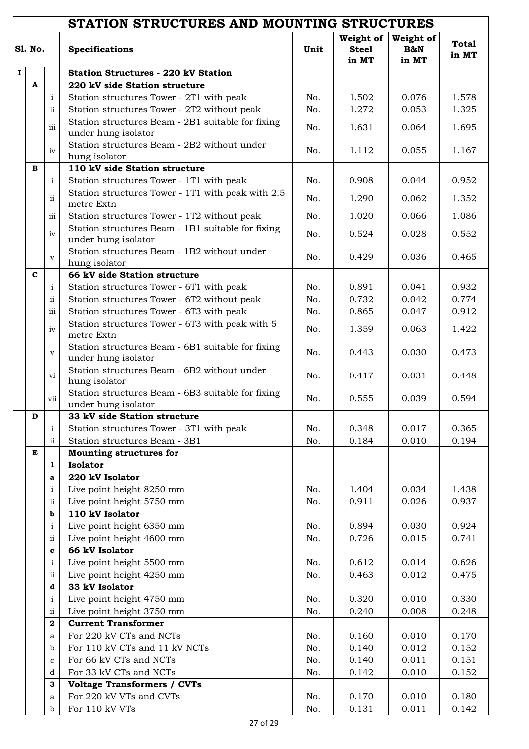# STATION STRUCTURES AND MOUNTING STRUCTURES

| Sl. No. | | | Specifications | Unit | Weight of Steel in MT | Weight of B&N in MT | Total in MT |
|---|---|---|---|---|---|---|---|
| I | | | **Station Structures - 220 kV Station** | | | | |
| | A | | **220 kV side Station structure** | | | | |
| | | i | Station structures Tower - 2T1 with peak | No. | 1.502 | 0.076 | 1.578 |
| | | ii | Station structures Tower - 2T2 without peak | No. | 1.272 | 0.053 | 1.325 |
| | | iii | Station structures Beam - 2B1 suitable for fixing under hung isolator | No. | 1.631 | 0.064 | 1.695 |
| | | iv | Station structures Beam - 2B2 without under hung isolator | No. | 1.112 | 0.055 | 1.167 |
| | B | | **110 kV side Station structure** | | | | |
| | | i | Station structures Tower - 1T1 with peak | No. | 0.908 | 0.044 | 0.952 |
| | | ii | Station structures Tower - 1T1 with peak with 2.5 metre Extn | No. | 1.290 | 0.062 | 1.352 |
| | | iii | Station structures Tower - 1T2 without peak | No. | 1.020 | 0.066 | 1.086 |
| | | iv | Station structures Beam - 1B1 suitable for fixing under hung isolator | No. | 0.524 | 0.028 | 0.552 |
| | | v | Station structures Beam - 1B2 without under hung isolator | No. | 0.429 | 0.036 | 0.465 |
| | C | | **66 kV side Station structure** | | | | |
| | | i | Station structures Tower - 6T1 with peak | No. | 0.891 | 0.041 | 0.932 |
| | | ii | Station structures Tower - 6T2 without peak | No. | 0.732 | 0.042 | 0.774 |
| | | iii | Station structures Tower - 6T3 with peak | No. | 0.865 | 0.047 | 0.912 |
| | | iv | Station structures Tower - 6T3 with peak with 5 metre Extn | No. | 1.359 | 0.063 | 1.422 |
| | | v | Station structures Beam - 6B1 suitable for fixing under hung isolator | No. | 0.443 | 0.030 | 0.473 |
| | | vi | Station structures Beam - 6B2 without under hung isolator | No. | 0.417 | 0.031 | 0.448 |
| | | vii | Station structures Beam - 6B3 suitable for fixing under hung isolator | No. | 0.555 | 0.039 | 0.594 |
| | D | | **33 kV side Station structure** | | | | |
| | | i | Station structures Tower - 3T1 with peak | No. | 0.348 | 0.017 | 0.365 |
| | | ii | Station structures Beam - 3B1 | No. | 0.184 | 0.010 | 0.194 |
| | E | | **Mounting structures for** | | | | |
| | | **1** | **Isolator** | | | | |
| | | **a** | **220 kV Isolator** | | | | |
| | | i | Live point height 8250 mm | No. | 1.404 | 0.034 | 1.438 |
| | | ii | Live point height 5750 mm | No. | 0.911 | 0.026 | 0.937 |
| | | **b** | **110 kV Isolator** | | | | |
| | | i | Live point height 6350 mm | No. | 0.894 | 0.030 | 0.924 |
| | | ii | Live point height 4600 mm | No. | 0.726 | 0.015 | 0.741 |
| | | **c** | **66 kV Isolator** | | | | |
| | | i | Live point height 5500 mm | No. | 0.612 | 0.014 | 0.626 |
| | | ii | Live point height 4250 mm | No. | 0.463 | 0.012 | 0.475 |
| | | **d** | **33 kV Isolator** | | | | |
| | | i | Live point height 4750 mm | No. | 0.320 | 0.010 | 0.330 |
| | | ii | Live point height 3750 mm | No. | 0.240 | 0.008 | 0.248 |
| | | **2** | **Current Transformer** | | | | |
| | | a | For 220 kV CTs and NCTs | No. | 0.160 | 0.010 | 0.170 |
| | | b | For 110 kV CTs and 11 kV NCTs | No. | 0.140 | 0.012 | 0.152 |
| | | c | For 66 kV CTs and NCTs | No. | 0.140 | 0.011 | 0.151 |
| | | d | For 33 kV CTs and NCTs | No. | 0.142 | 0.010 | 0.152 |
| | | **3** | **Voltage Transformers / CVTs** | | | | |
| | | a | For 220 kV VTs and CVTs | No. | 0.170 | 0.010 | 0.180 |
| | | b | For 110 kV VTs | No. | 0.131 | 0.011 | 0.142 |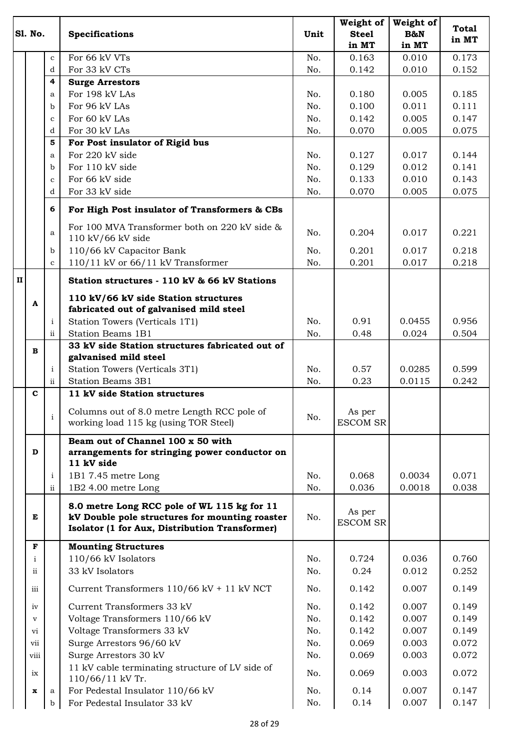| Sl. No. | | | Specifications | Unit | Weight of Steel in MT | Weight of B&N in MT | Total in MT |
|---|---|---|---|---|---|---|---|
| | | c | For 66 kV VTs | No. | 0.163 | 0.010 | 0.173 |
| | | d | For 33 kV CTs | No. | 0.142 | 0.010 | 0.152 |
| | | **4** | **Surge Arrestors** | | | | |
| | | a | For 198 kV LAs | No. | 0.180 | 0.005 | 0.185 |
| | | b | For 96 kV LAs | No. | 0.100 | 0.011 | 0.111 |
| | | c | For 60 kV LAs | No. | 0.142 | 0.005 | 0.147 |
| | | d | For 30 kV LAs | No. | 0.070 | 0.005 | 0.075 |
| | | **5** | **For Post insulator of Rigid bus** | | | | |
| | | a | For 220 kV side | No. | 0.127 | 0.017 | 0.144 |
| | | b | For 110 kV side | No. | 0.129 | 0.012 | 0.141 |
| | | c | For 66 kV side | No. | 0.133 | 0.010 | 0.143 |
| | | d | For 33 kV side | No. | 0.070 | 0.005 | 0.075 |
| | | **6** | **For High Post insulator of Transformers & CBs** | | | | |
| | | a | For 100 MVA Transformer both on 220 kV side & 110 kV/66 kV side | No. | 0.204 | 0.017 | 0.221 |
| | | b | 110/66 kV Capacitor Bank | No. | 0.201 | 0.017 | 0.218 |
| | | c | 110/11 kV or 66/11 kV Transformer | No. | 0.201 | 0.017 | 0.218 |
| **II** | | | **Station structures - 110 kV & 66 kV Stations** | | | | |
| | **A** | | **110 kV/66 kV side Station structures fabricated out of galvanised mild steel** | | | | |
| | | i | Station Towers (Verticals 1T1) | No. | 0.91 | 0.0455 | 0.956 |
| | | ii | Station Beams 1B1 | No. | 0.48 | 0.024 | 0.504 |
| | **B** | | **33 kV side Station structures fabricated out of galvanised mild steel** | | | | |
| | | i | Station Towers (Verticals 3T1) | No. | 0.57 | 0.0285 | 0.599 |
| | | ii | Station Beams 3B1 | No. | 0.23 | 0.0115 | 0.242 |
| | **C** | | **11 kV side Station structures** | | | | |
| | | i | Columns out of 8.0 metre Length RCC pole of working load 115 kg (using TOR Steel) | No. | As per ESCOM SR | | |
| | **D** | | **Beam out of Channel 100 x 50 with arrangements for stringing power conductor on 11 kV side** | | | | |
| | | i | 1B1 7.45 metre Long | No. | 0.068 | 0.0034 | 0.071 |
| | | ii | 1B2 4.00 metre Long | No. | 0.036 | 0.0018 | 0.038 |
| | **E** | | **8.0 metre Long RCC pole of WL 115 kg for 11 kV Double pole structures for mounting roaster Isolator (1 for Aux, Distribution Transformer)** | No. | As per ESCOM SR | | |
| | **F** | | **Mounting Structures** | | | | |
| | i | | 110/66 kV Isolators | No. | 0.724 | 0.036 | 0.760 |
| | ii | | 33 kV Isolators | No. | 0.24 | 0.012 | 0.252 |
| | iii | | Current Transformers 110/66 kV + 11 kV NCT | No. | 0.142 | 0.007 | 0.149 |
| | iv | | Current Transformers 33 kV | No. | 0.142 | 0.007 | 0.149 |
| | v | | Voltage Transformers 110/66 kV | No. | 0.142 | 0.007 | 0.149 |
| | vi | | Voltage Transformers 33 kV | No. | 0.142 | 0.007 | 0.149 |
| | vii | | Surge Arrestors 96/60 kV | No. | 0.069 | 0.003 | 0.072 |
| | viii | | Surge Arrestors 30 kV | No. | 0.069 | 0.003 | 0.072 |
| | ix | | 11 kV cable terminating structure of LV side of 110/66/11 kV Tr. | No. | 0.069 | 0.003 | 0.072 |
| | **x** | a | For Pedestal Insulator 110/66 kV | No. | 0.14 | 0.007 | 0.147 |
| | | b | For Pedestal Insulator 33 kV | No. | 0.14 | 0.007 | 0.147 |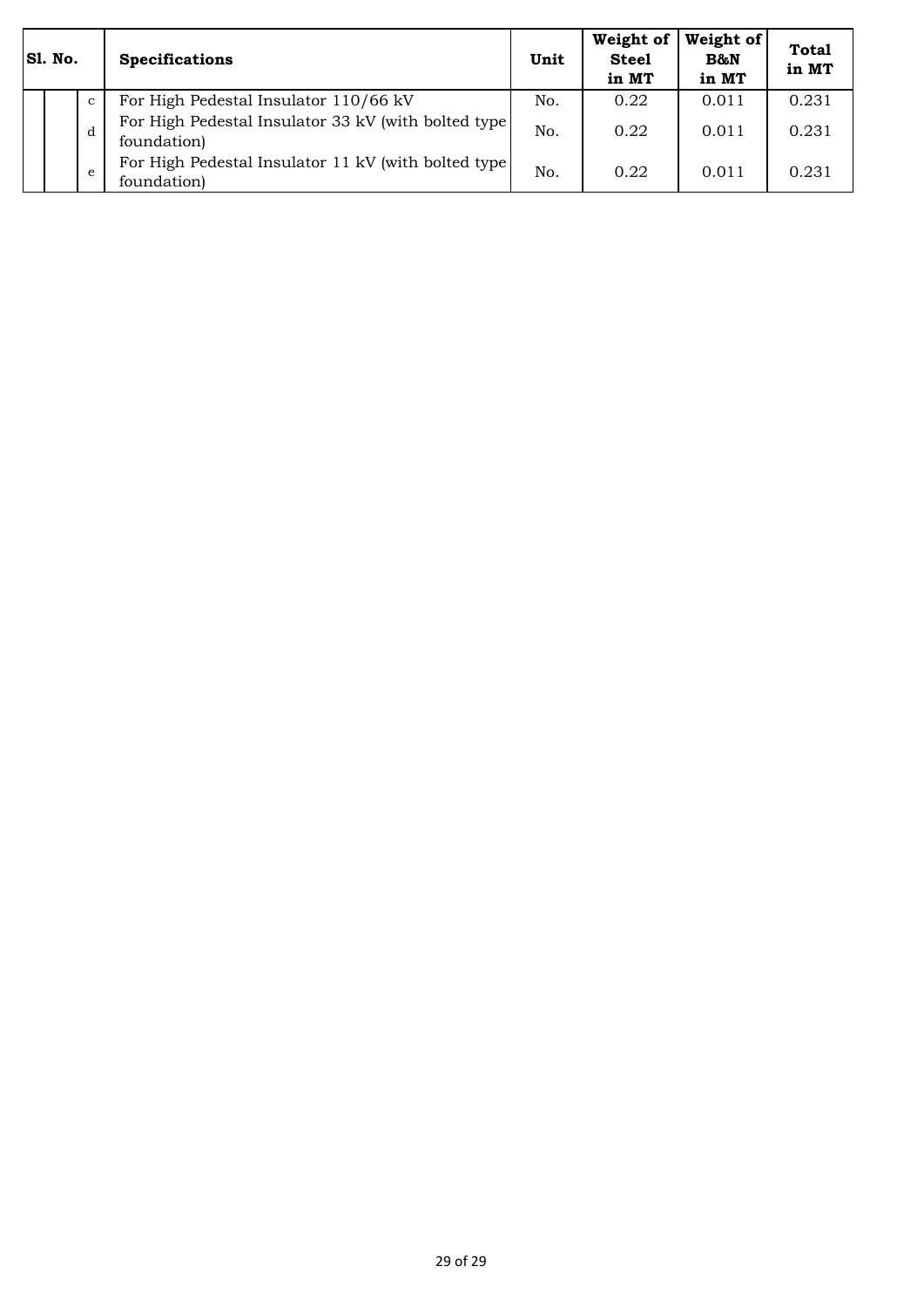| Sl. No. | | | Specifications | Unit | Weight of Steel in MT | Weight of B&N in MT | Total in MT |
|---|---|---|---|---|---|---|---|
| | | c | For High Pedestal Insulator 110/66 kV | No. | 0.22 | 0.011 | 0.231 |
| | | d | For High Pedestal Insulator 33 kV (with bolted type foundation) | No. | 0.22 | 0.011 | 0.231 |
| | | e | For High Pedestal Insulator 11 kV (with bolted type foundation) | No. | 0.22 | 0.011 | 0.231 |